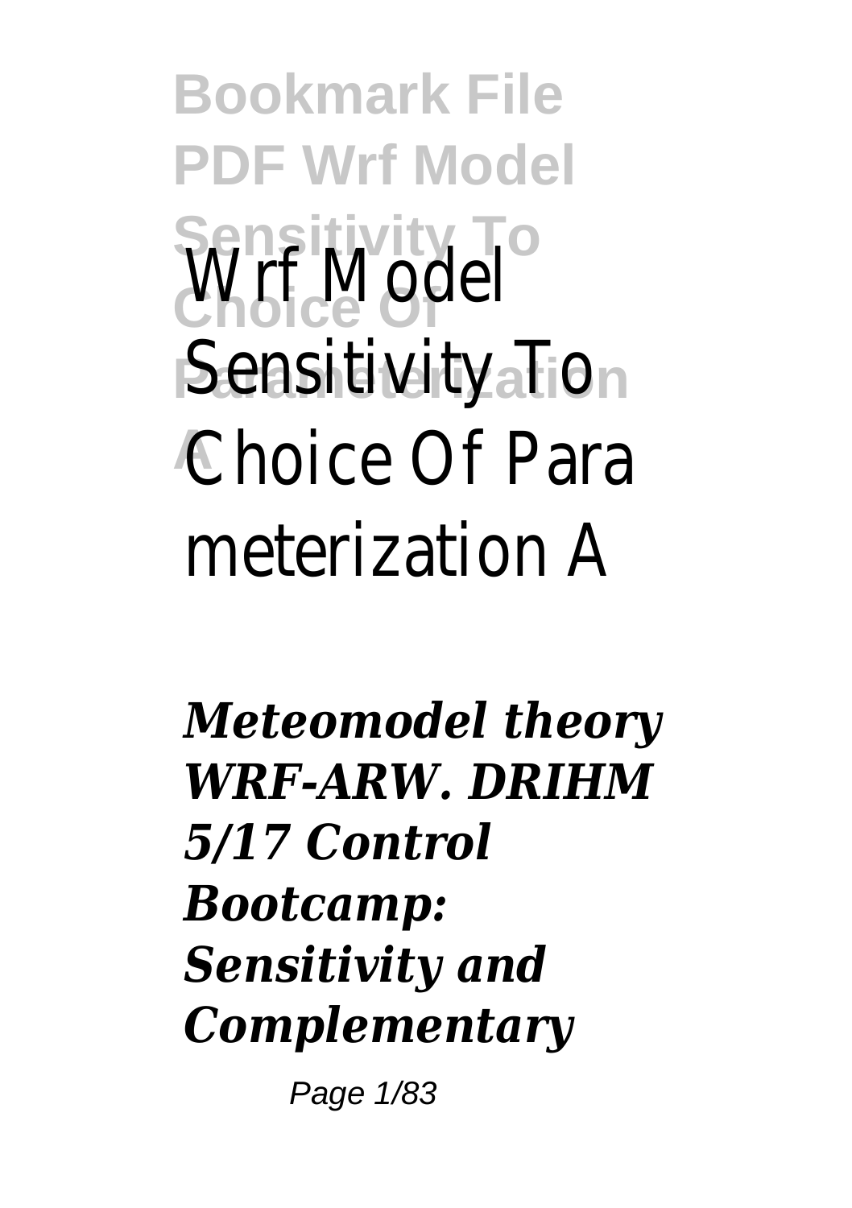# Wrf Model Sensitivity To Choice Of Parameterization A

***Meteomodel theory WRF-ARW. DRIHM 5/17 Control Bootcamp: Sensitivity and Complementary***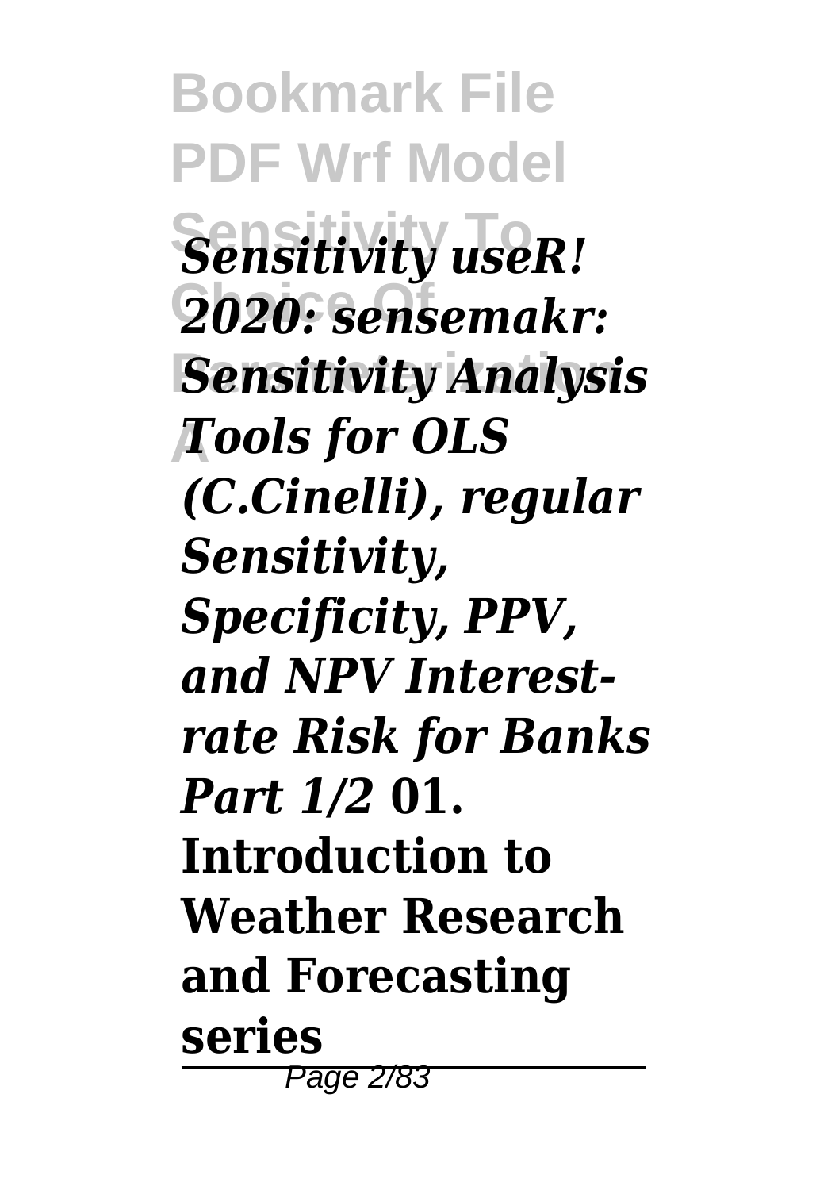*Sensitivity useR! 2020: sensemakr: Sensitivity Analysis Tools for OLS (C.Cinelli), regular Sensitivity, Specificity, PPV, and NPV Interest-rate Risk for Banks Part 1/2* **01. Introduction to Weather Research and Forecasting series**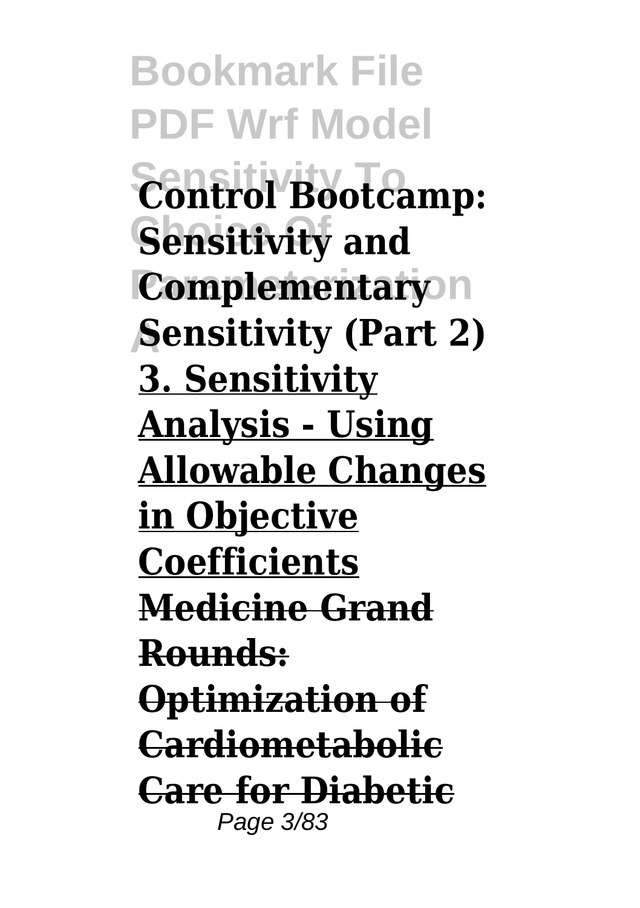**Control Bootcamp: Sensitivity and Complementary Sensitivity (Part 2)**

**3. Sensitivity Analysis - Using Allowable Changes in Objective Coefficients**

**~~Medicine Grand Rounds: Optimization of Cardiometabolic Care for Diabetic~~**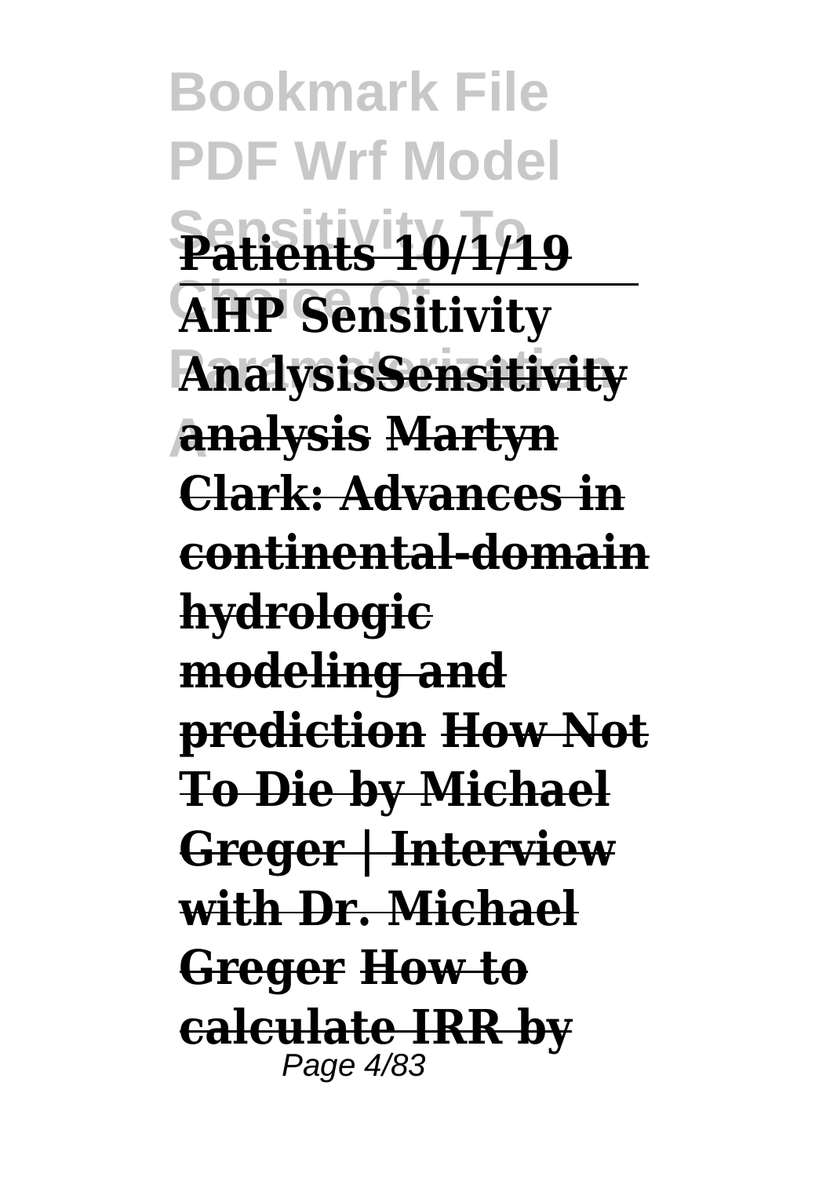**Patients 10/1/19**

**AHP Sensitivity AnalysisSensitivity analysis Martyn Clark: Advances in continental-domain hydrologic modeling and prediction How Not To Die by Michael Greger | Interview with Dr. Michael Greger How to calculate IRR by**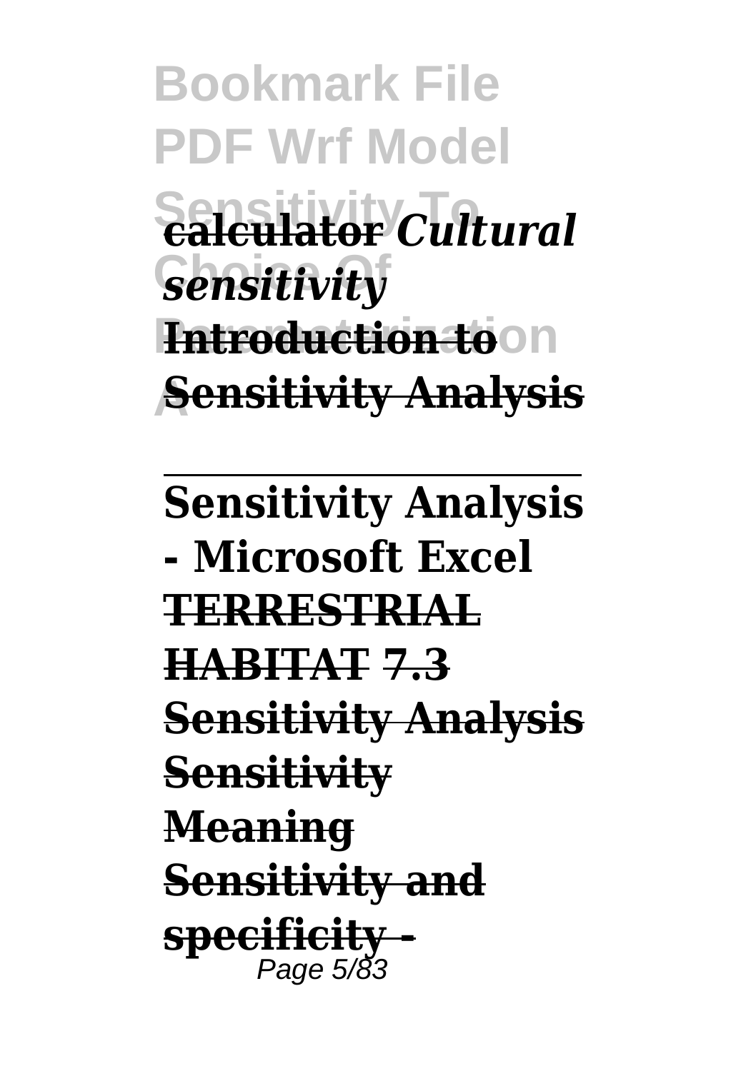**calculator** *Cultural sensitivity* **Introduction to Sensitivity Analysis**

---

**Sensitivity Analysis - Microsoft Excel** **TERRESTRIAL HABITAT** **7.3 Sensitivity Analysis** **Sensitivity Meaning** **Sensitivity and specificity -**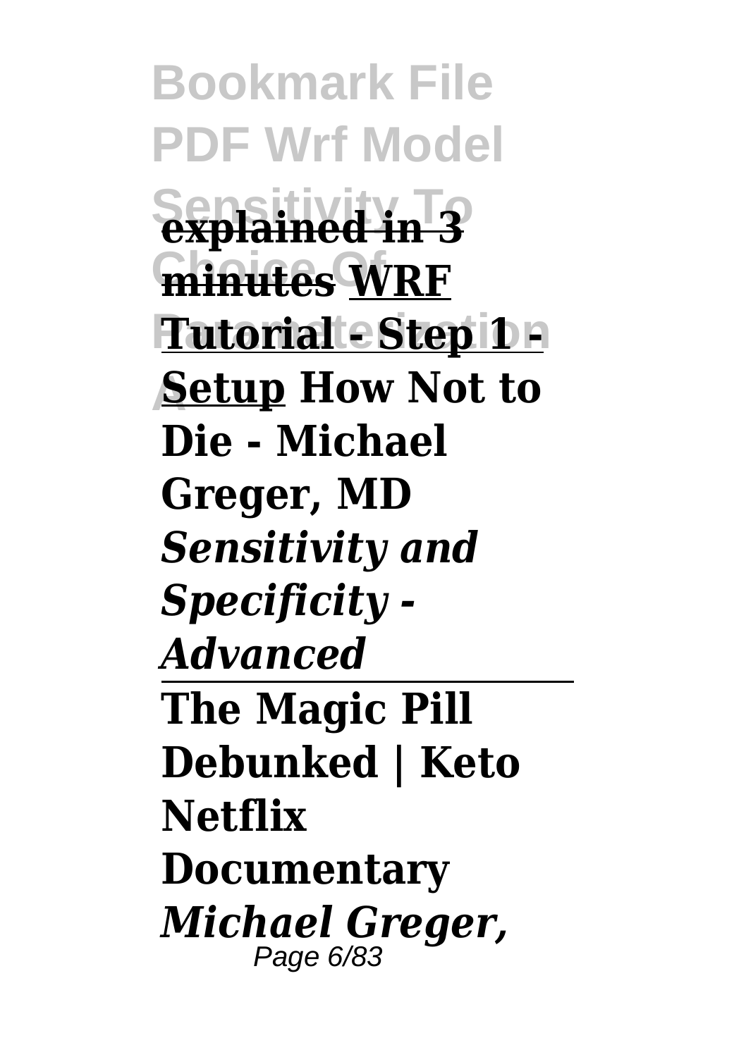**explained in 3 minutes** **WRF Tutorial - Step 1 - Setup** **How Not to Die - Michael Greger, MD** ***Sensitivity and Specificity - Advanced***

---

**The Magic Pill Debunked | Keto Netflix Documentary** ***Michael Greger,***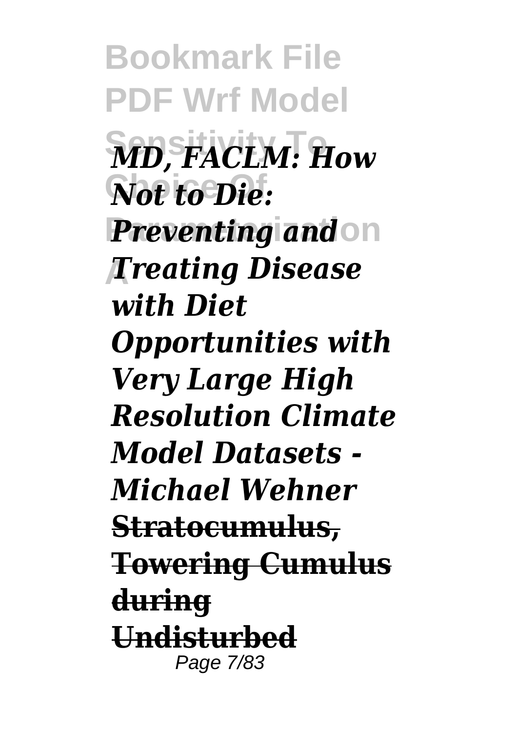***MD, FACLM: How Not to Die: Preventing and Treating Disease with Diet***

***Opportunities with Very Large High Resolution Climate Model Datasets - Michael Wehner***

**Stratocumulus, Towering Cumulus during Undisturbed**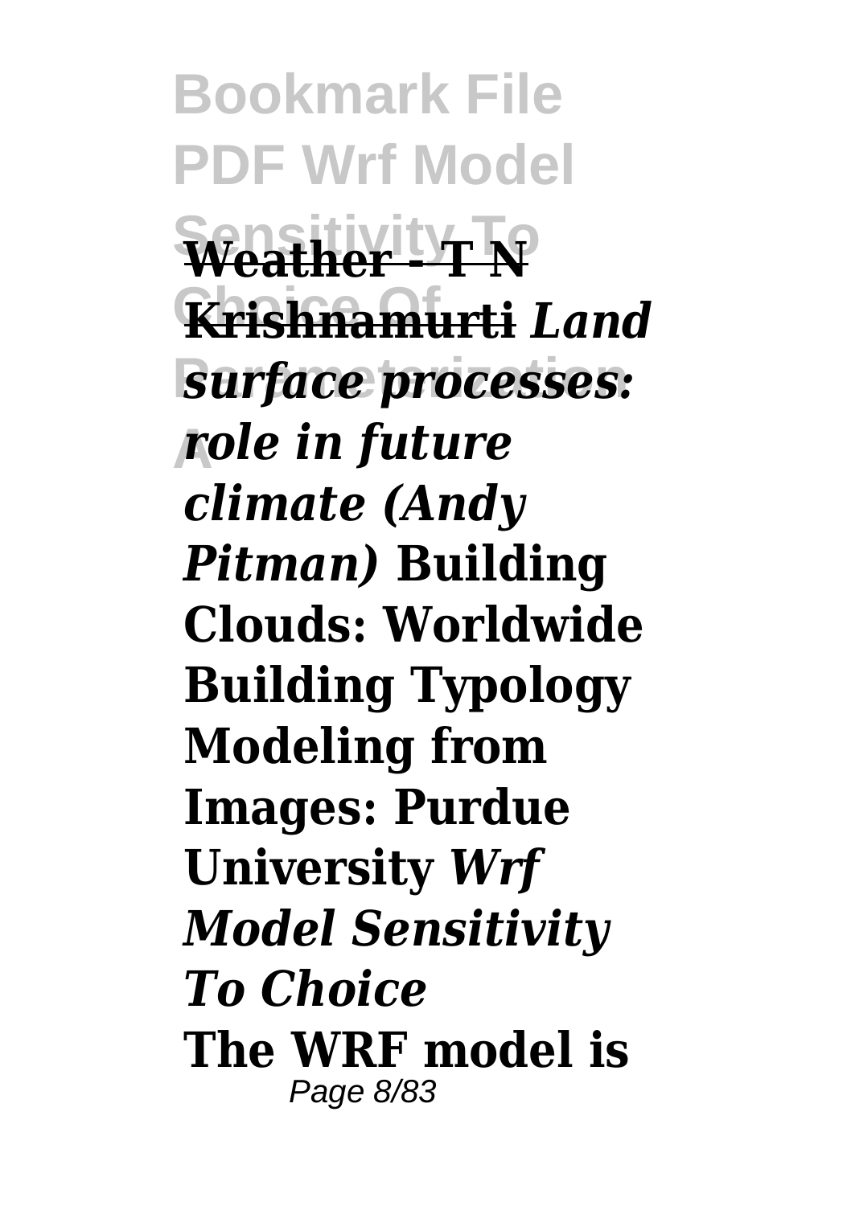**Weather - T N Krishnamurti** *Land surface processes: role in future climate (Andy Pitman)* **Building Clouds: Worldwide Building Typology Modeling from Images: Purdue University** ***Wrf Model Sensitivity To Choice***

**The WRF model is**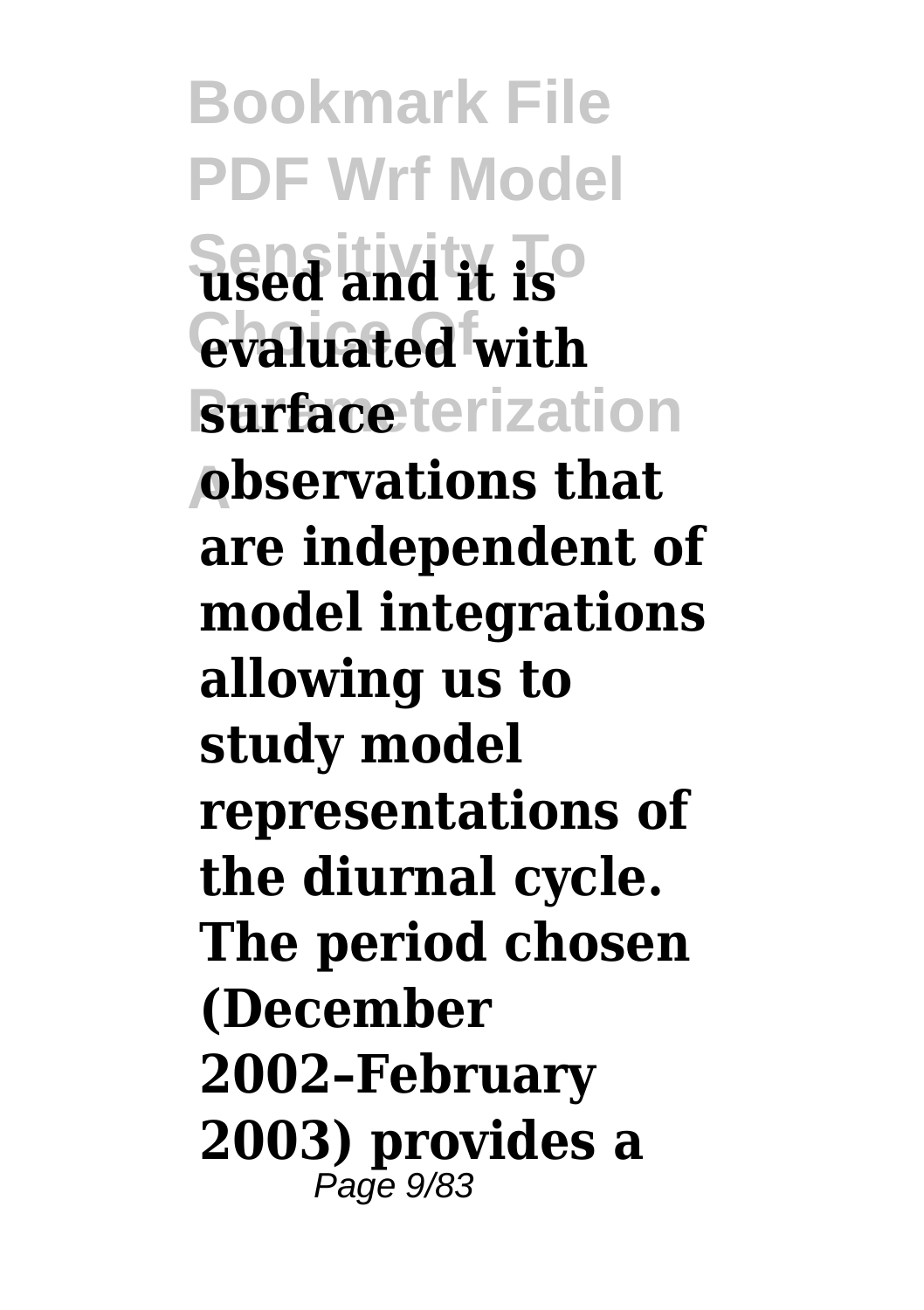**used and it is evaluated with surface observations that are independent of model integrations allowing us to study model representations of the diurnal cycle. The period chosen (December 2002–February 2003) provides a**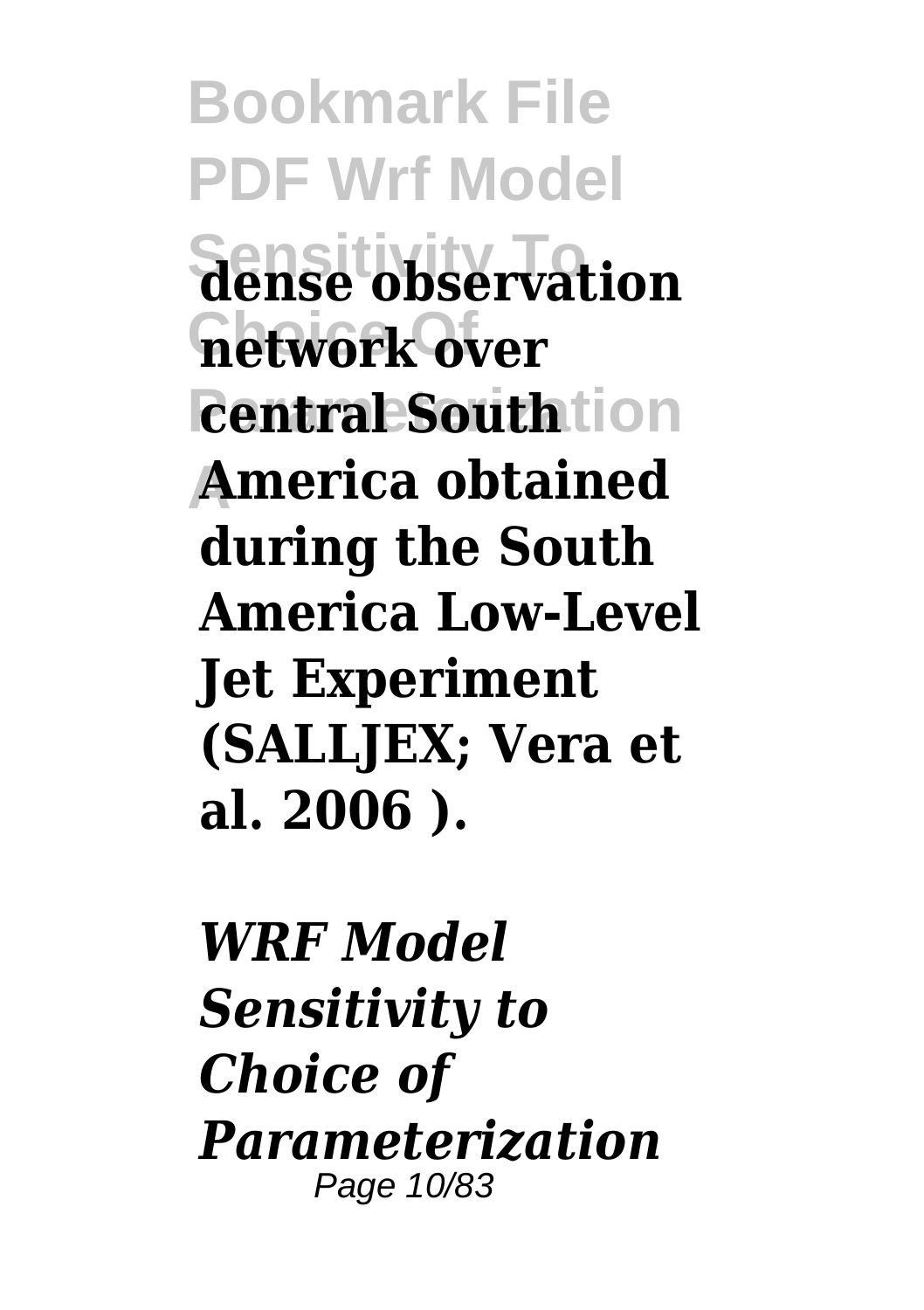**dense observation network over central South America obtained during the South America Low-Level Jet Experiment (SALLJEX; Vera et al. 2006 ).**

***WRF Model Sensitivity to Choice of Parameterization***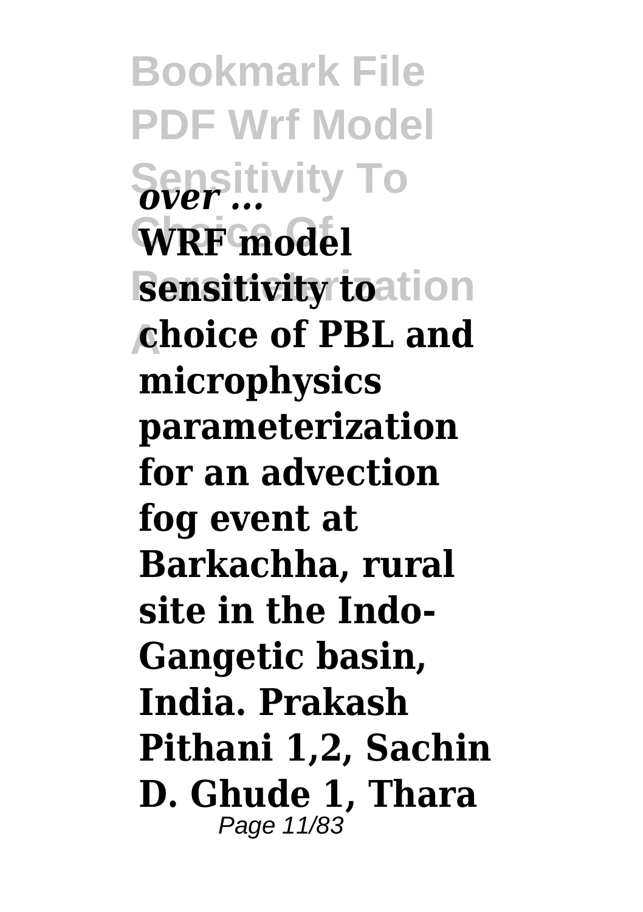*over ...*

**WRF model sensitivity to choice of PBL and microphysics parameterization for an advection fog event at Barkachha, rural site in the Indo-Gangetic basin, India. Prakash Pithani 1,2, Sachin D. Ghude 1, Thara**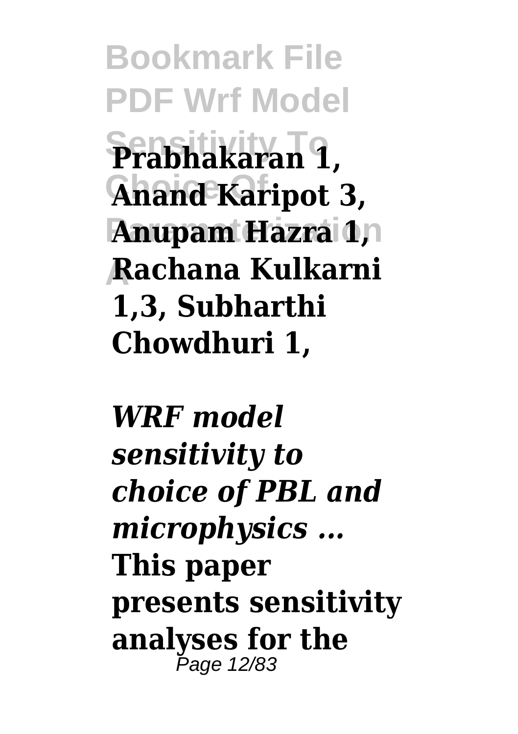**Prabhakaran 1, Anand Karipot 3, Anupam Hazra 1, Rachana Kulkarni 1,3, Subharthi Chowdhuri 1,**

***WRF model sensitivity to choice of PBL and microphysics ...***
**This paper presents sensitivity analyses for the**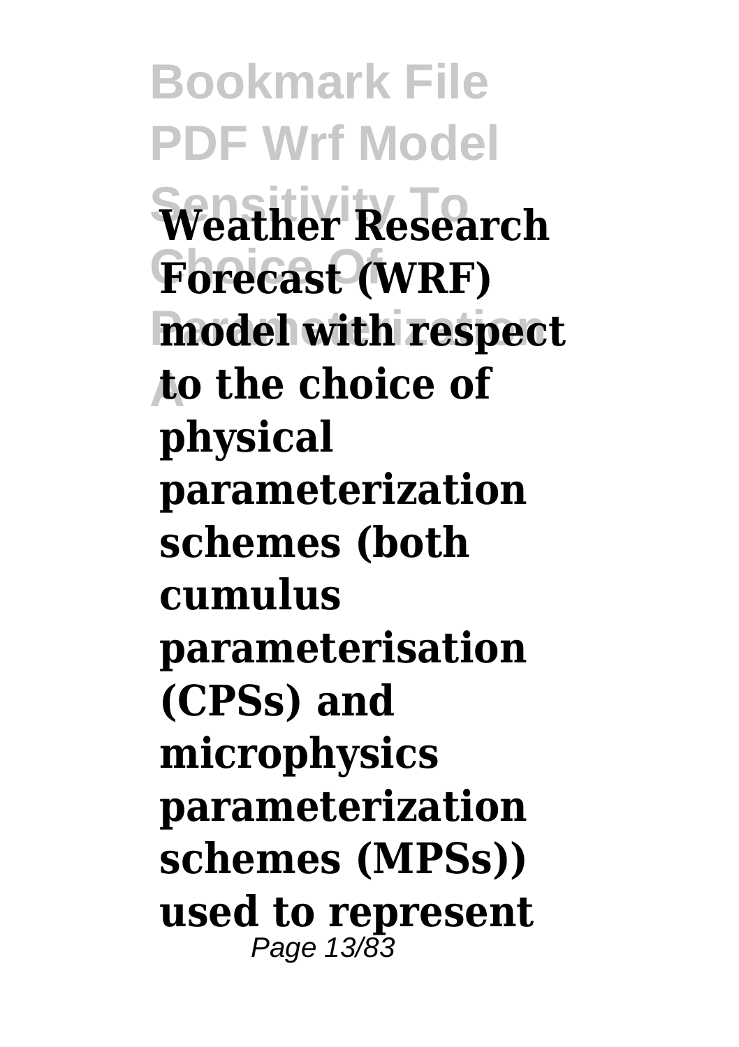**Weather Research Forecast (WRF) model with respect to the choice of physical parameterization schemes (both cumulus parameterisation (CPSs) and microphysics parameterization schemes (MPSs)) used to represent**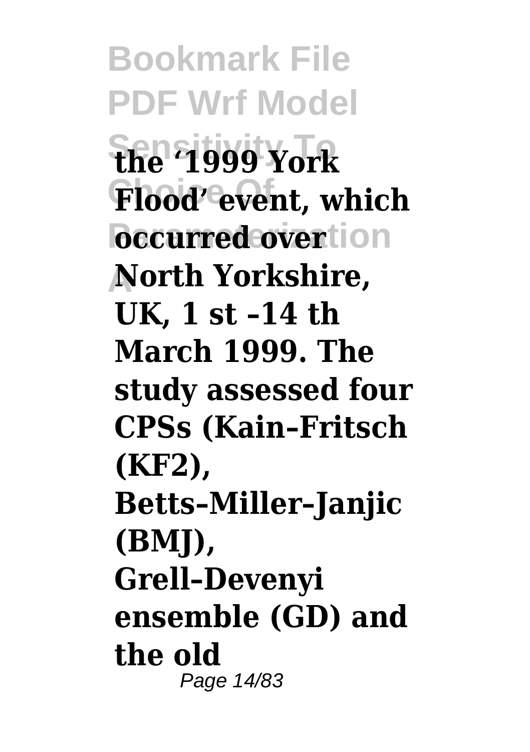**the '1999 York Flood' event, which occurred over North Yorkshire, UK, 1 st –14 th March 1999. The study assessed four CPSs (Kain–Fritsch (KF2), Betts–Miller–Janjic (BMJ), Grell–Devenyi ensemble (GD) and the old**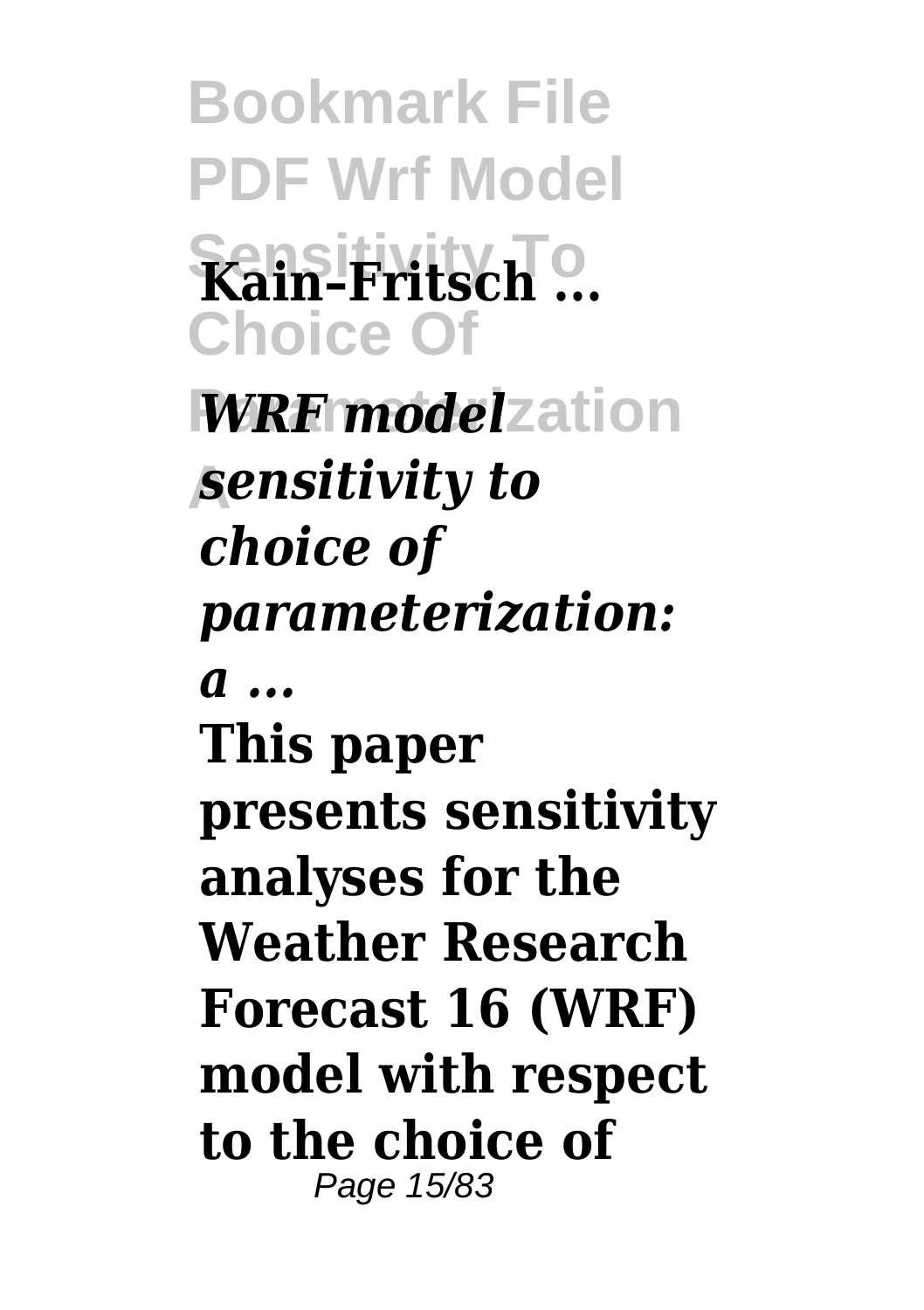**Kain–Fritsch ...**

***WRF model sensitivity to choice of parameterization: a ...***

**This paper presents sensitivity analyses for the Weather Research Forecast 16 (WRF) model with respect to the choice of**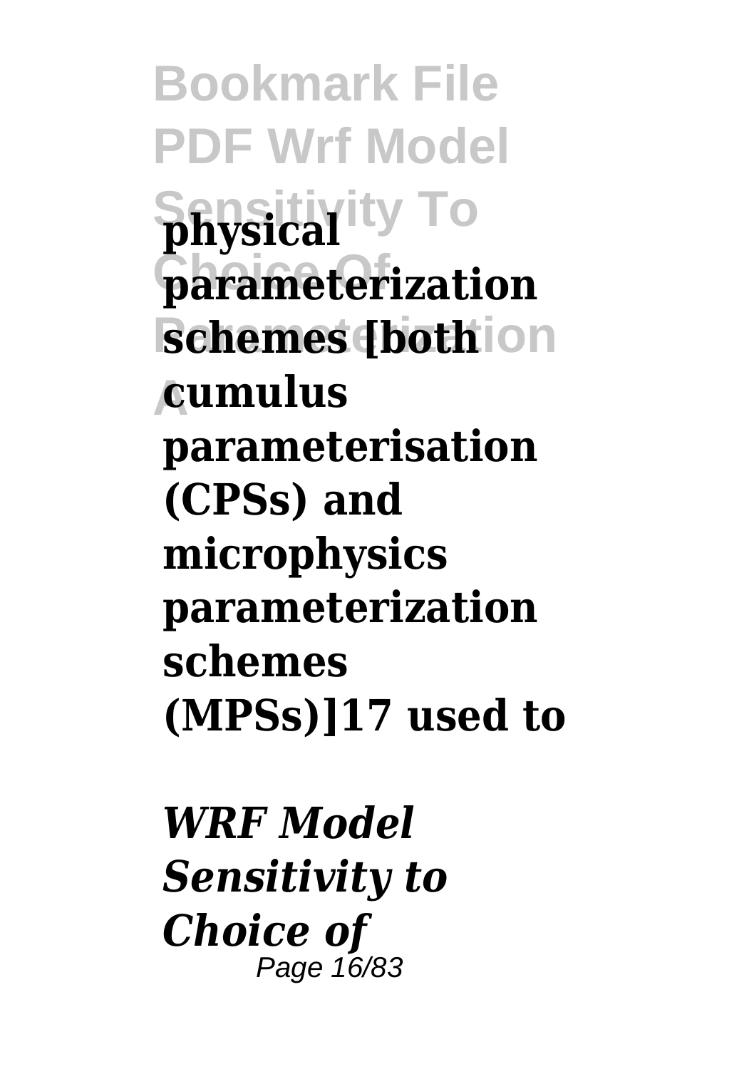**physical parameterization schemes [both cumulus parameterisation (CPSs) and microphysics parameterization schemes (MPSs)]17 used to**

***WRF Model Sensitivity to Choice of***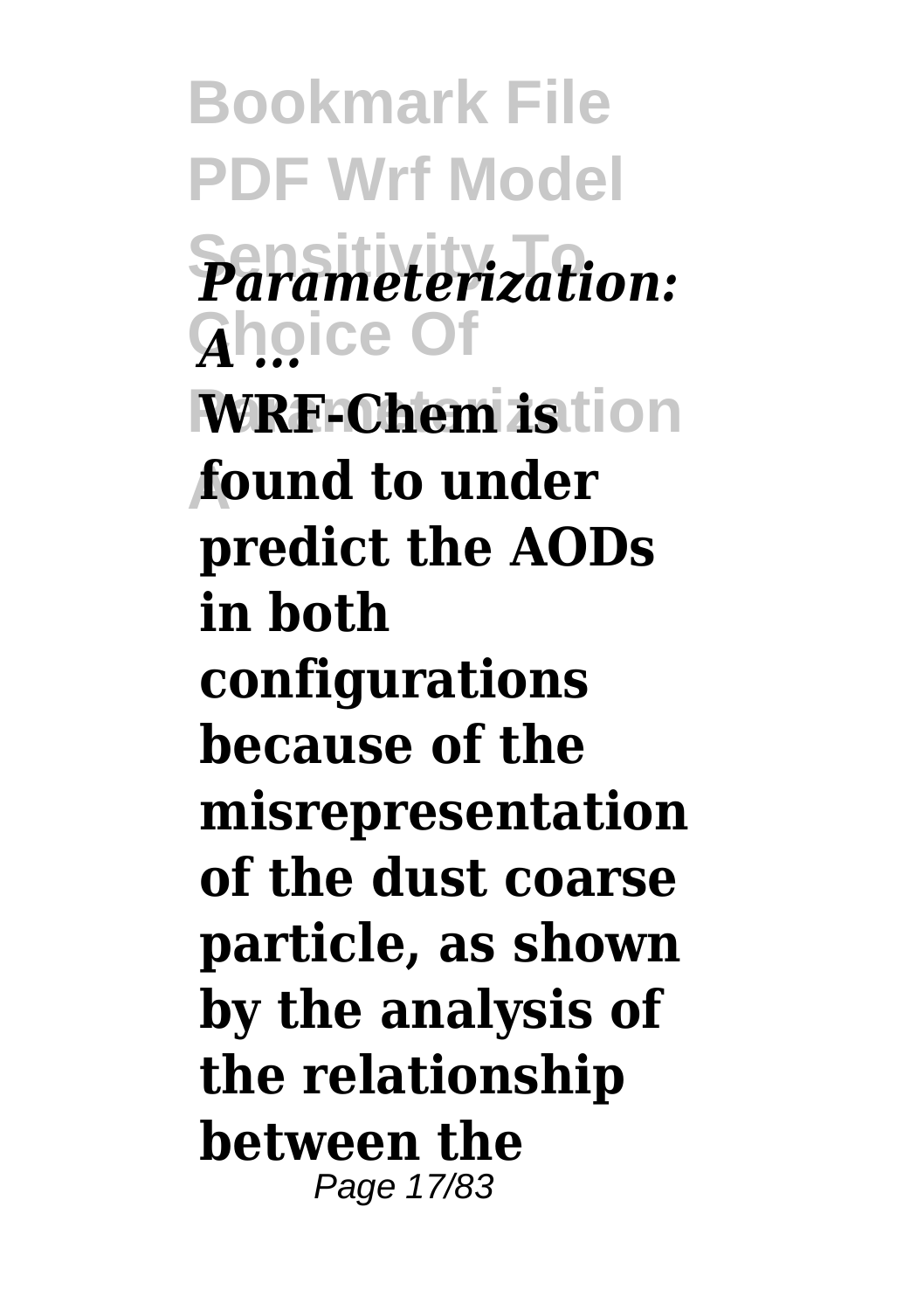*Parameterization: A ...*

**WRF-Chem is found to under predict the AODs in both configurations because of the misrepresentation of the dust coarse particle, as shown by the analysis of the relationship between the**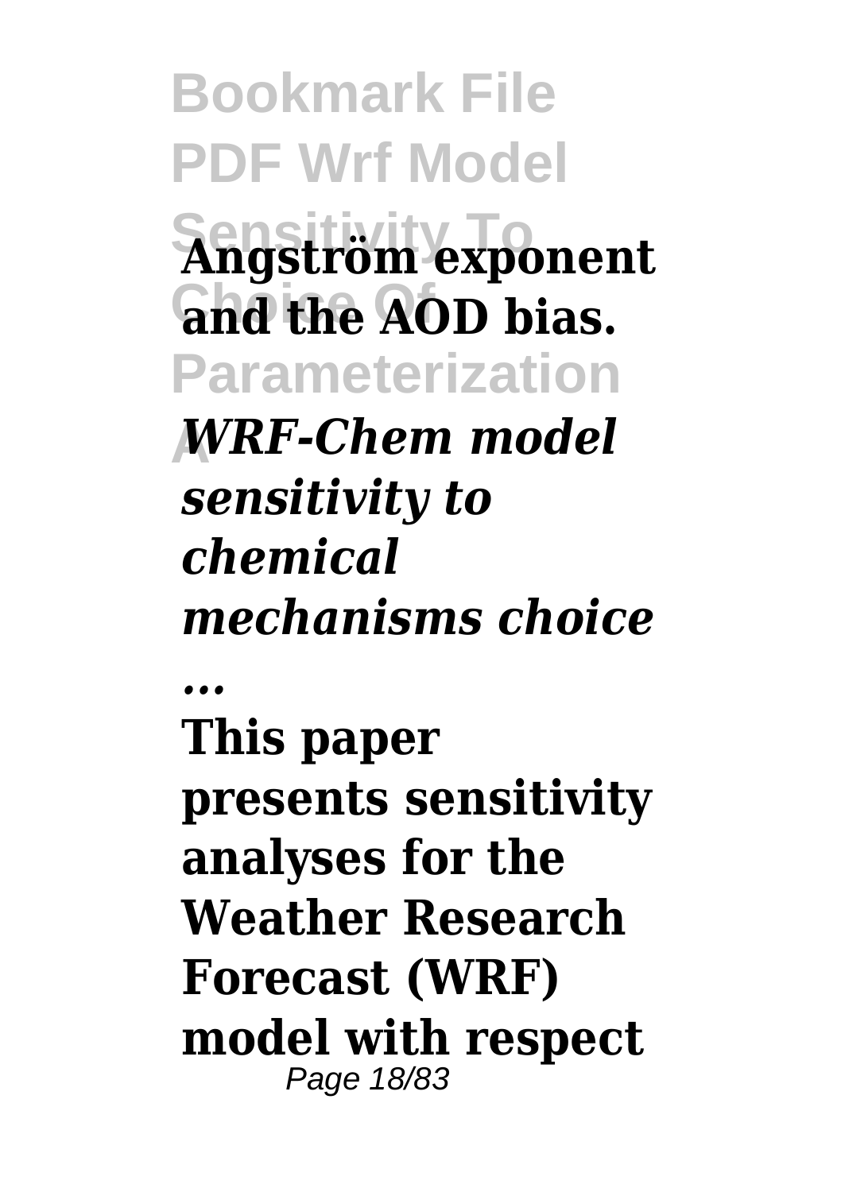**Angström exponent and the AOD bias.**

***WRF-Chem model sensitivity to chemical mechanisms choice ...***

**This paper presents sensitivity analyses for the Weather Research Forecast (WRF) model with respect**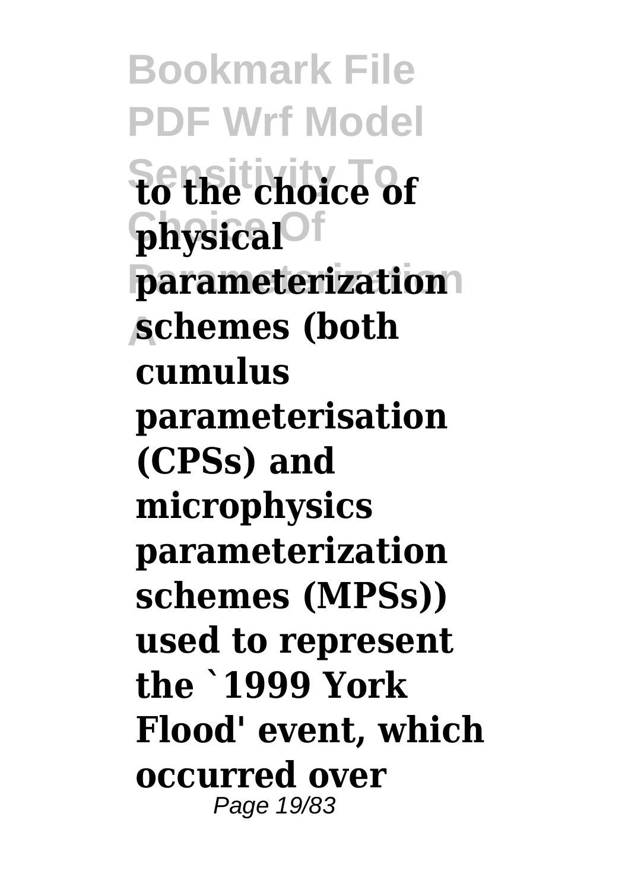**to the choice of physical parameterization schemes (both cumulus parameterisation (CPSs) and microphysics parameterization schemes (MPSs)) used to represent the `1999 York Flood' event, which occurred over**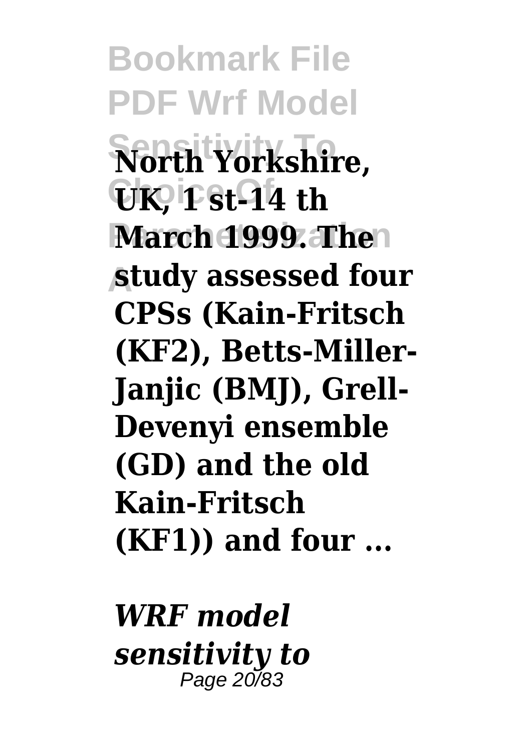**North Yorkshire, UK, 1 st-14 th March 1999. The study assessed four CPSs (Kain-Fritsch (KF2), Betts-Miller-Janjic (BMJ), Grell-Devenyi ensemble (GD) and the old Kain-Fritsch (KF1)) and four ...**

***WRF model sensitivity to***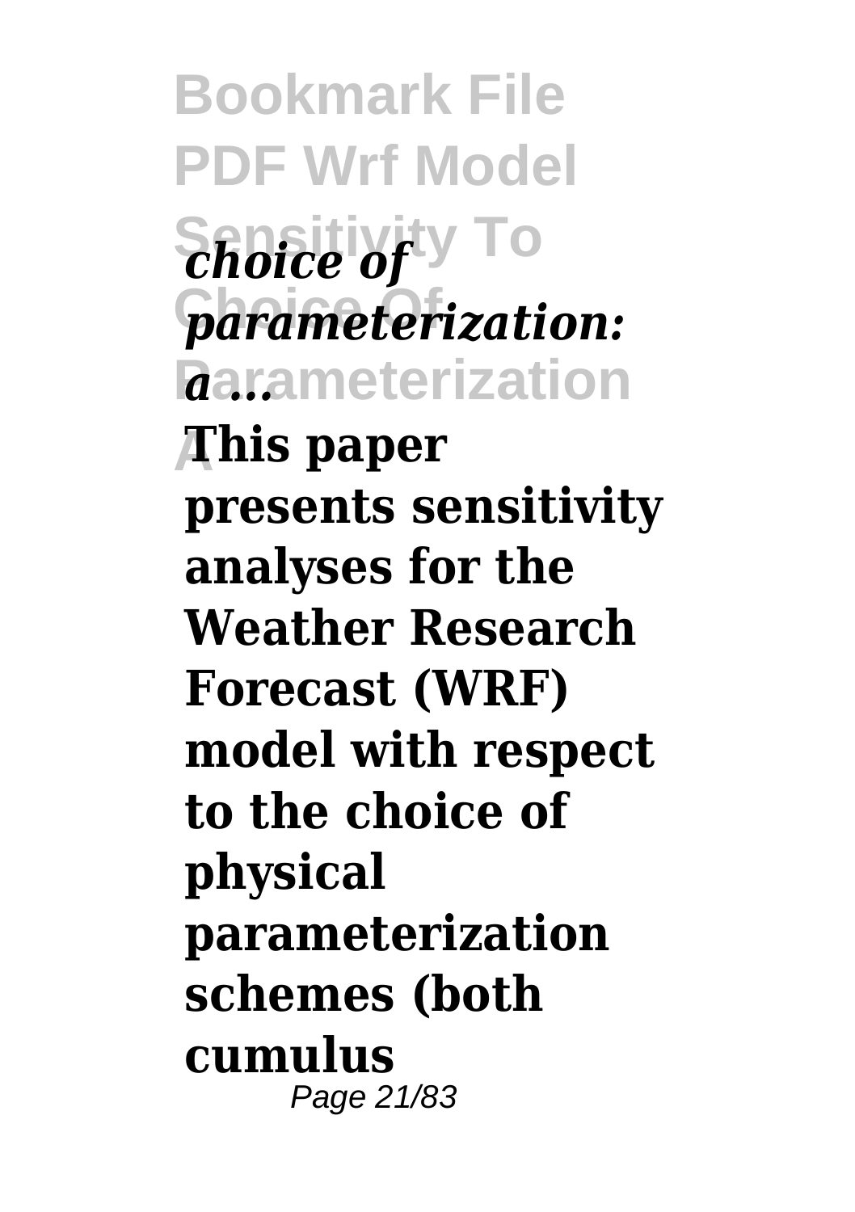*choice of parameterization: a ...*

**This paper presents sensitivity analyses for the Weather Research Forecast (WRF) model with respect to the choice of physical parameterization schemes (both cumulus**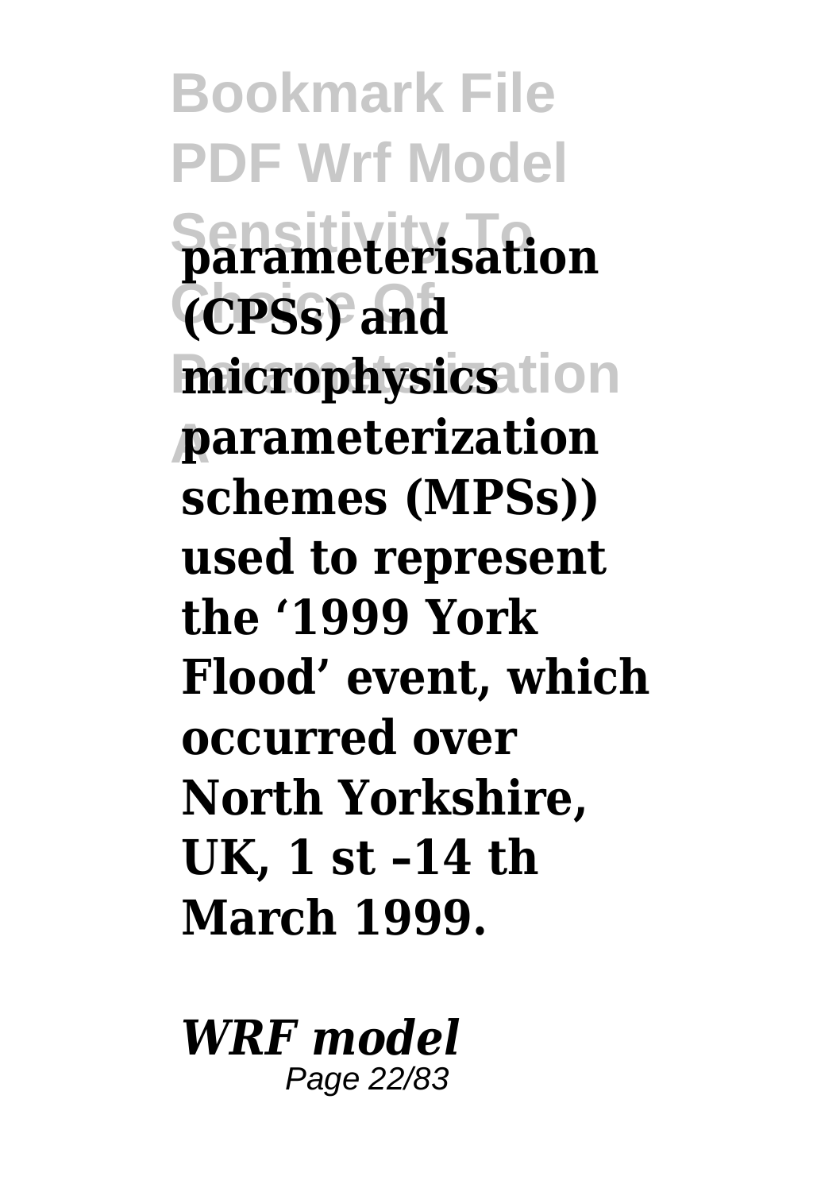**parameterisation (CPSs) and microphysics parameterization schemes (MPSs)) used to represent the '1999 York Flood' event, which occurred over North Yorkshire, UK, 1 st –14 th March 1999.**

***WRF model***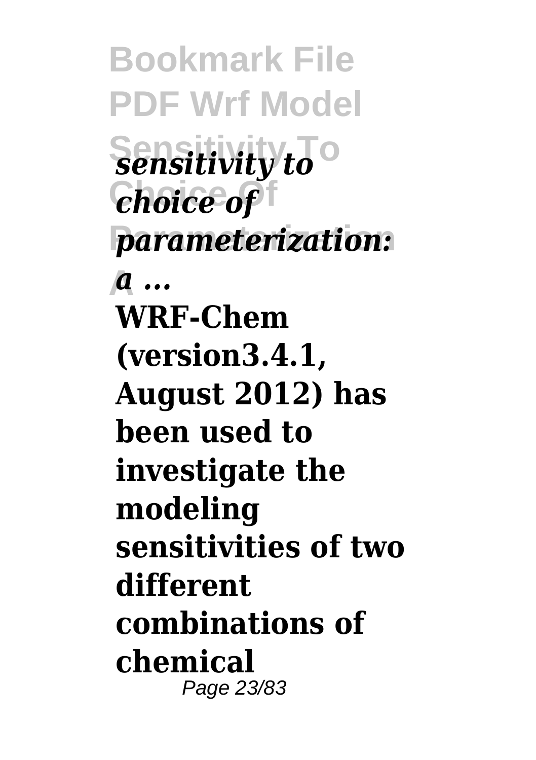***sensitivity to choice of parameterization: a ...***

**WRF-Chem (version3.4.1, August 2012) has been used to investigate the modeling sensitivities of two different combinations of chemical**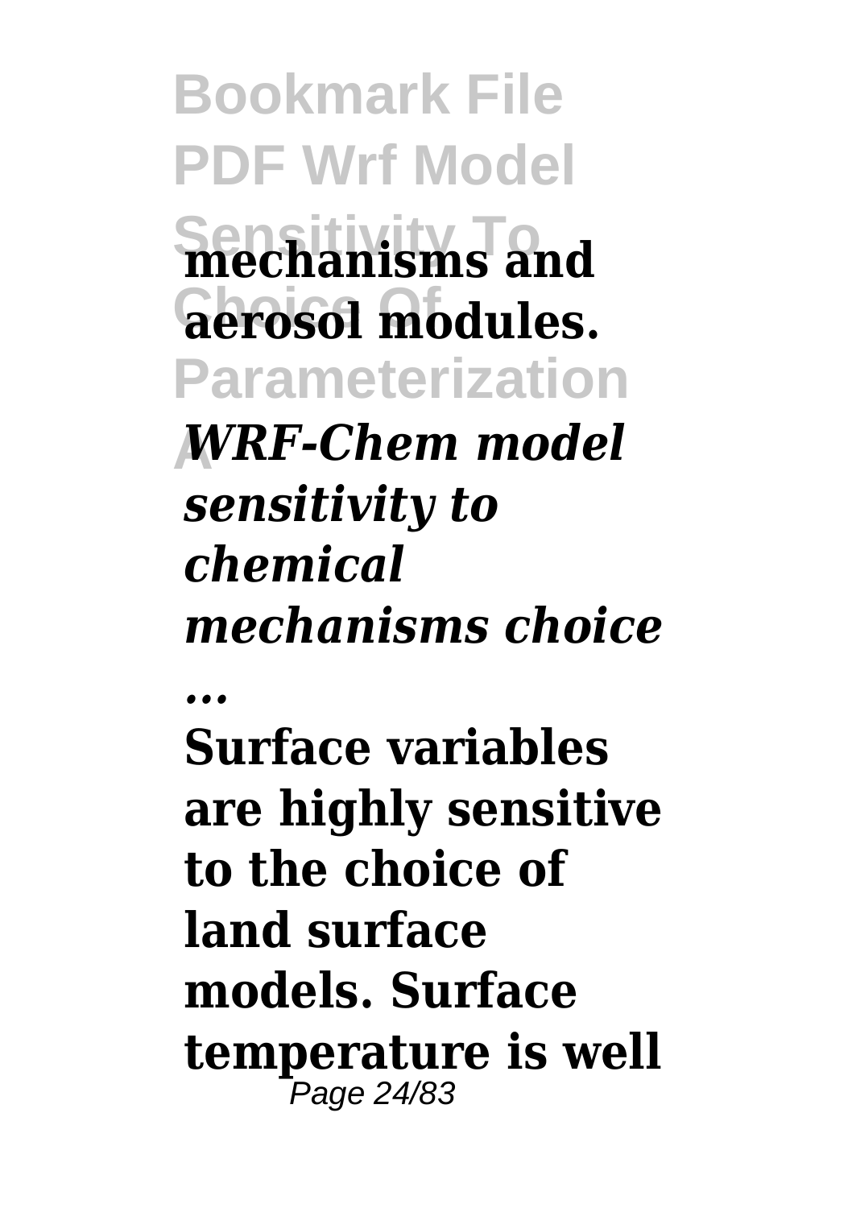**mechanisms and aerosol modules.**

***WRF-Chem model sensitivity to chemical mechanisms choice ...***

**Surface variables are highly sensitive to the choice of land surface models. Surface temperature is well**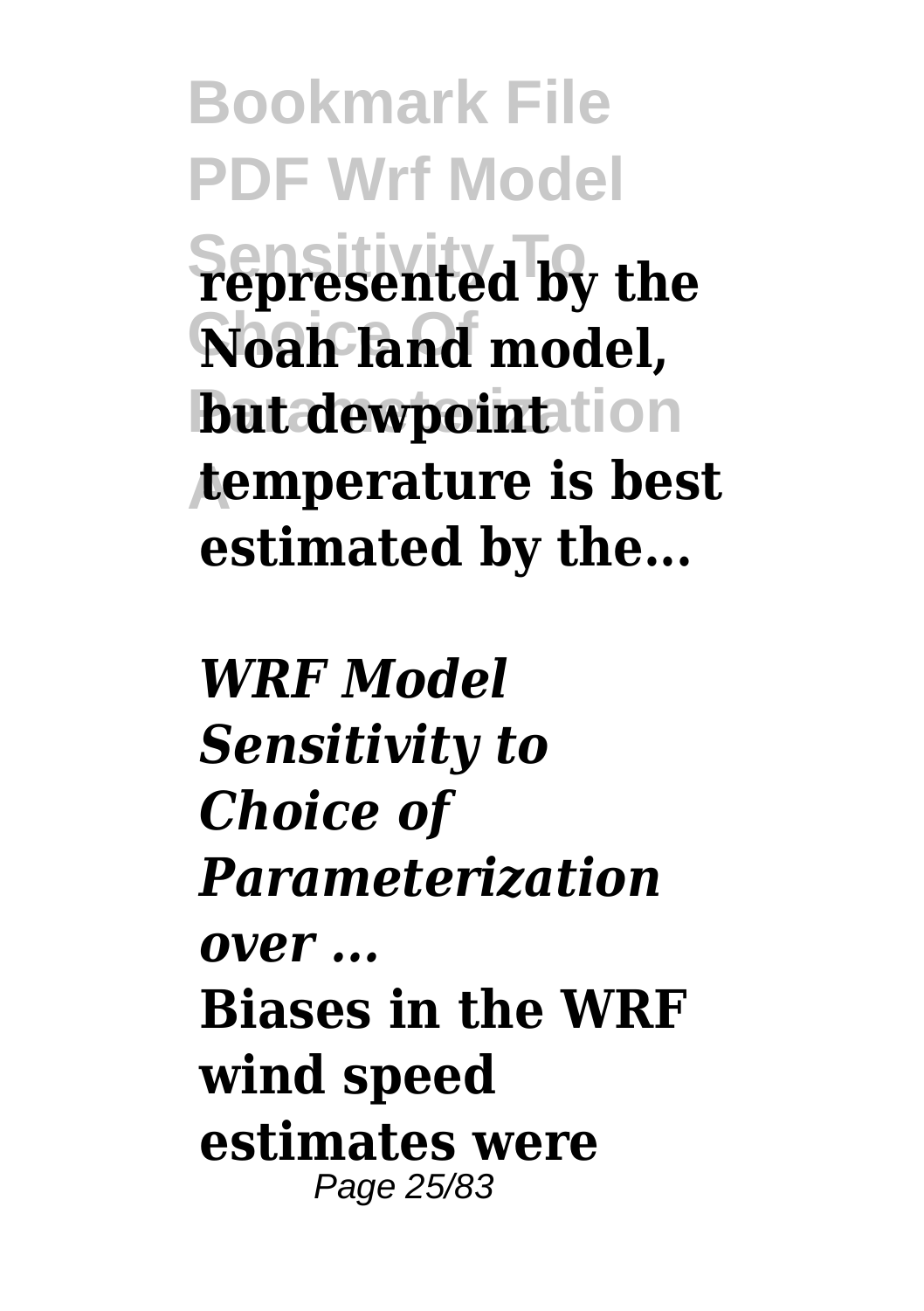**represented by the Noah land model, but dewpoint temperature is best estimated by the...**

***WRF Model Sensitivity to Choice of Parameterization over ...***

**Biases in the WRF wind speed estimates were**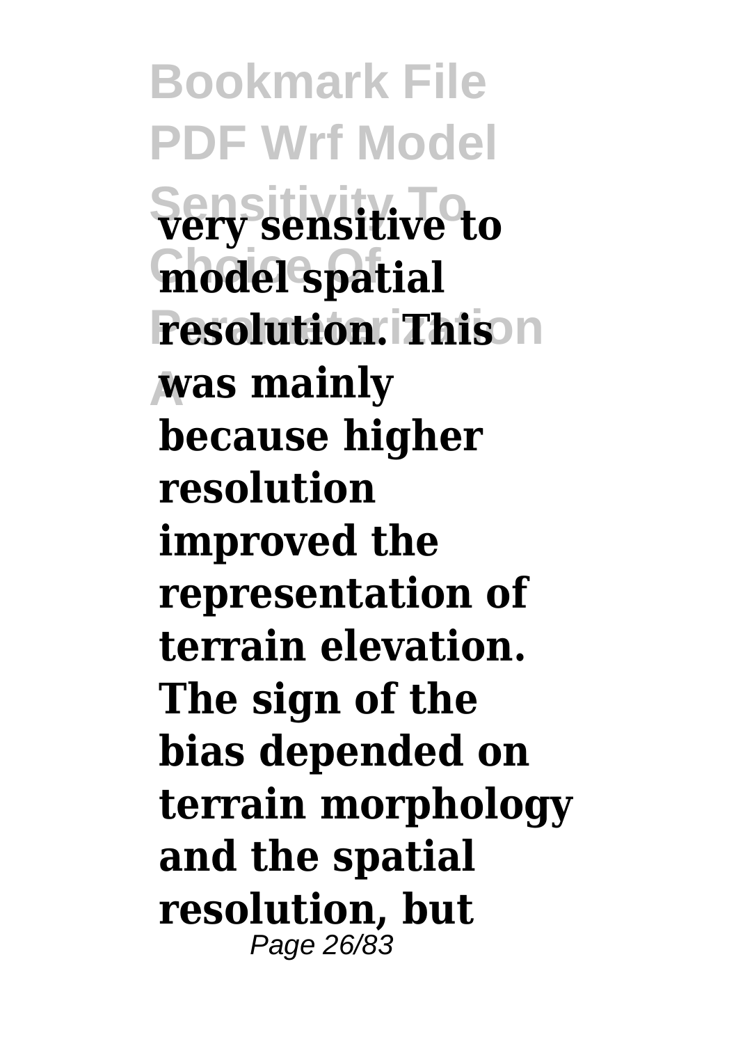**very sensitive to model spatial resolution. This was mainly because higher resolution improved the representation of terrain elevation. The sign of the bias depended on terrain morphology and the spatial resolution, but**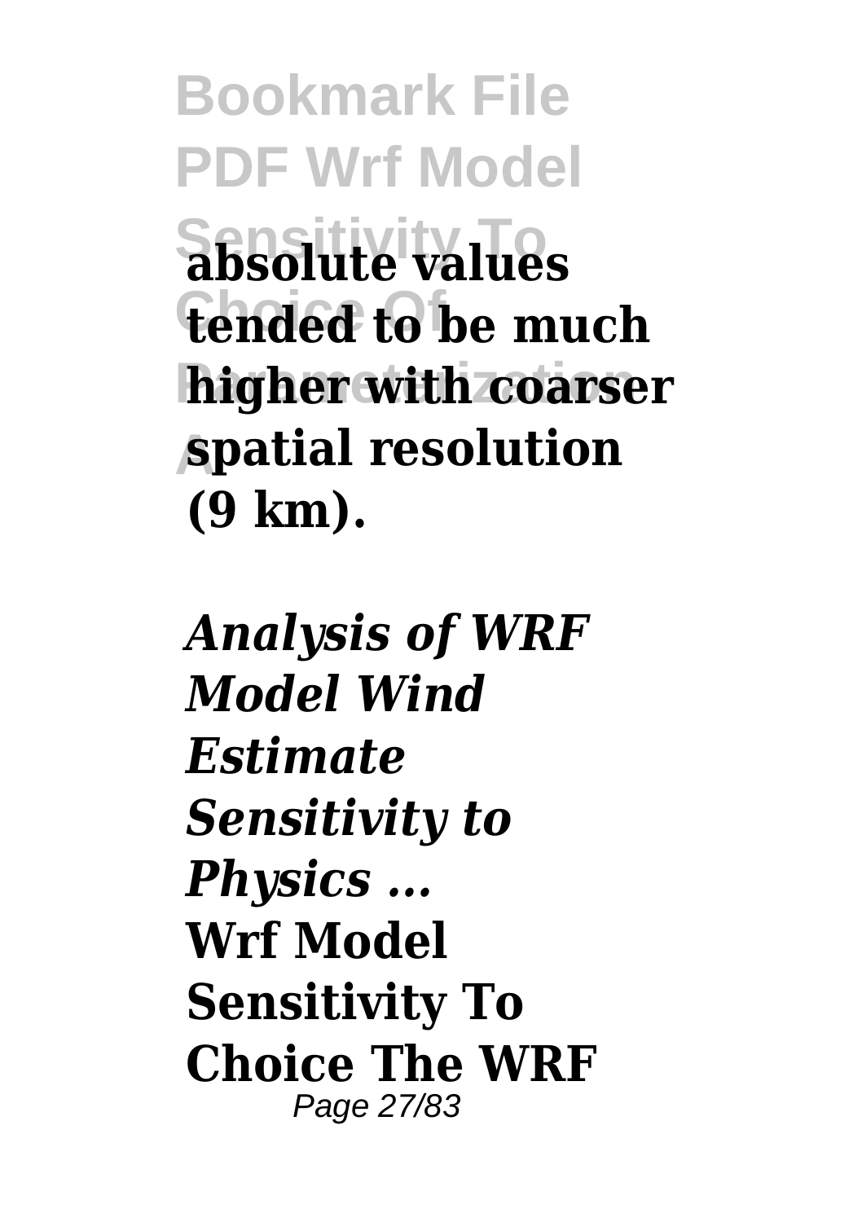**absolute values tended to be much higher with coarser spatial resolution (9 km).**

*Analysis of WRF Model Wind Estimate Sensitivity to Physics ...*

**Wrf Model Sensitivity To Choice The WRF**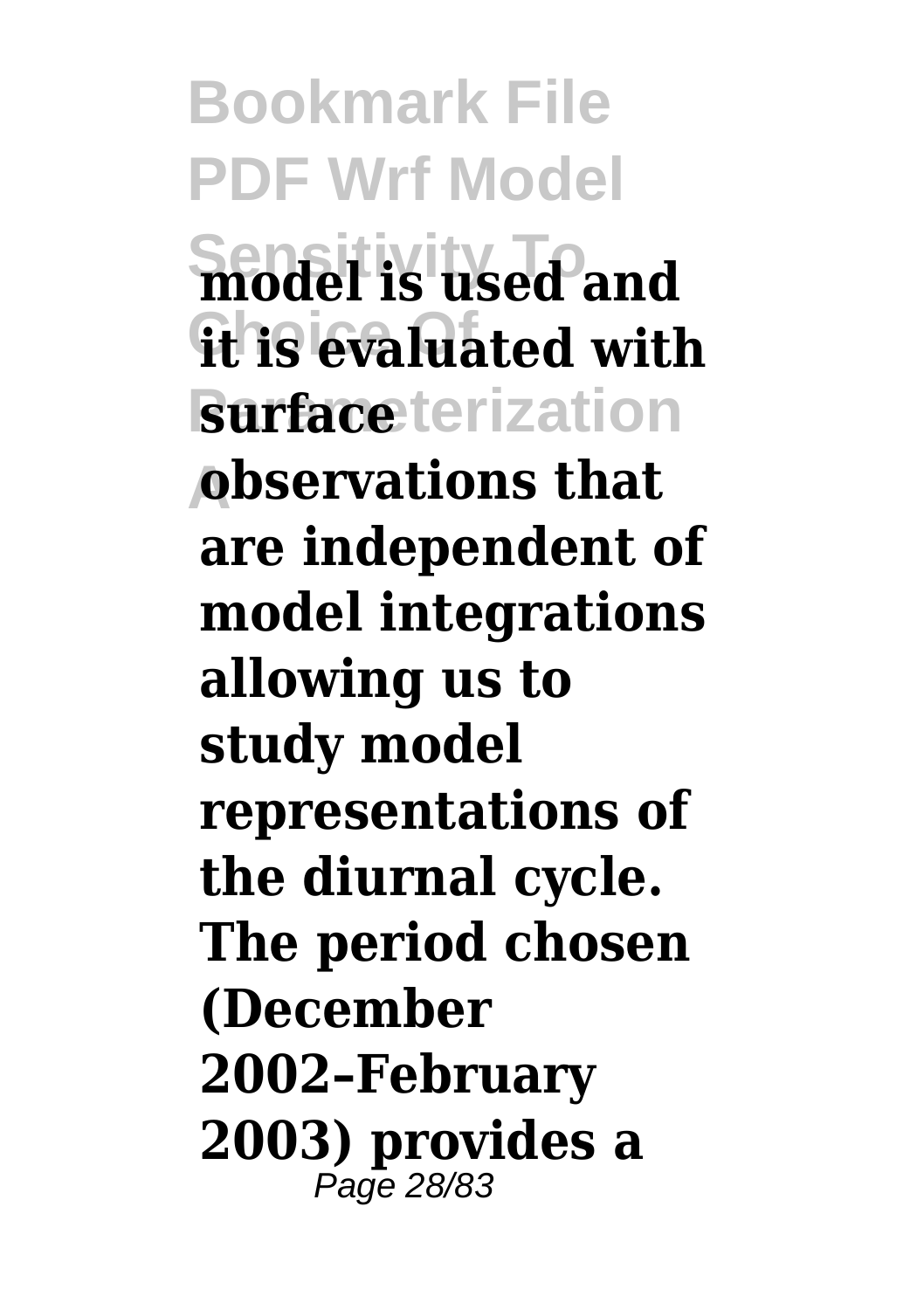**model is used and it is evaluated with surface observations that are independent of model integrations allowing us to study model representations of the diurnal cycle. The period chosen (December 2002–February 2003) provides a**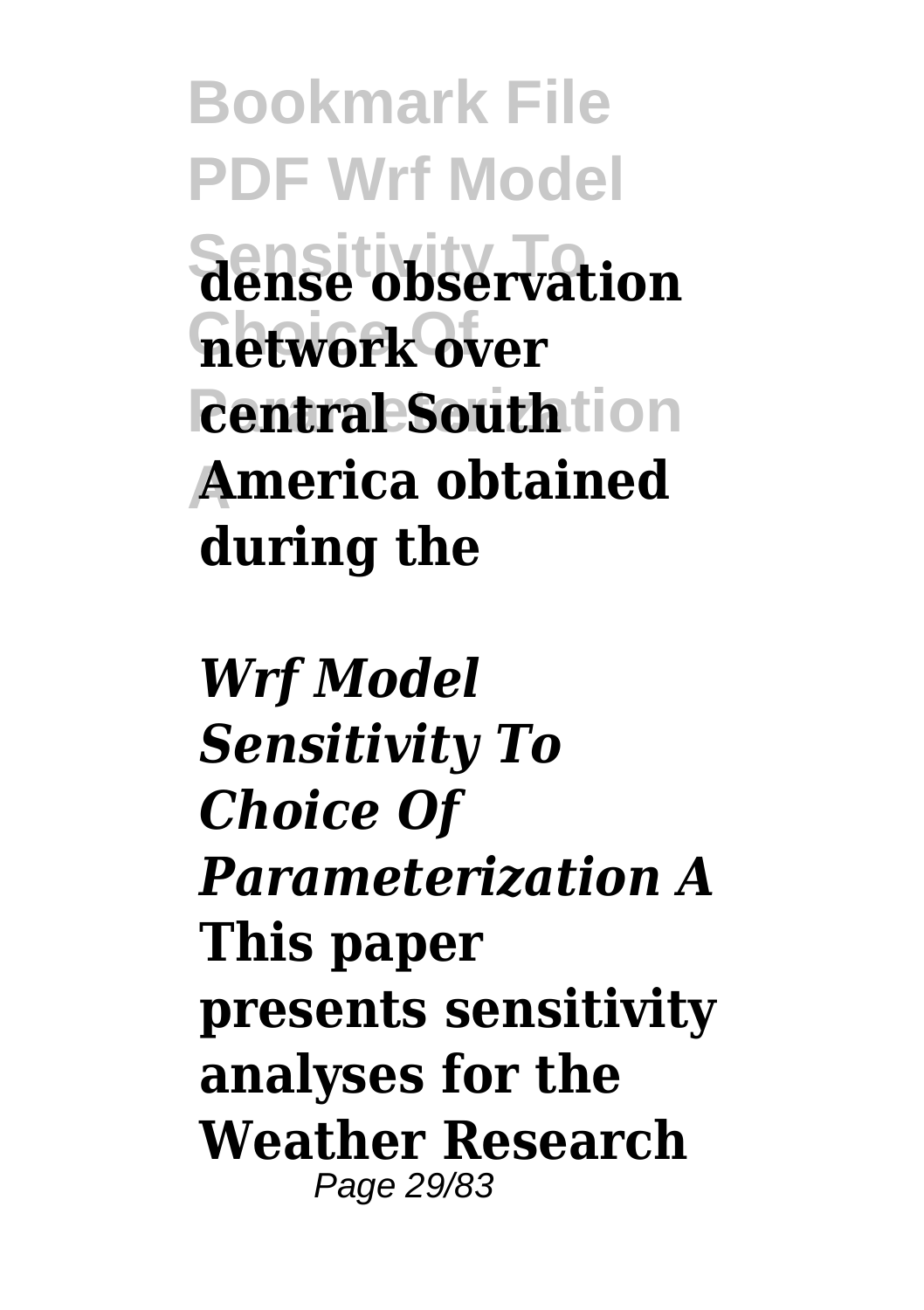**dense observation network over central South America obtained during the**

*Wrf Model Sensitivity To Choice Of Parameterization A*

**This paper presents sensitivity analyses for the Weather Research**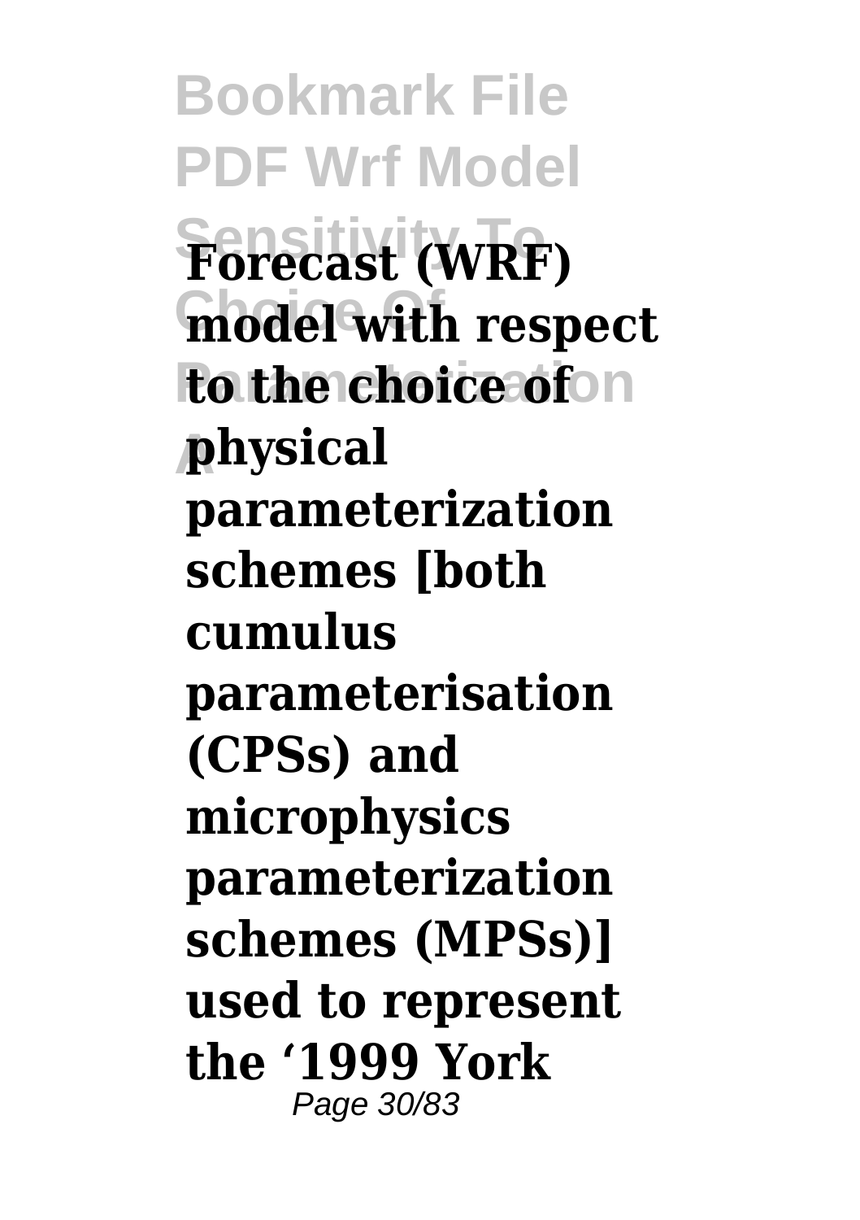**Forecast (WRF) model with respect to the choice of physical parameterization schemes [both cumulus parameterisation (CPSs) and microphysics parameterization schemes (MPSs)] used to represent the '1999 York**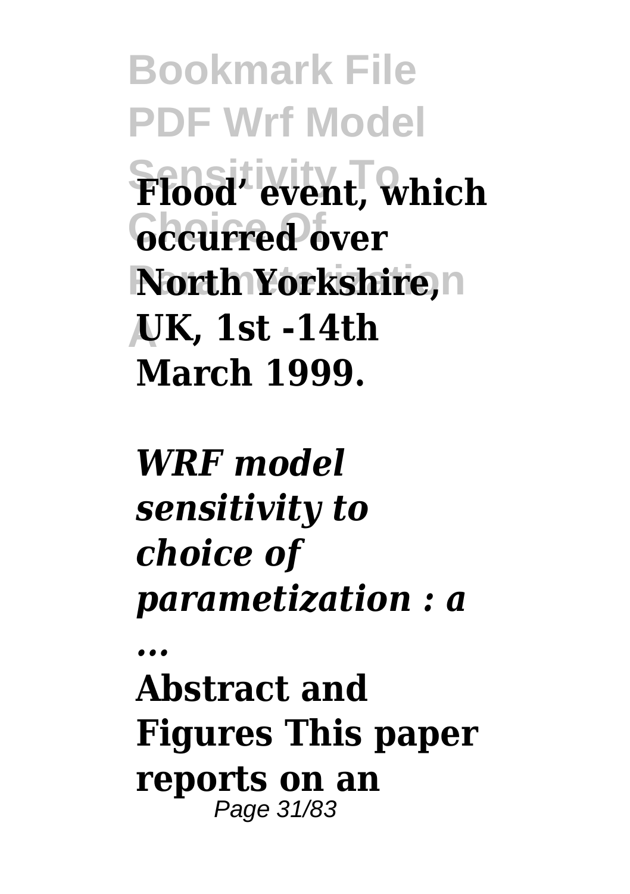**Flood' event, which occurred over North Yorkshire, UK, 1st -14th March 1999.**

***WRF model sensitivity to choice of parametization : a ...***

**Abstract and Figures This paper reports on an**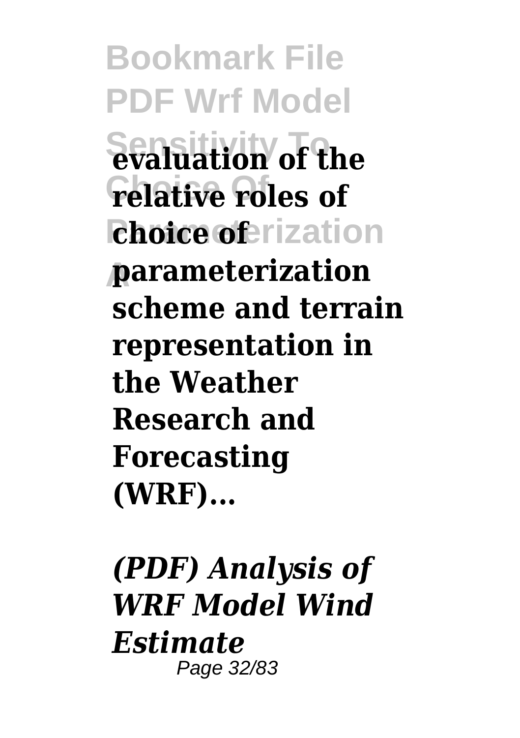**evaluation of the relative roles of choice of parameterization scheme and terrain representation in the Weather Research and Forecasting (WRF)...**

*(PDF) Analysis of WRF Model Wind Estimate*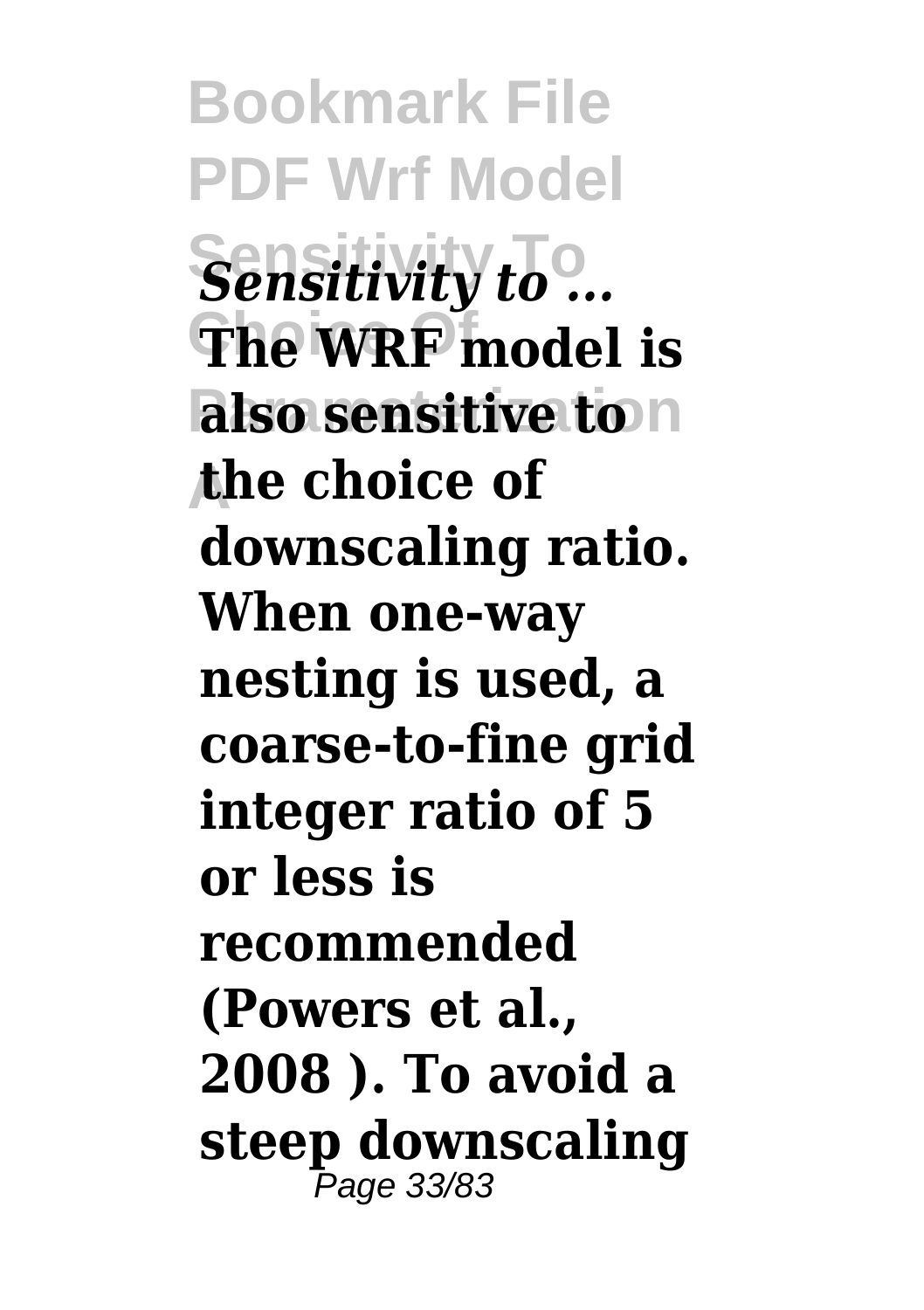*Sensitivity to ...*

**The WRF model is also sensitive to the choice of downscaling ratio. When one-way nesting is used, a coarse-to-fine grid integer ratio of 5 or less is recommended (Powers et al., 2008 ). To avoid a steep downscaling**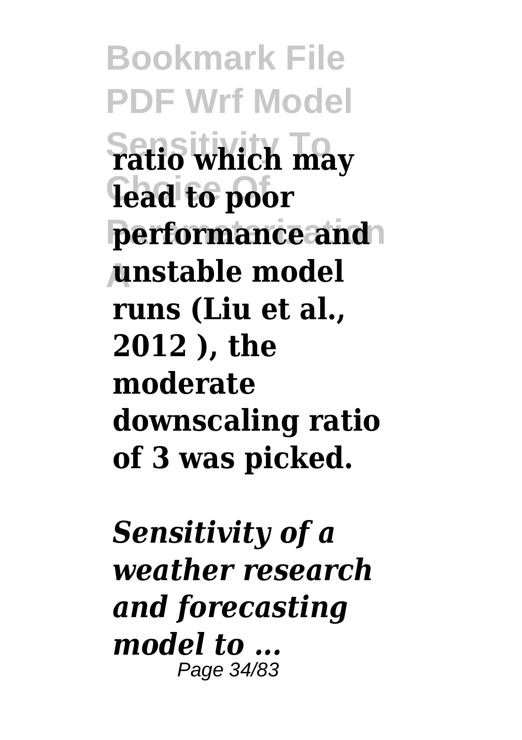**ratio which may lead to poor performance and unstable model runs (Liu et al., 2012 ), the moderate downscaling ratio of 3 was picked.**

*Sensitivity of a weather research and forecasting model to ...*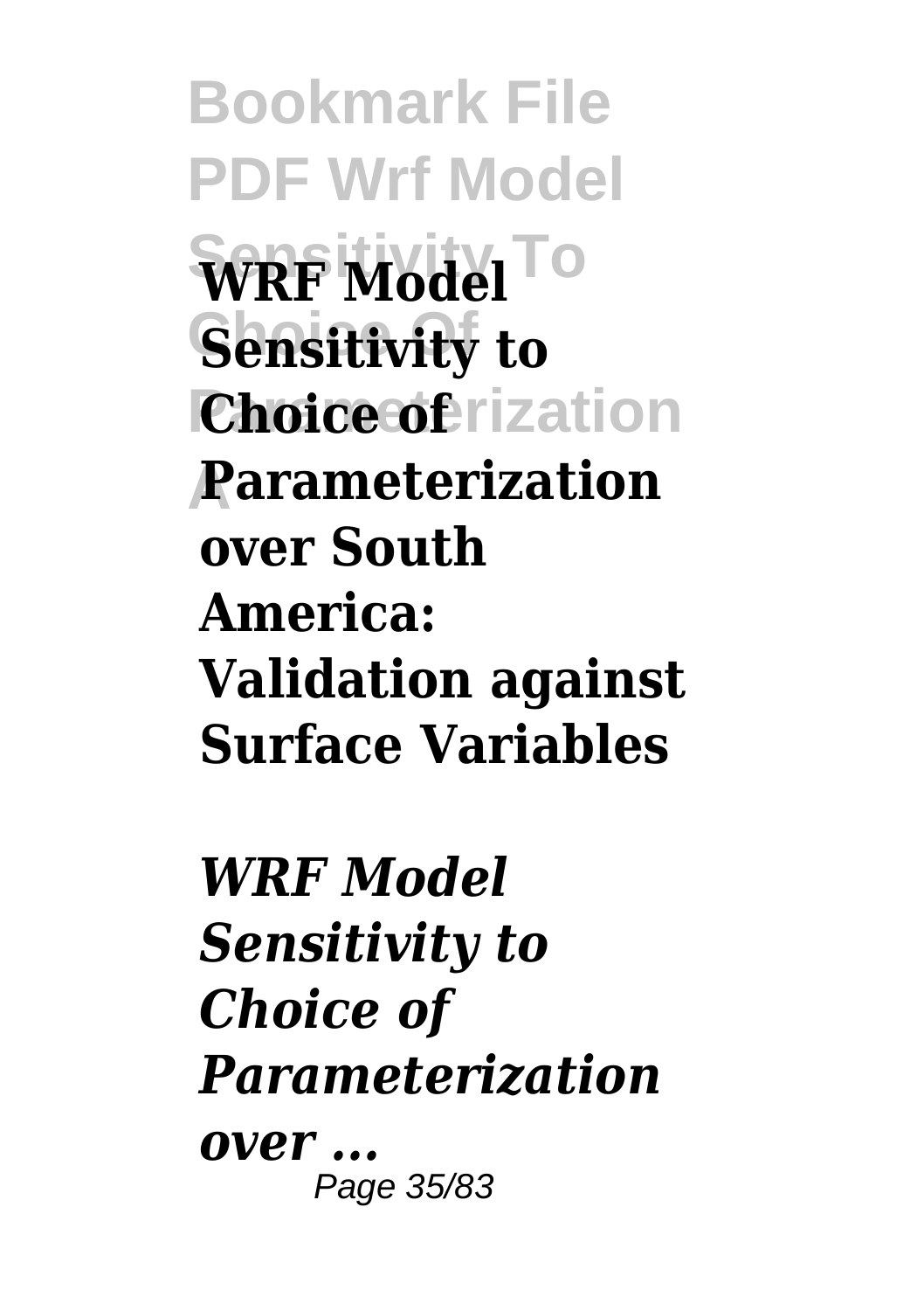**WRF Model Sensitivity to Choice of Parameterization over South America: Validation against Surface Variables**

*WRF Model Sensitivity to Choice of Parameterization over ...*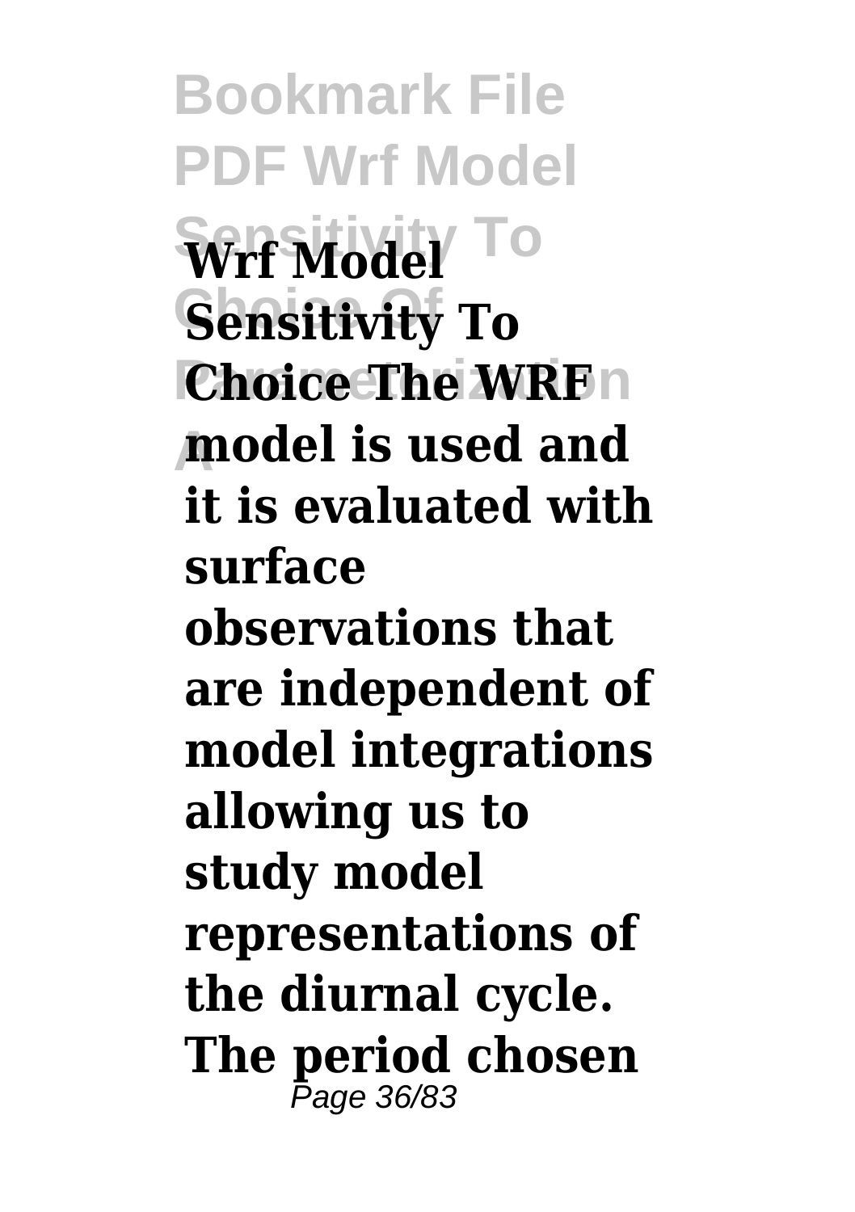**Wrf Model Sensitivity To Choice The WRF model is used and it is evaluated with surface observations that are independent of model integrations allowing us to study model representations of the diurnal cycle. The period chosen**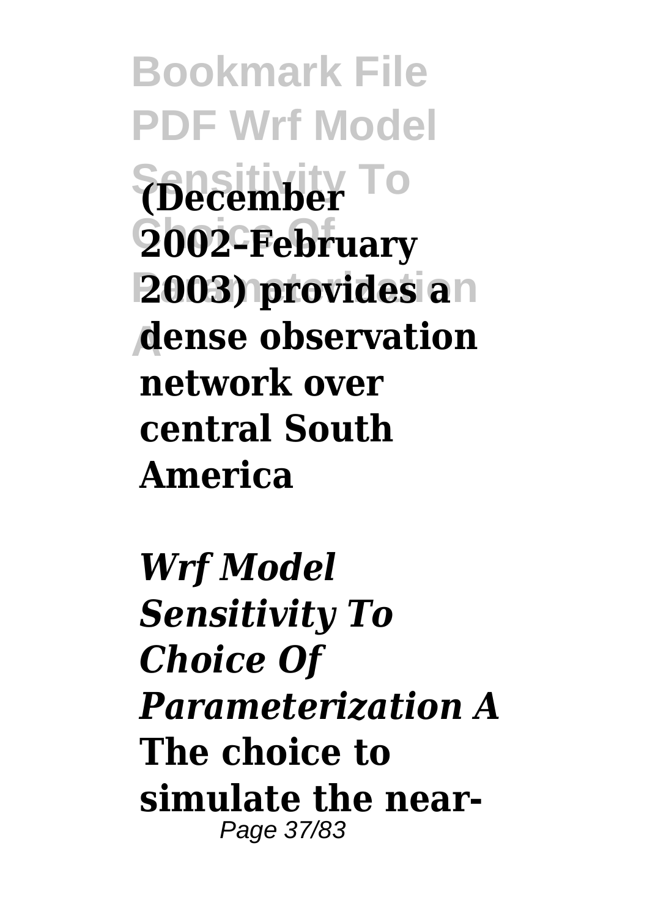**(December 2002–February 2003) provides a dense observation network over central South America**

***Wrf Model Sensitivity To Choice Of Parameterization A***

**The choice to simulate the near-**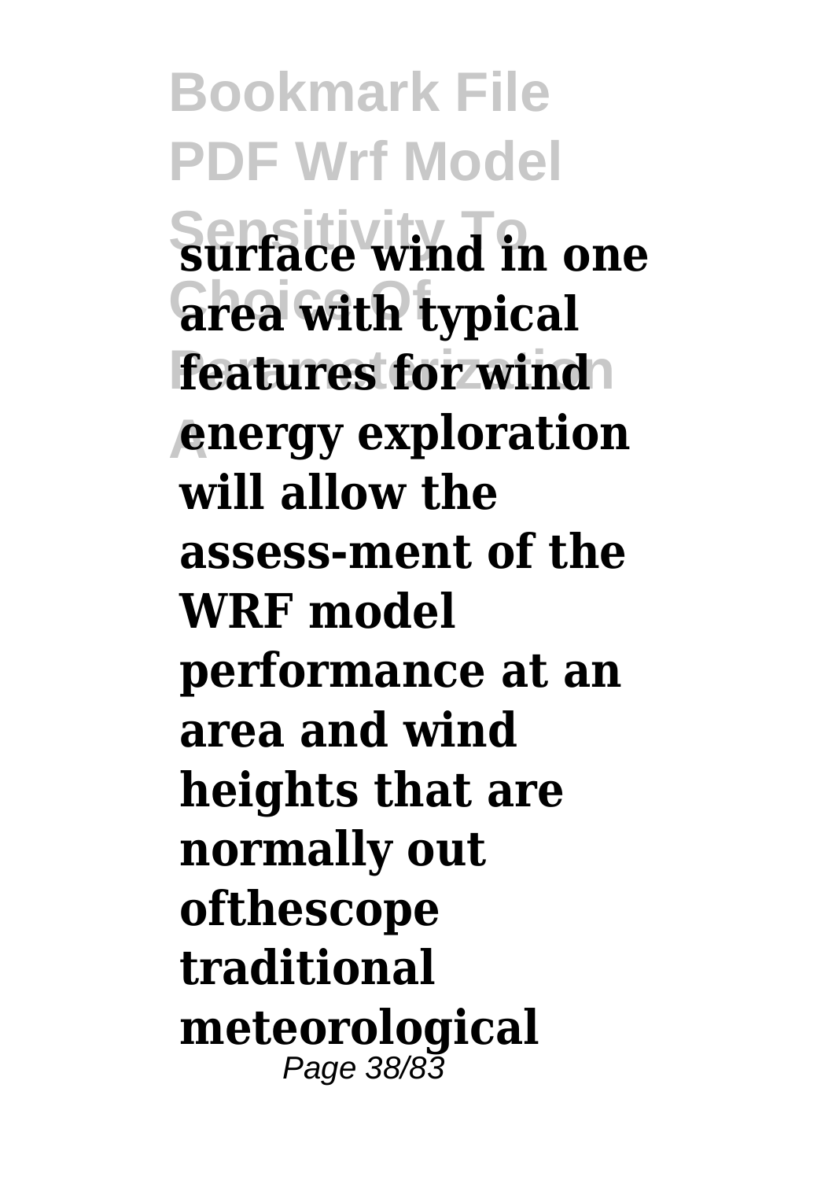**surface wind in one area with typical features for wind energy exploration will allow the assess-ment of the WRF model performance at an area and wind heights that are normally out ofthescope traditional meteorological**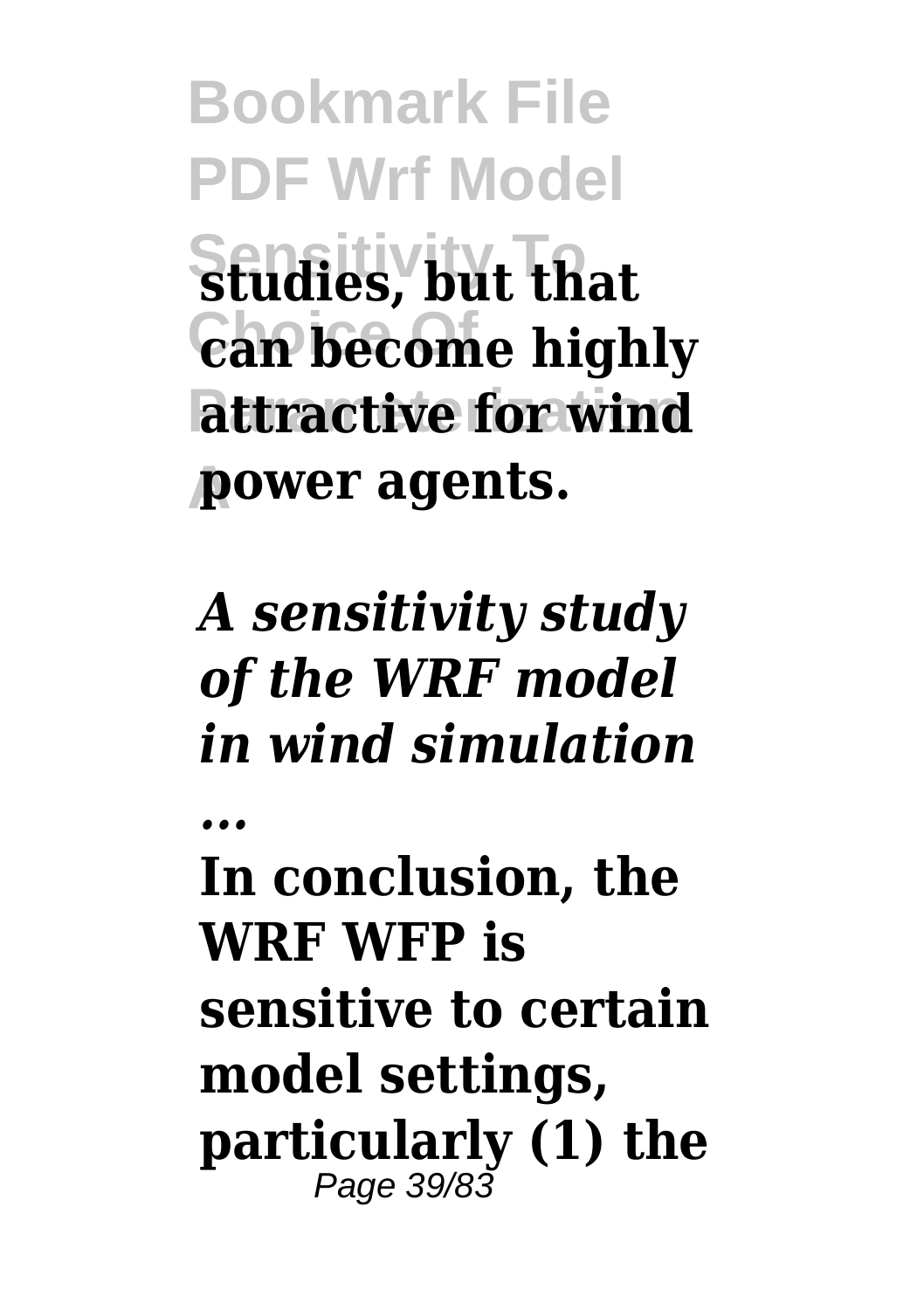**studies, but that can become highly attractive for wind power agents.**

***A sensitivity study of the WRF model in wind simulation ...***

**In conclusion, the WRF WFP is sensitive to certain model settings, particularly (1) the**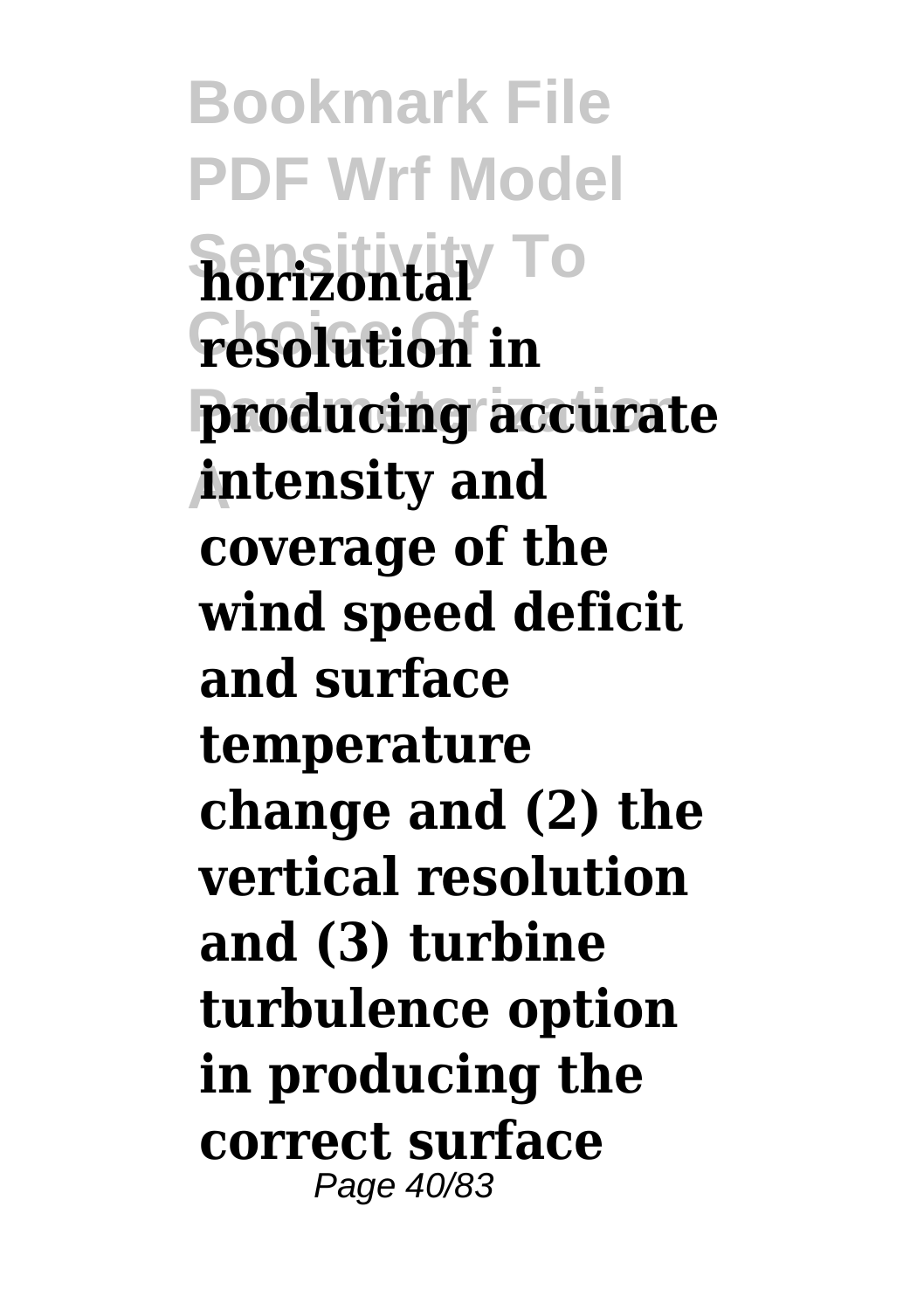**horizontal resolution in producing accurate intensity and coverage of the wind speed deficit and surface temperature change and (2) the vertical resolution and (3) turbine turbulence option in producing the correct surface**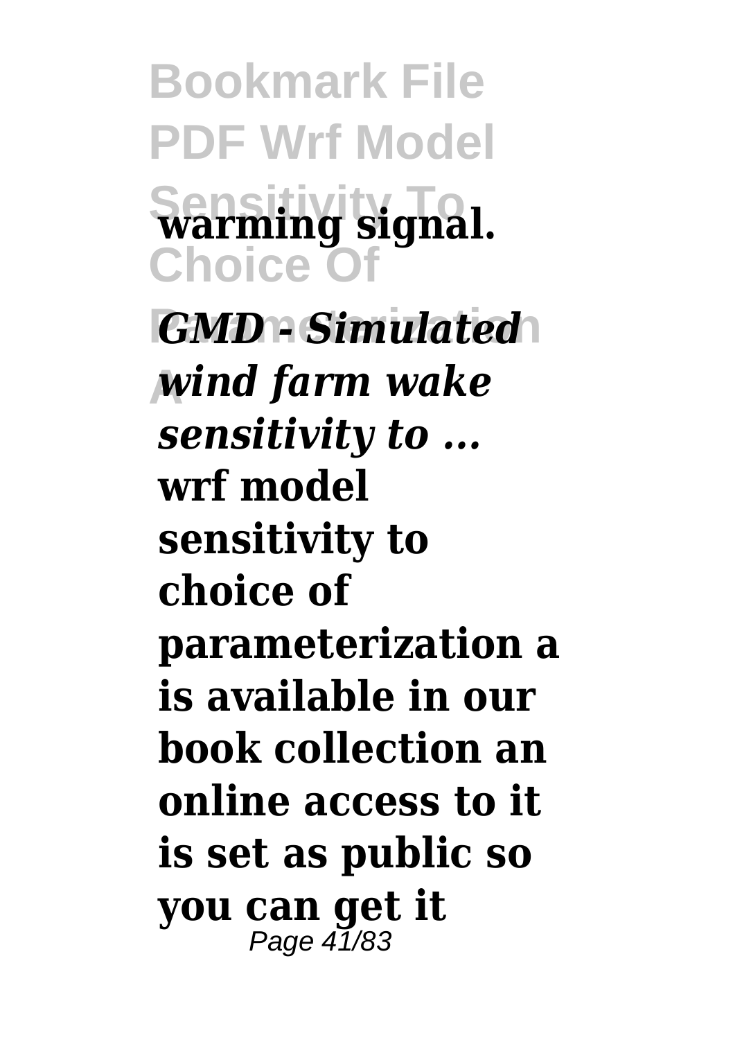**warming signal.**

***GMD - Simulated wind farm wake sensitivity to ...***

**wrf model sensitivity to choice of parameterization a is available in our book collection an online access to it is set as public so you can get it**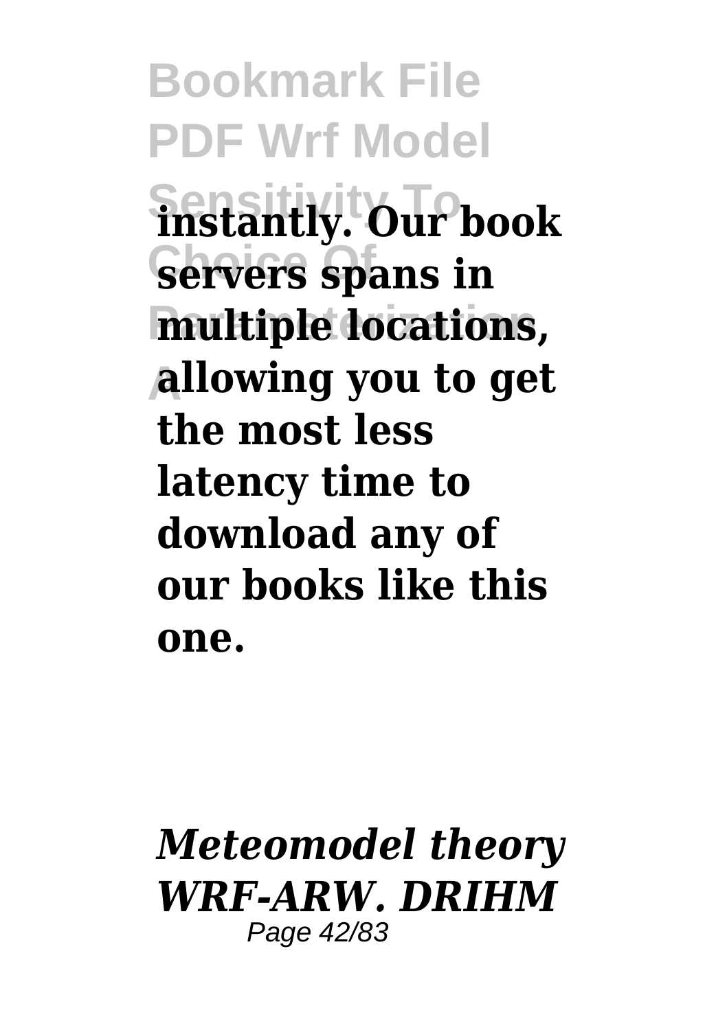**instantly. Our book servers spans in multiple locations, allowing you to get the most less latency time to download any of our books like this one.**

***Meteomodel theory WRF-ARW. DRIHM***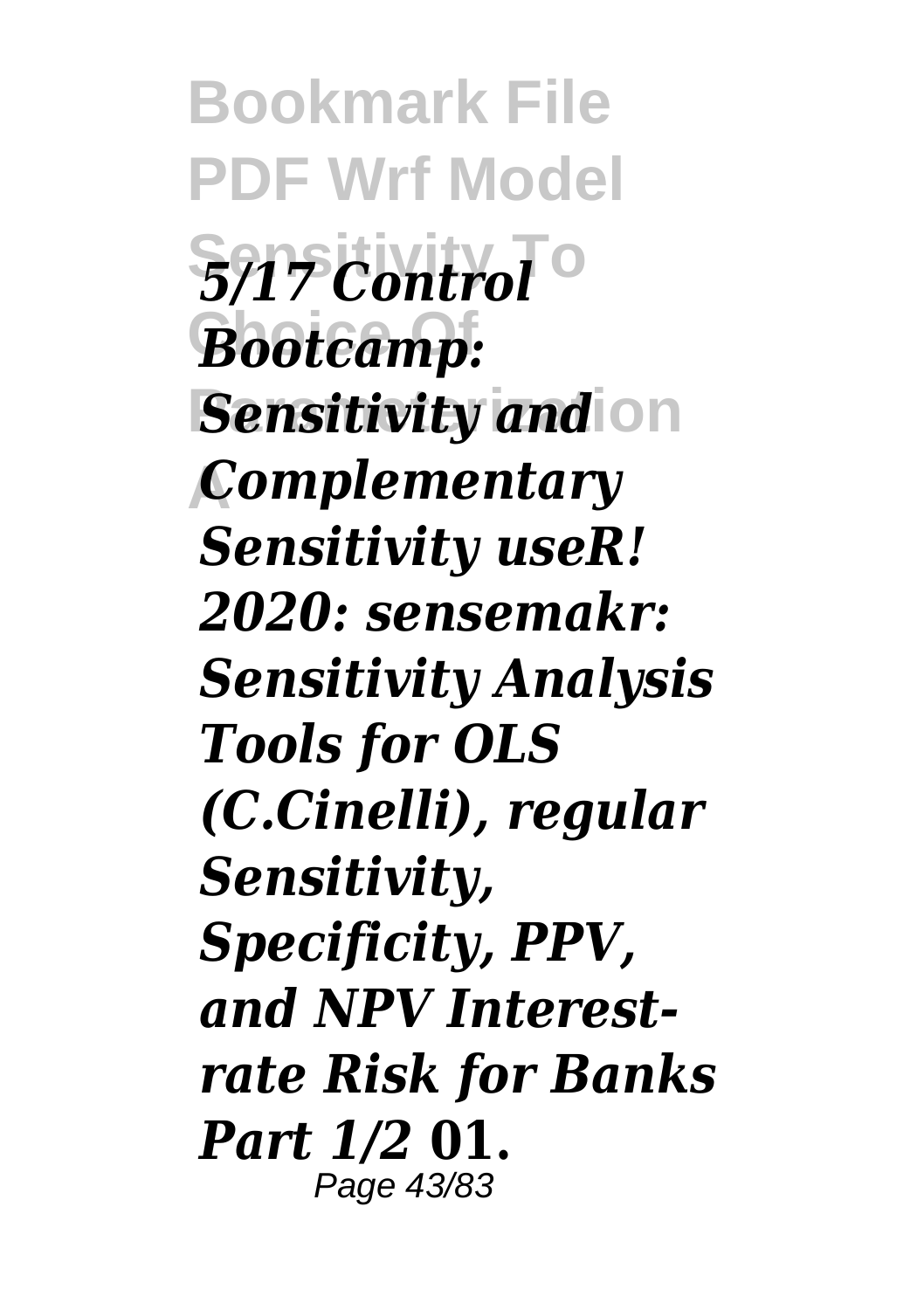*5/17 Control Bootcamp: Sensitivity and Complementary Sensitivity useR! 2020: sensemakr: Sensitivity Analysis Tools for OLS (C.Cinelli), regular Sensitivity, Specificity, PPV, and NPV Interest-rate Risk for Banks Part 1/2* **01.**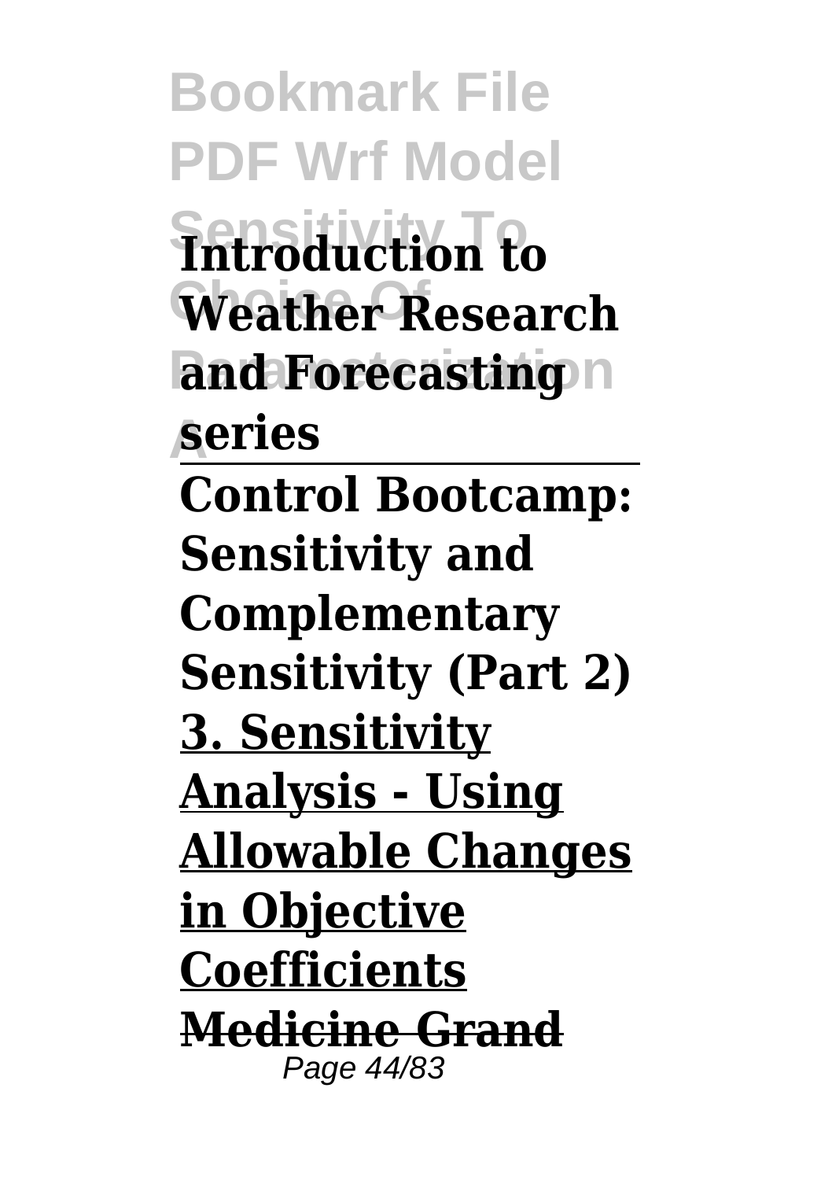**Introduction to Weather Research and Forecasting series**

---

**Control Bootcamp: Sensitivity and Complementary Sensitivity (Part 2)**

**3. Sensitivity Analysis - Using Allowable Changes in Objective Coefficients**

**Medicine Grand**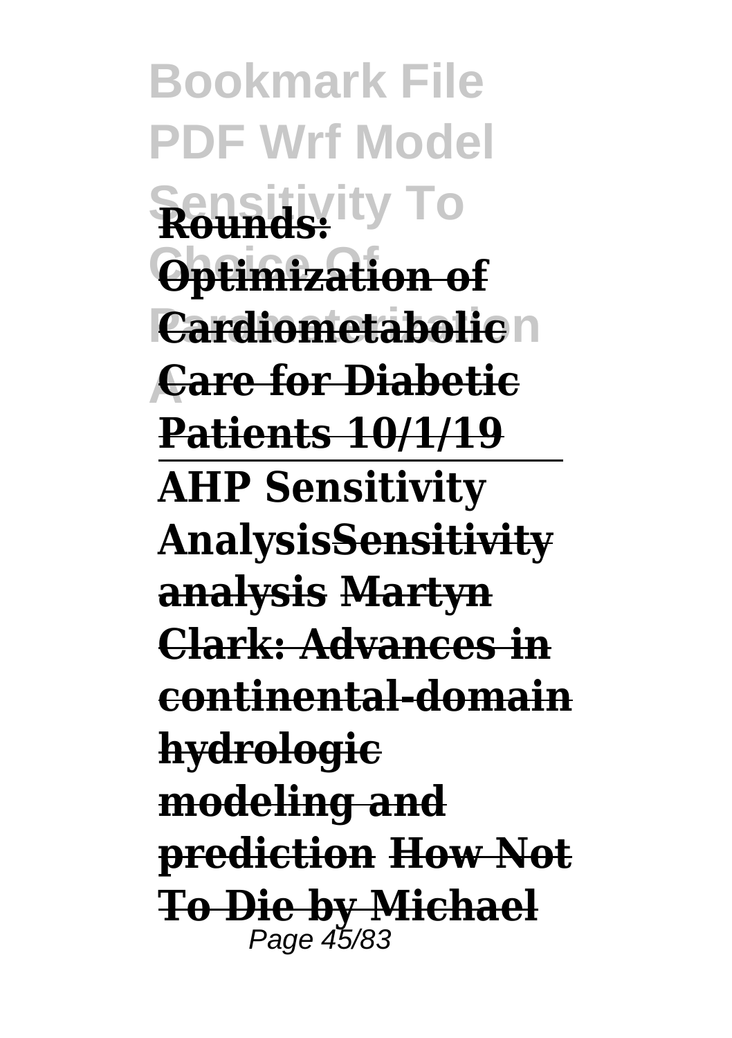**Rounds: Optimization of Cardiometabolic Care for Diabetic Patients 10/1/19**

**AHP Sensitivity AnalysisSensitivity analysis Martyn Clark: Advances in continental-domain hydrologic modeling and prediction How Not To Die by Michael**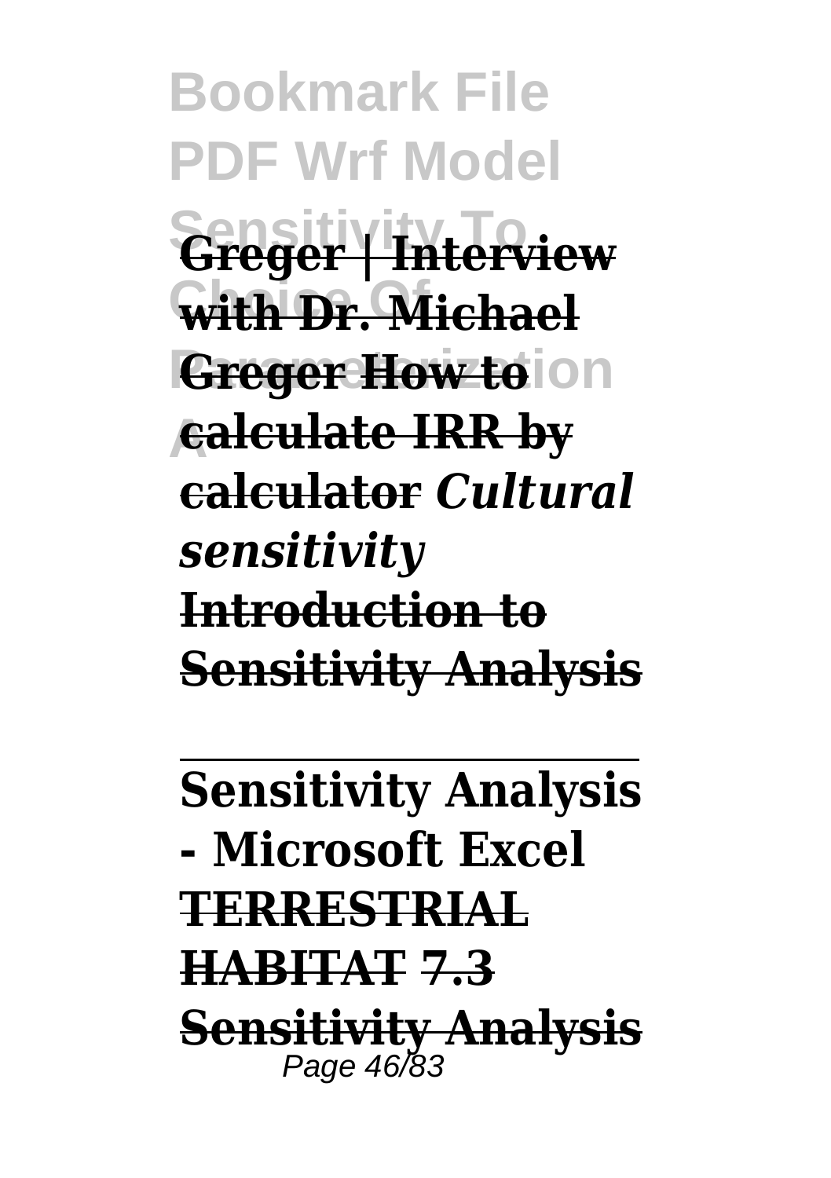**Greger | Interview with Dr. Michael Greger How to calculate IRR by calculator** ***Cultural sensitivity*** **Introduction to Sensitivity Analysis**

---

**Sensitivity Analysis - Microsoft Excel TERRESTRIAL HABITAT 7.3 Sensitivity Analysis**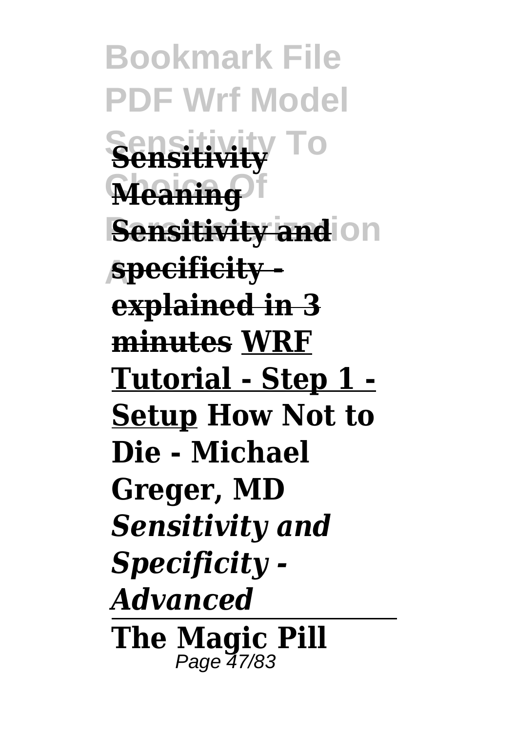**Sensitivity Meaning** **Sensitivity and specificity - explained in 3 minutes** **WRF Tutorial - Step 1 - Setup** **How Not to Die - Michael Greger, MD** ***Sensitivity and Specificity - Advanced***

**The Magic Pill**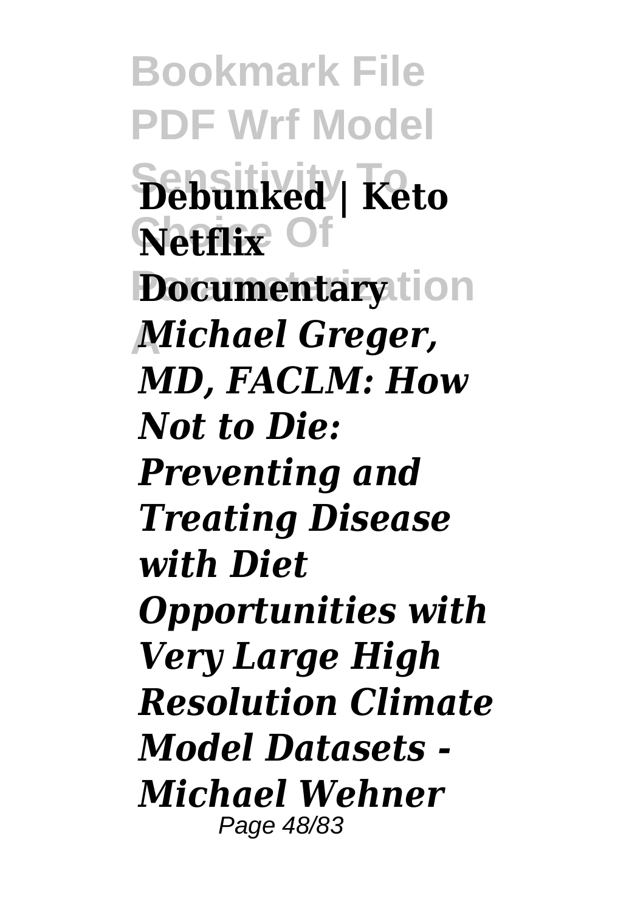**Debunked | Keto Netflix Documentary**

***Michael Greger, MD, FACLM: How Not to Die: Preventing and Treating Disease with Diet***

***Opportunities with Very Large High Resolution Climate Model Datasets - Michael Wehner***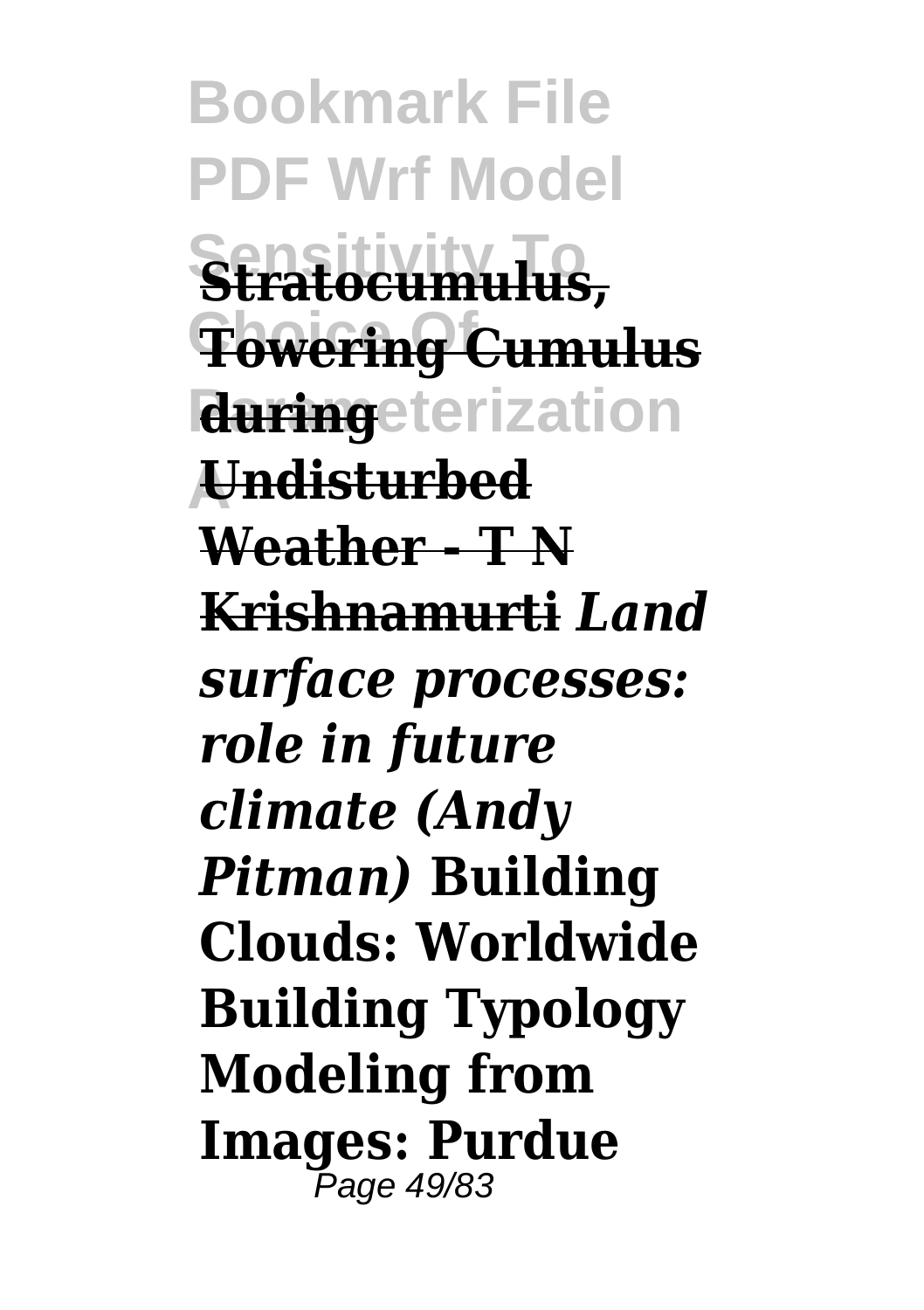**Stratocumulus, Towering Cumulus during Undisturbed Weather - T N Krishnamurti** ***Land surface processes: role in future climate (Andy Pitman)*** **Building Clouds: Worldwide Building Typology Modeling from Images: Purdue**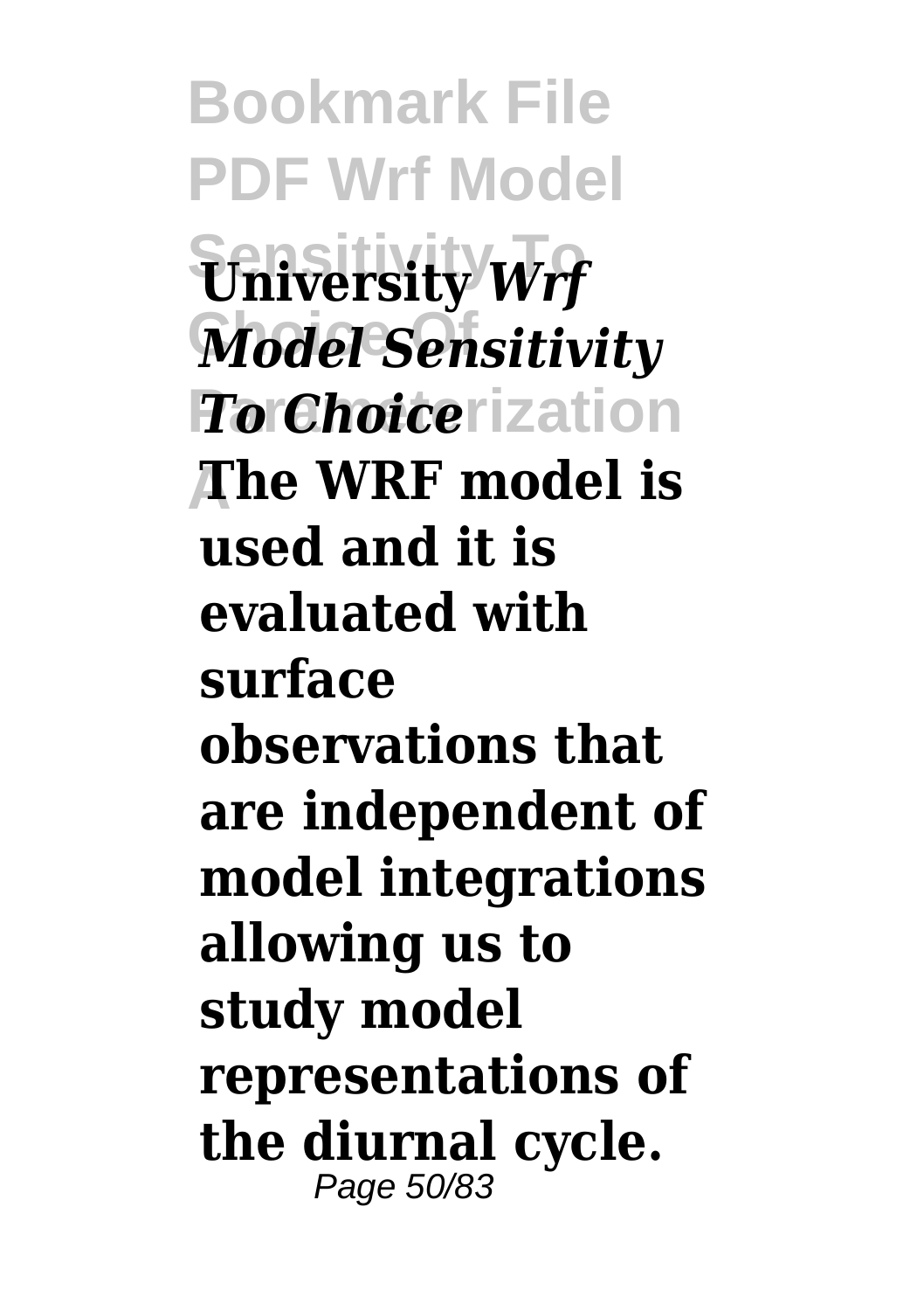**University** ***Wrf Model Sensitivity To Choice*** **The WRF model is used and it is evaluated with surface observations that are independent of model integrations allowing us to study model representations of the diurnal cycle.**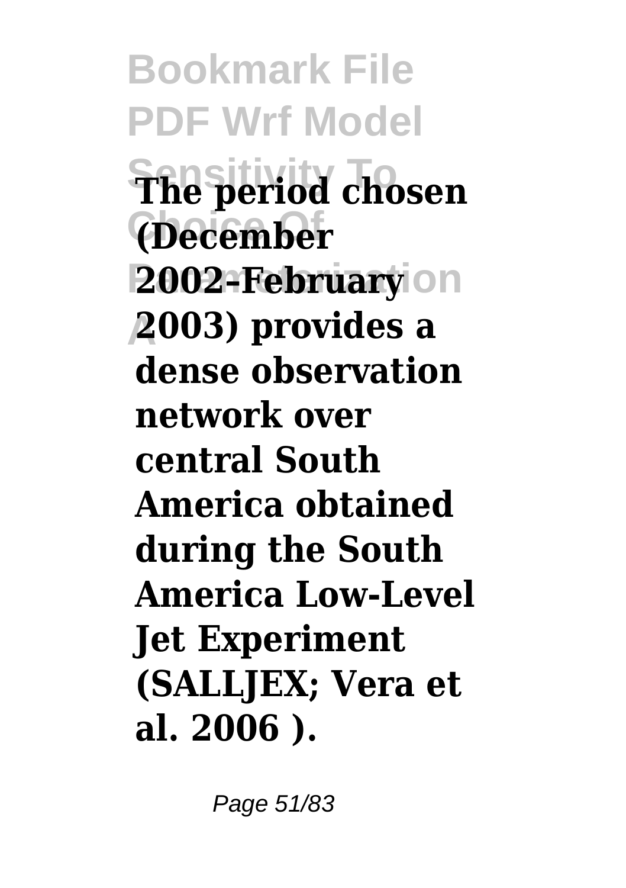**The period chosen (December 2002–February 2003) provides a dense observation network over central South America obtained during the South America Low-Level Jet Experiment (SALLJEX; Vera et al. 2006 ).**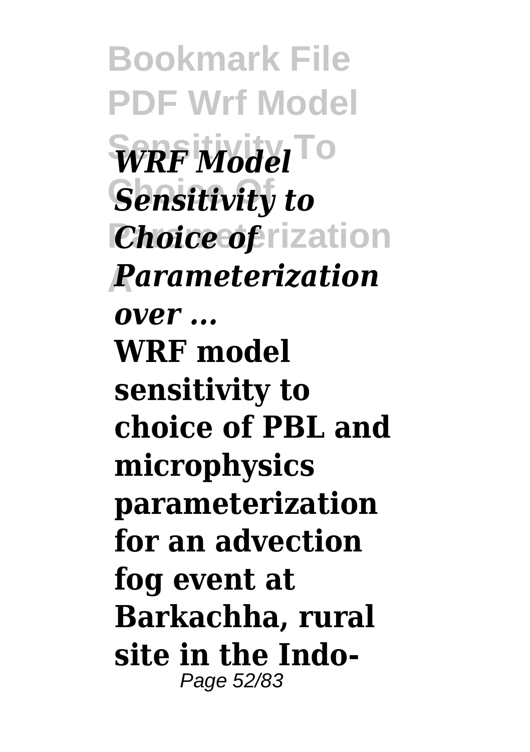***WRF Model Sensitivity to Choice of Parameterization over ...***

**WRF model sensitivity to choice of PBL and microphysics parameterization for an advection fog event at Barkachha, rural site in the Indo-**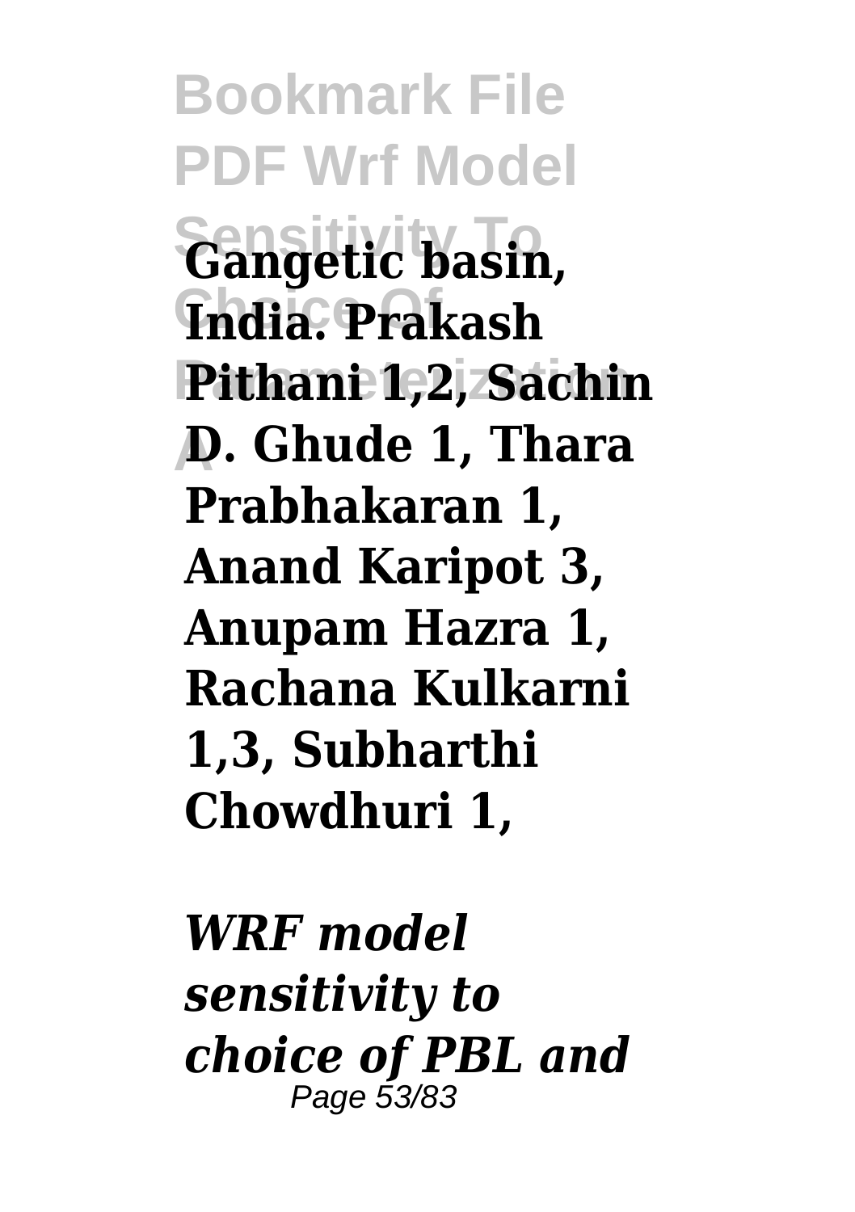**Gangetic basin, India. Prakash Pithani 1,2, Sachin D. Ghude 1, Thara Prabhakaran 1, Anand Karipot 3, Anupam Hazra 1, Rachana Kulkarni 1,3, Subharthi Chowdhuri 1,**

***WRF model sensitivity to choice of PBL and***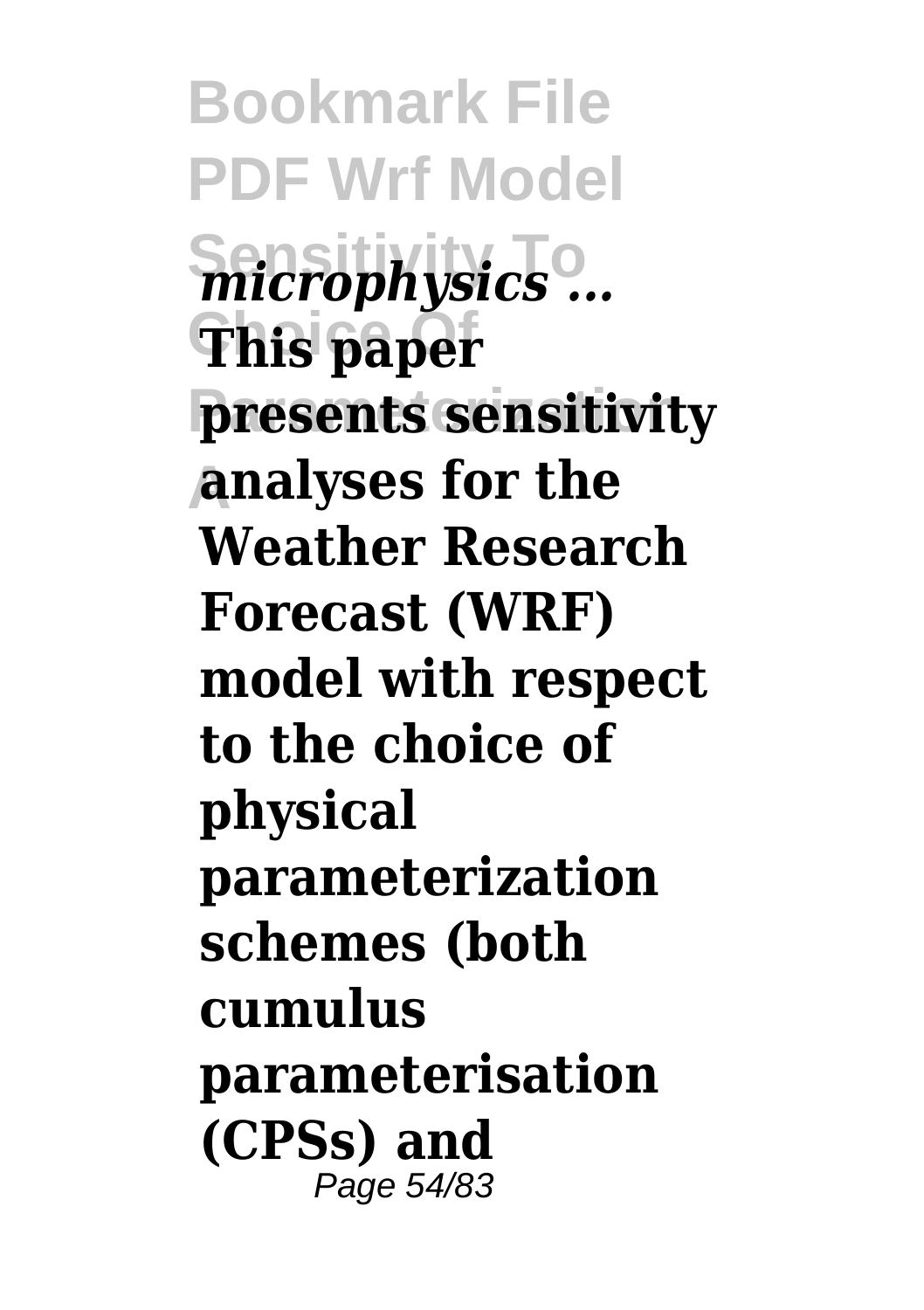*microphysics ...*

**This paper presents sensitivity analyses for the Weather Research Forecast (WRF) model with respect to the choice of physical parameterization schemes (both cumulus parameterisation (CPSs) and**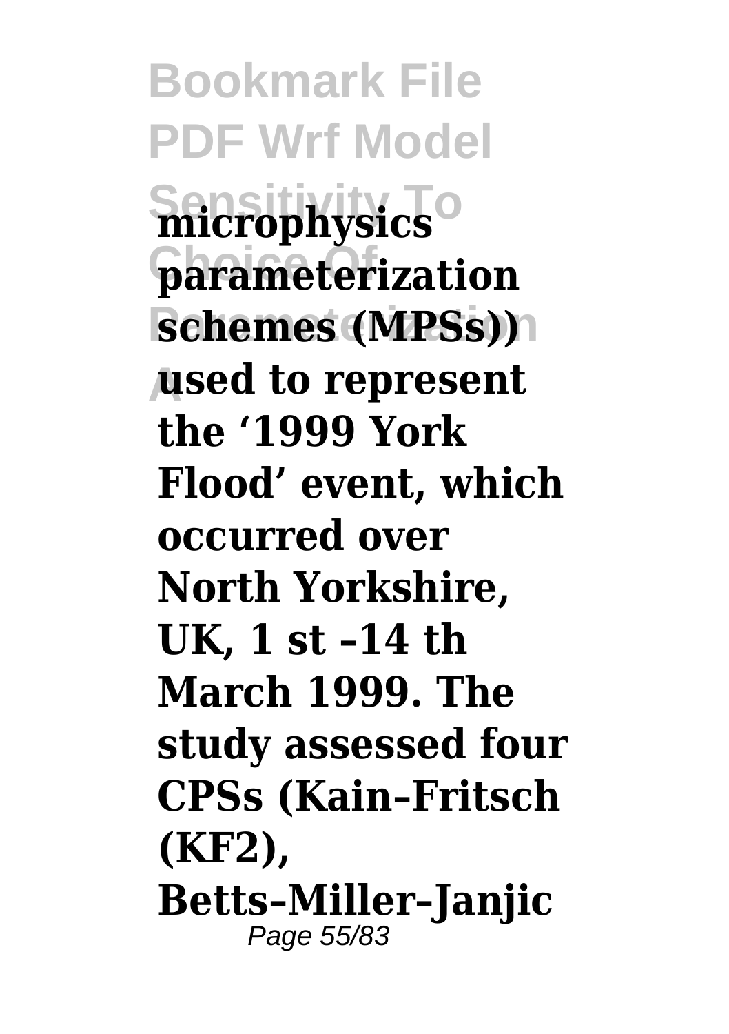**microphysics parameterization schemes (MPSs)) used to represent the '1999 York Flood' event, which occurred over North Yorkshire, UK, 1 st –14 th March 1999. The study assessed four CPSs (Kain–Fritsch (KF2), Betts–Miller–Janjic**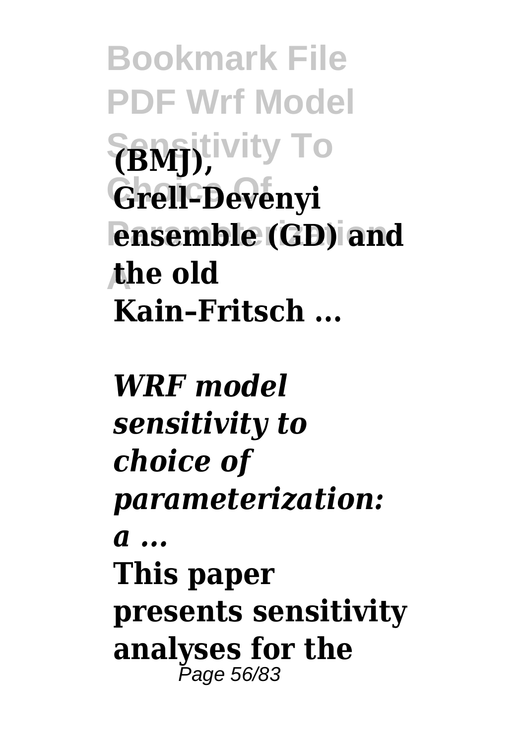**(BMJ), Grell–Devenyi ensemble (GD) and the old Kain–Fritsch ...**

***WRF model sensitivity to choice of parameterization: a ...***

**This paper presents sensitivity analyses for the**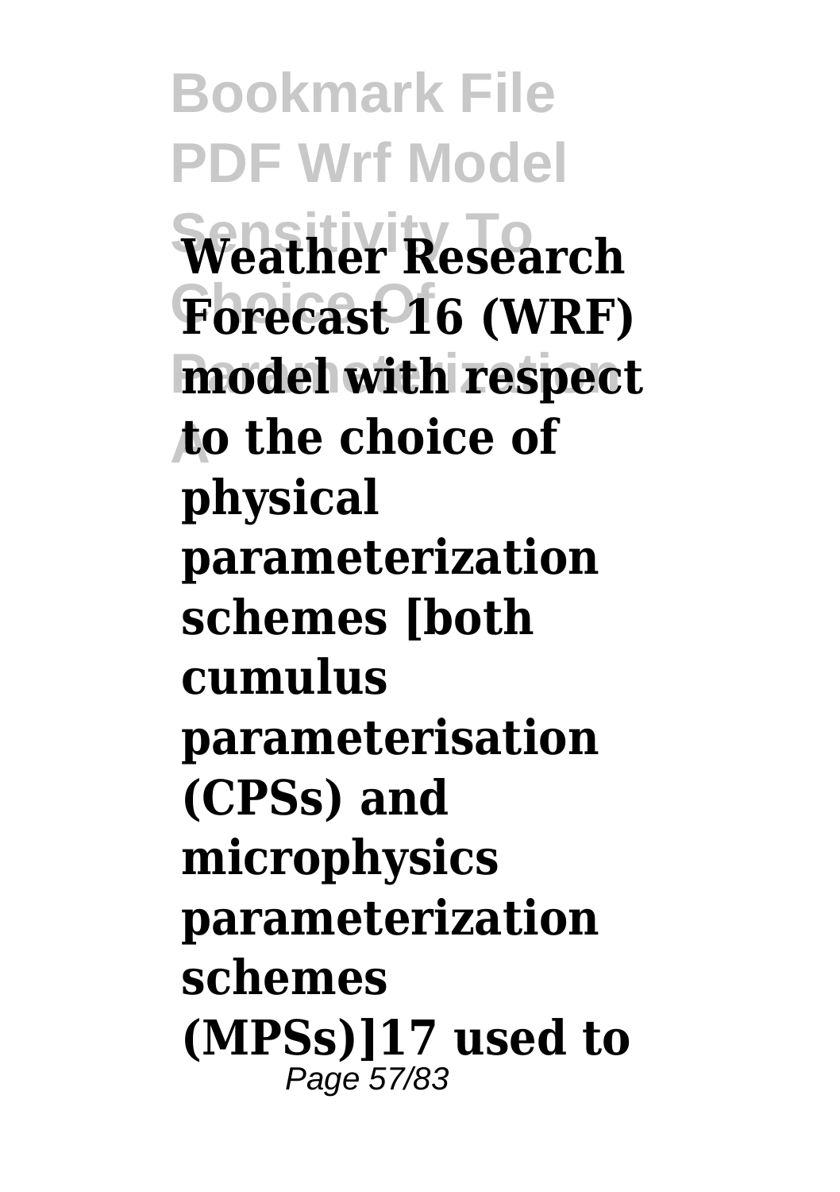**Weather Research Forecast 16 (WRF) model with respect to the choice of physical parameterization schemes [both cumulus parameterisation (CPSs) and microphysics parameterization schemes (MPSs)]17 used to**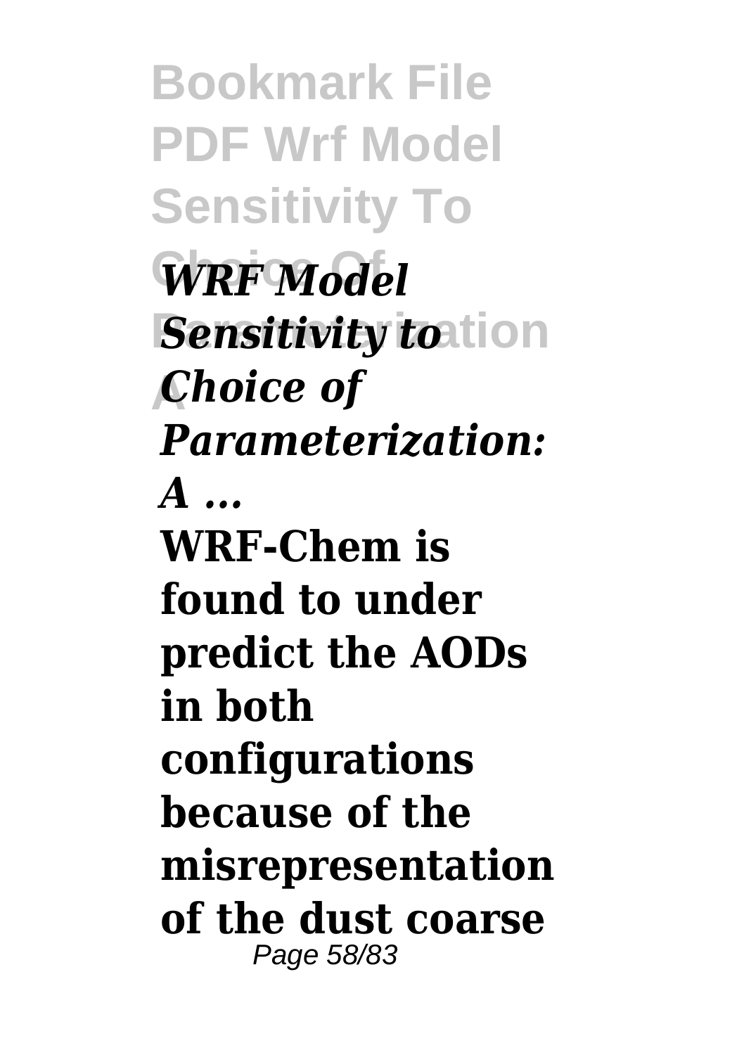***WRF Model Sensitivity to Choice of Parameterization: A ...***

**WRF-Chem is found to under predict the AODs in both configurations because of the misrepresentation of the dust coarse**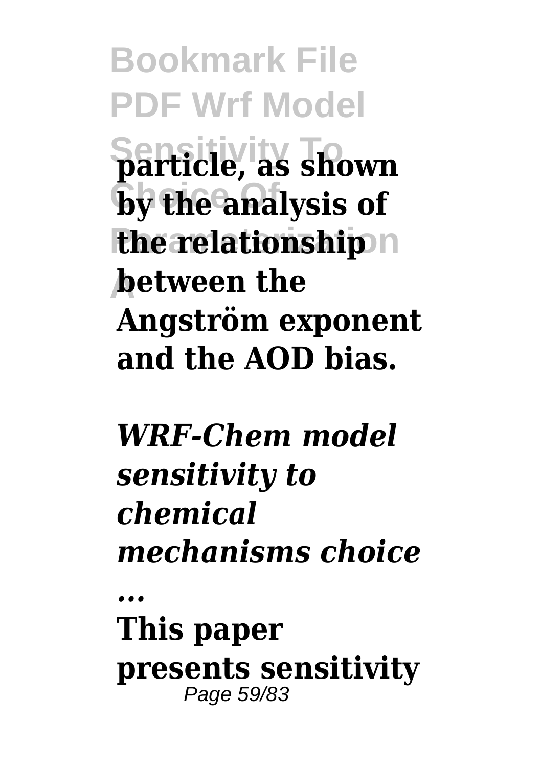**particle, as shown by the analysis of the relationship between the Angström exponent and the AOD bias.**

***WRF-Chem model sensitivity to chemical mechanisms choice ...***

**This paper presents sensitivity**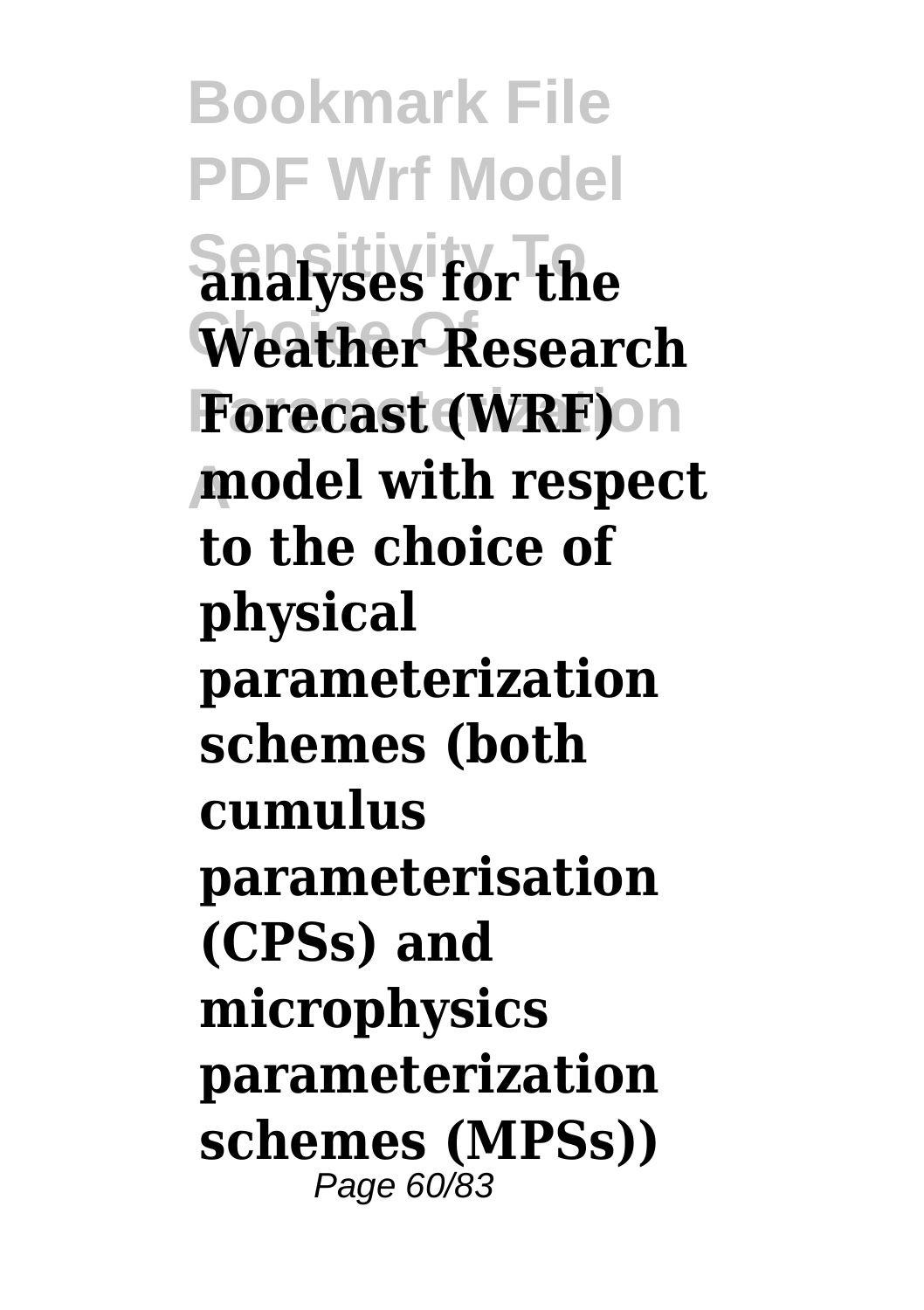**analyses for the Weather Research Forecast (WRF) model with respect to the choice of physical parameterization schemes (both cumulus parameterisation (CPSs) and microphysics parameterization schemes (MPSs))**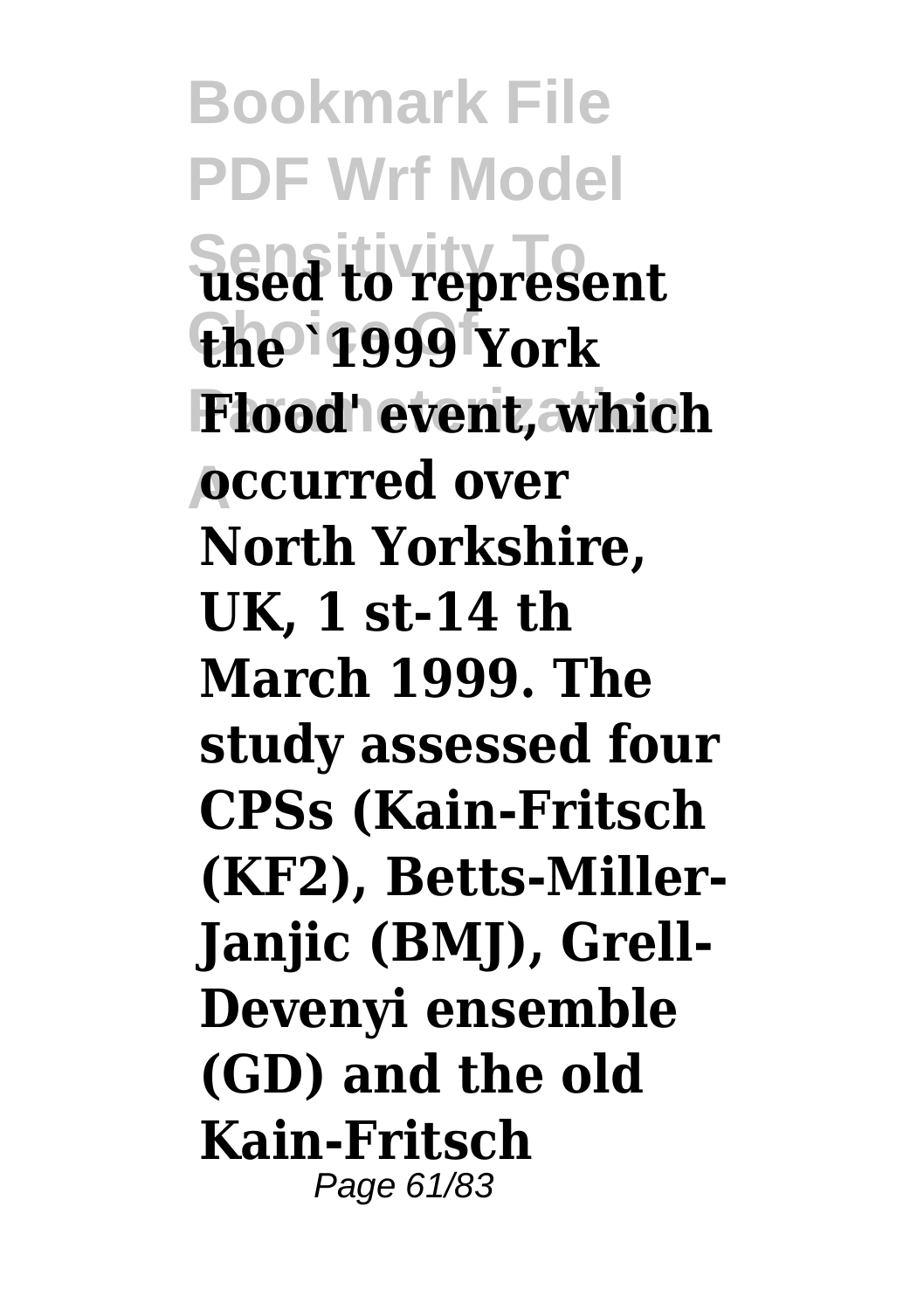**used to represent the `1999 York Flood' event, which occurred over North Yorkshire, UK, 1 st-14 th March 1999. The study assessed four CPSs (Kain-Fritsch (KF2), Betts-Miller-Janjic (BMJ), Grell-Devenyi ensemble (GD) and the old Kain-Fritsch**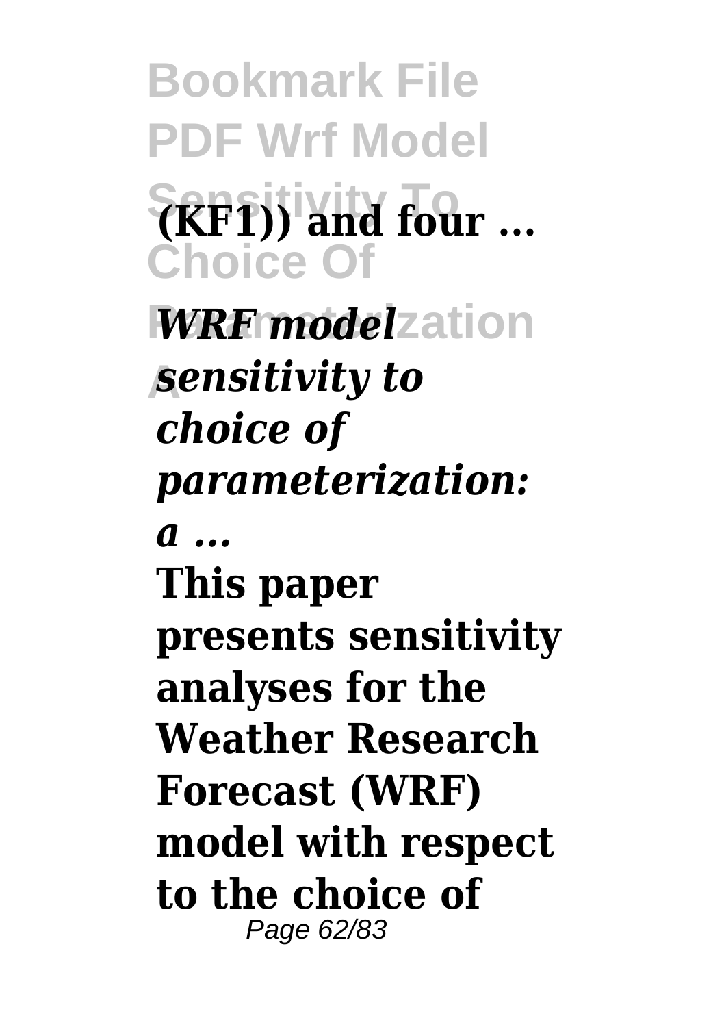**(KF1)) and four ...**

***WRF model sensitivity to choice of parameterization: a ...***

**This paper presents sensitivity analyses for the Weather Research Forecast (WRF) model with respect to the choice of**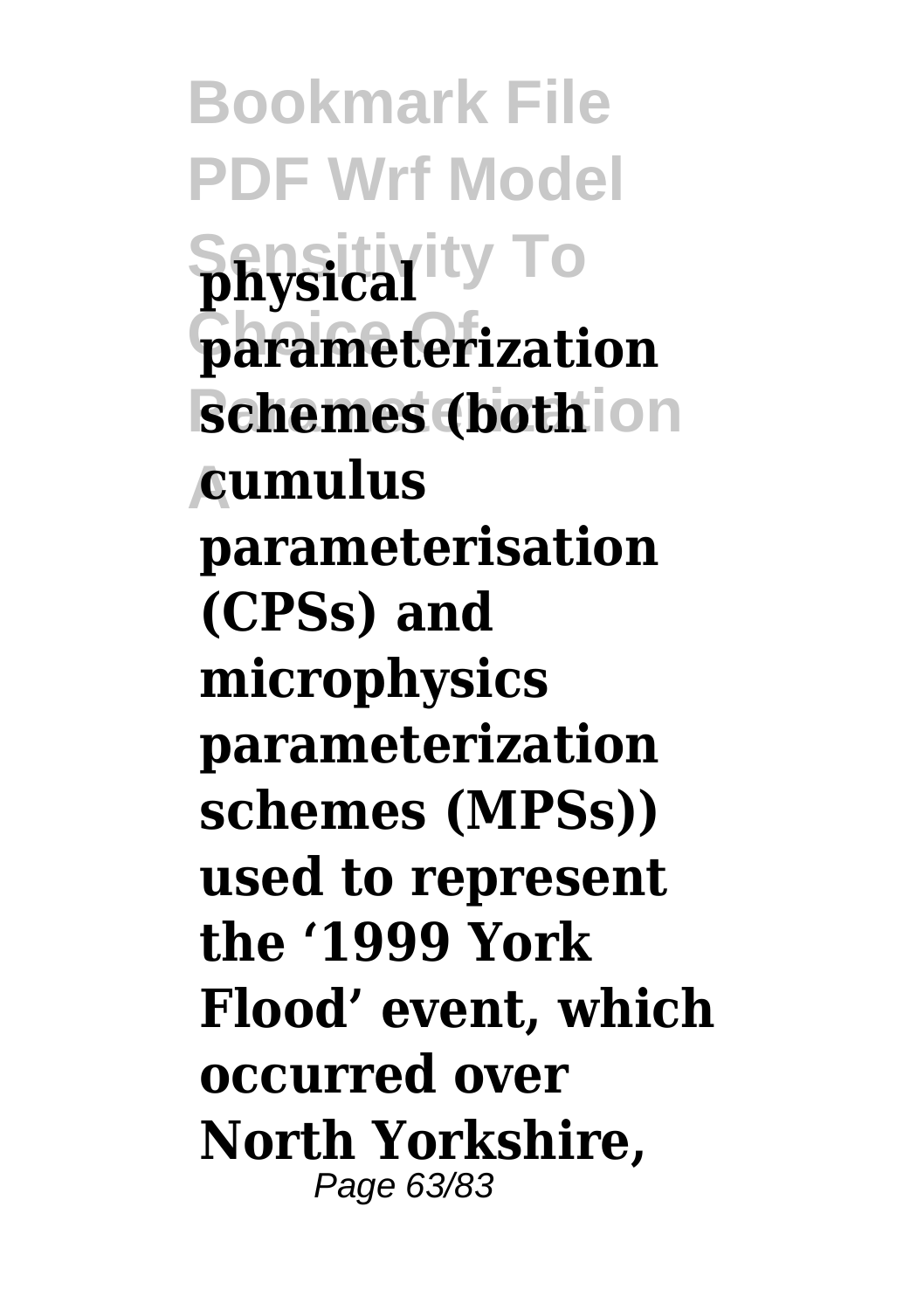**physical parameterization schemes (both cumulus parameterisation (CPSs) and microphysics parameterization schemes (MPSs)) used to represent the '1999 York Flood' event, which occurred over North Yorkshire,**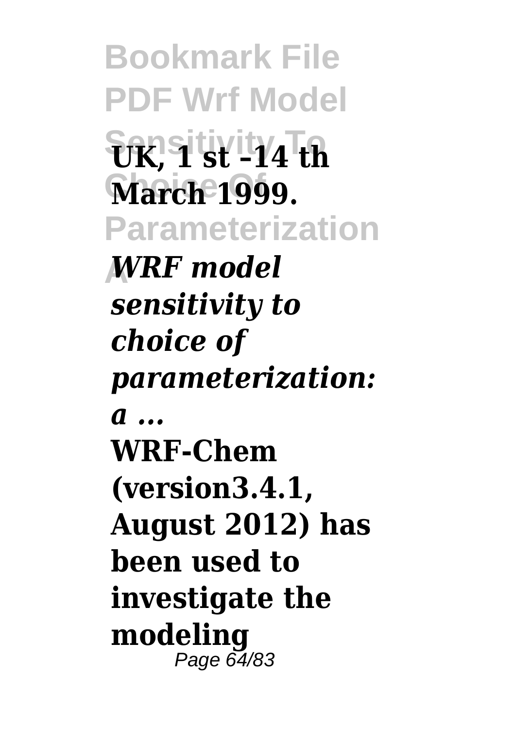**UK, 1 st –14 th March 1999.**

***WRF model sensitivity to choice of parameterization: a ...***

**WRF-Chem (version3.4.1, August 2012) has been used to investigate the modeling**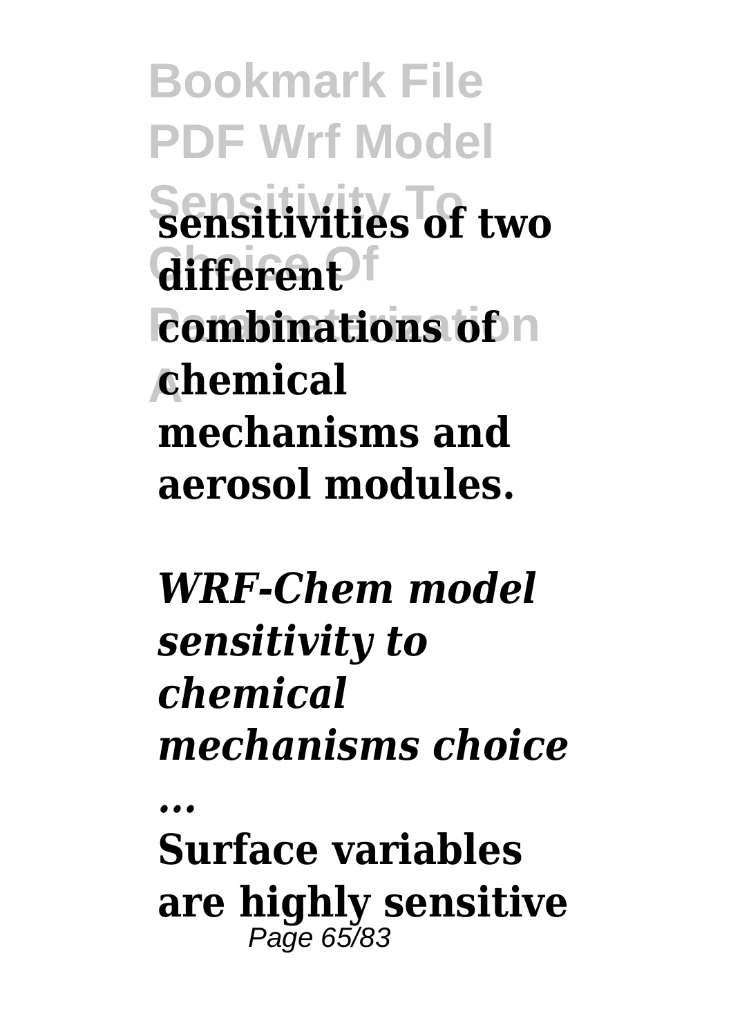**sensitivities of two different combinations of chemical mechanisms and aerosol modules.**

***WRF-Chem model sensitivity to chemical mechanisms choice ...***

**Surface variables are highly sensitive**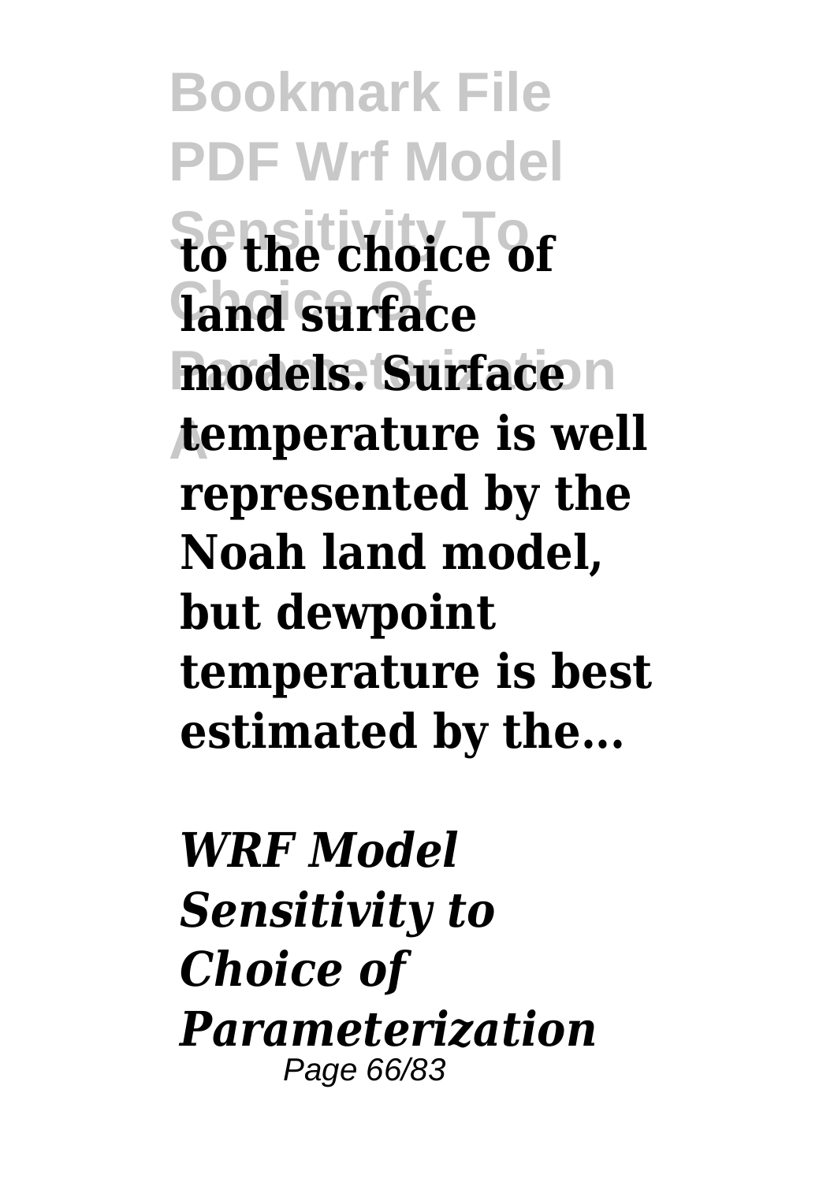**to the choice of land surface models. Surface temperature is well represented by the Noah land model, but dewpoint temperature is best estimated by the...**

***WRF Model Sensitivity to Choice of Parameterization***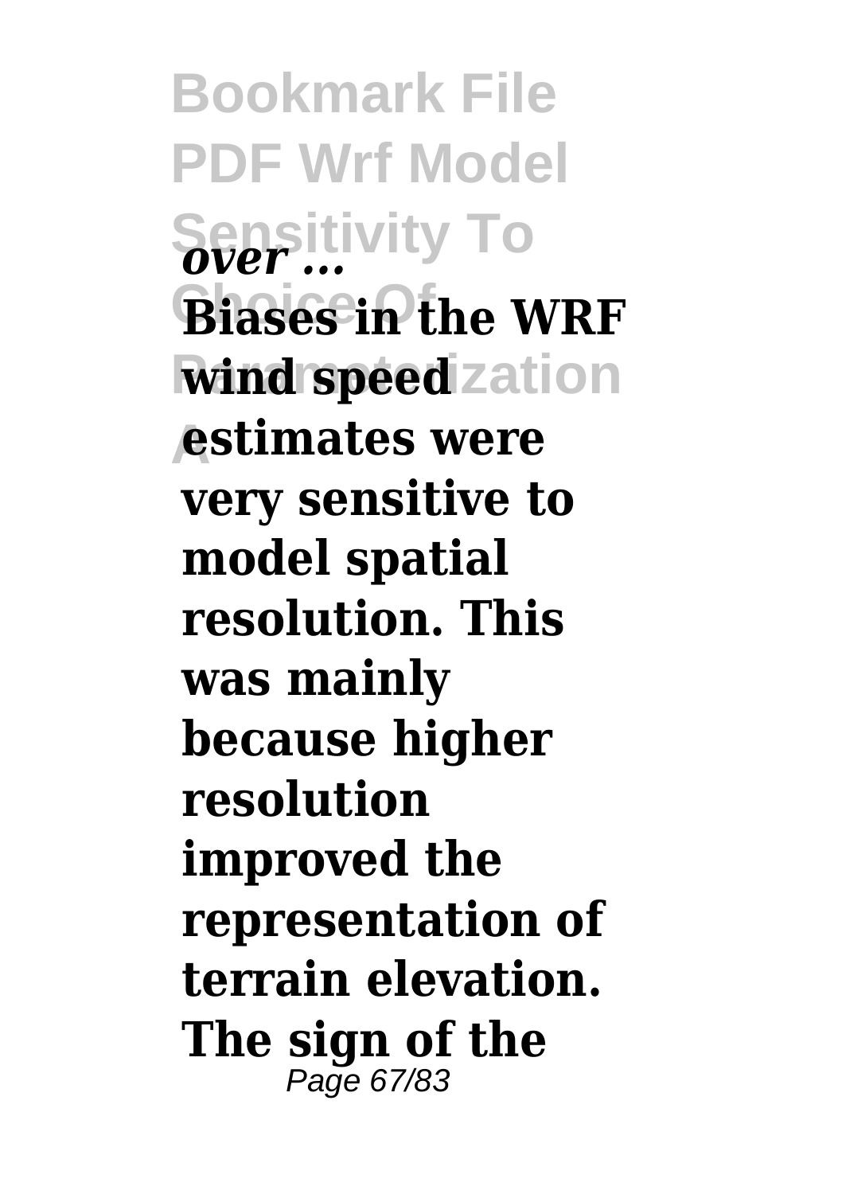*over ...*

**Biases in the WRF wind speed estimates were very sensitive to model spatial resolution. This was mainly because higher resolution improved the representation of terrain elevation. The sign of the**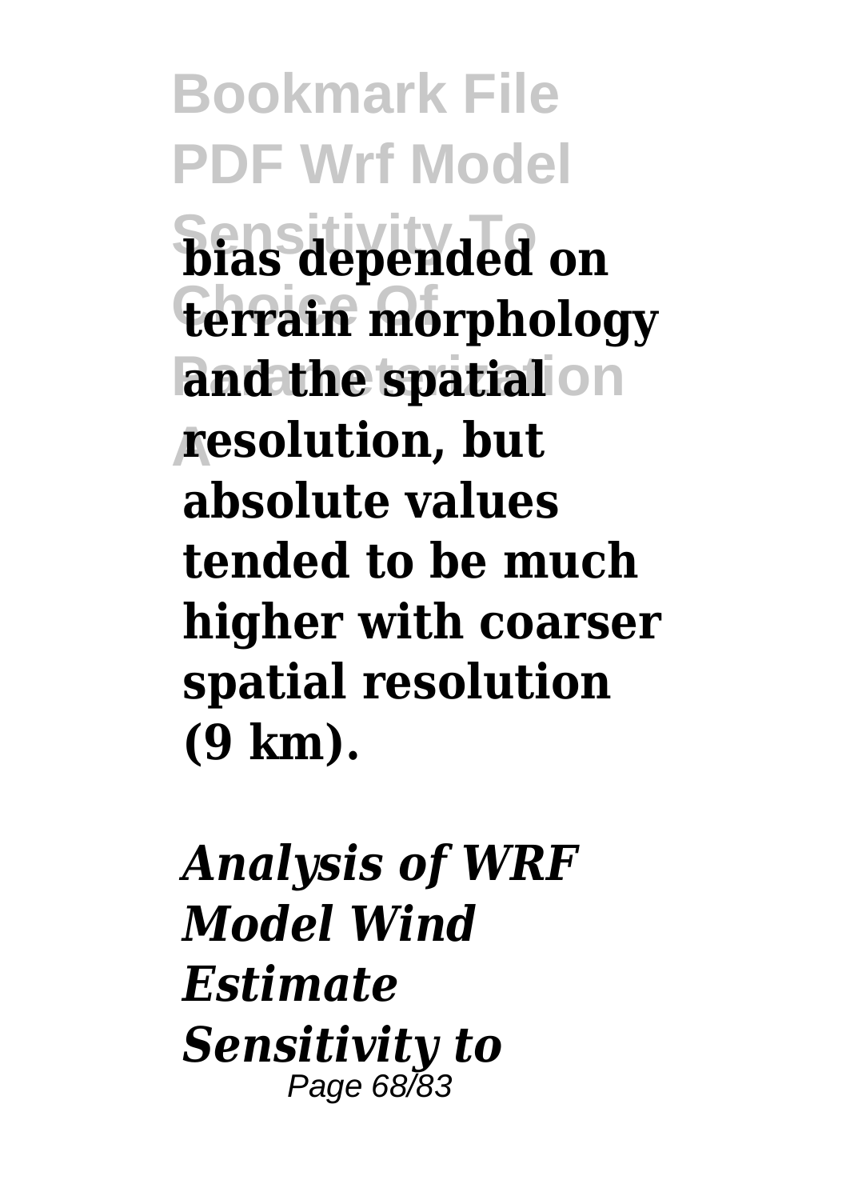**bias depended on terrain morphology and the spatial resolution, but absolute values tended to be much higher with coarser spatial resolution (9 km).**

***Analysis of WRF Model Wind Estimate Sensitivity to***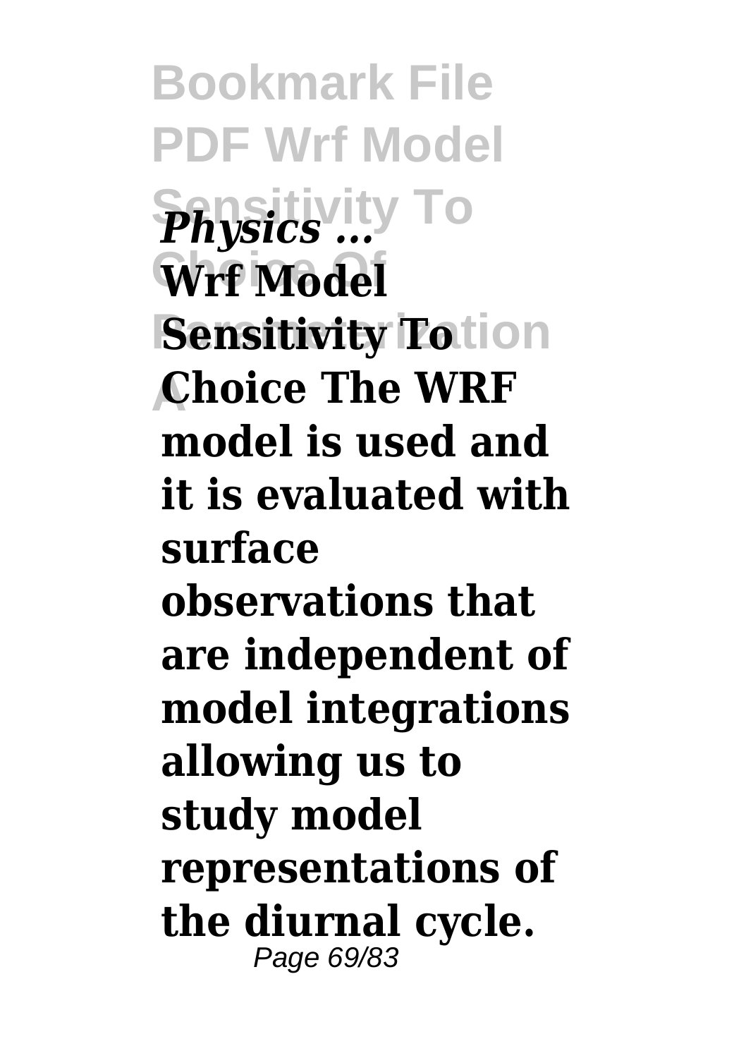***Physics ...***

**Wrf Model Sensitivity To Choice The WRF model is used and it is evaluated with surface observations that are independent of model integrations allowing us to study model representations of the diurnal cycle.**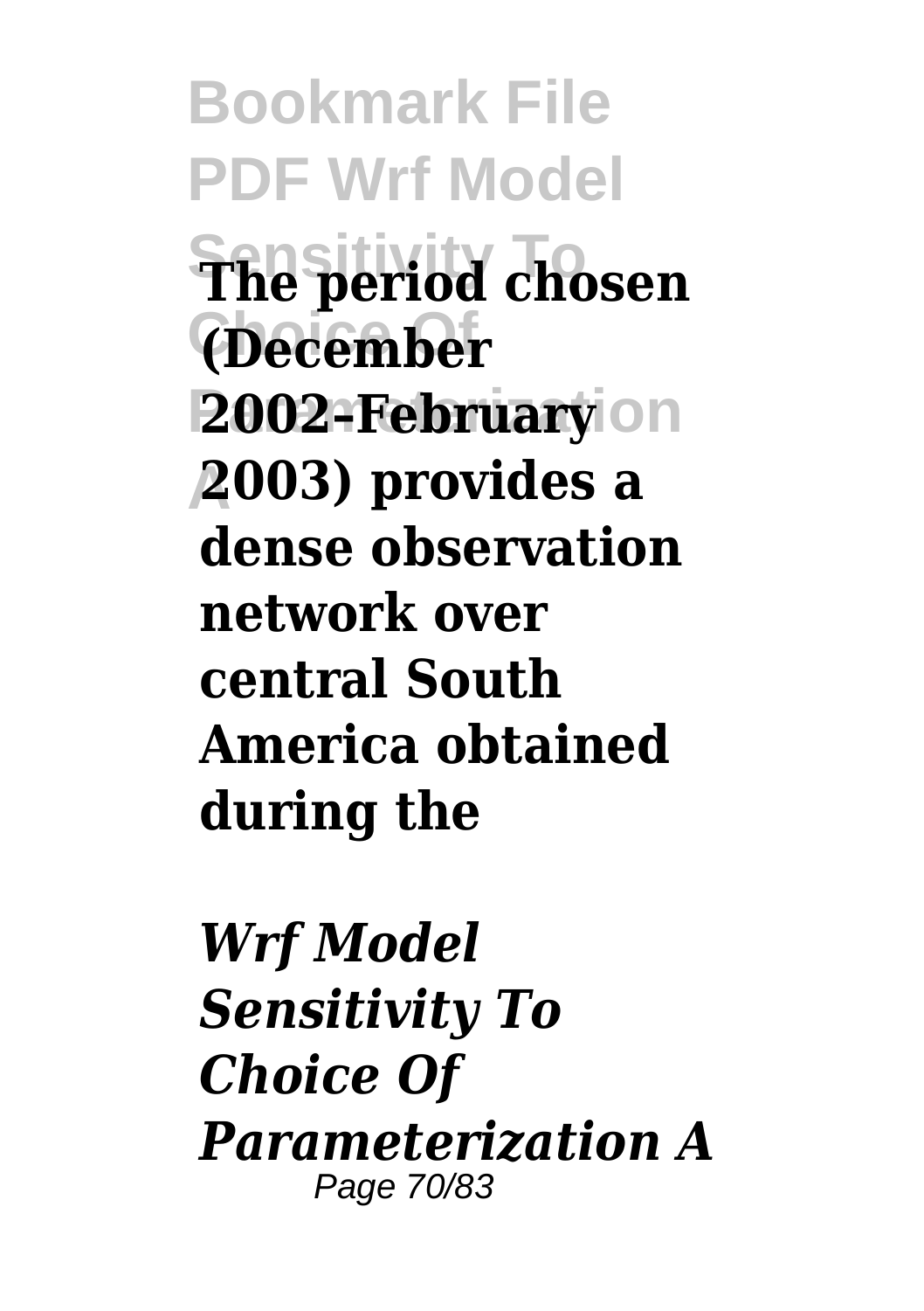**The period chosen (December 2002–February 2003) provides a dense observation network over central South America obtained during the**

***Wrf Model Sensitivity To Choice Of Parameterization A***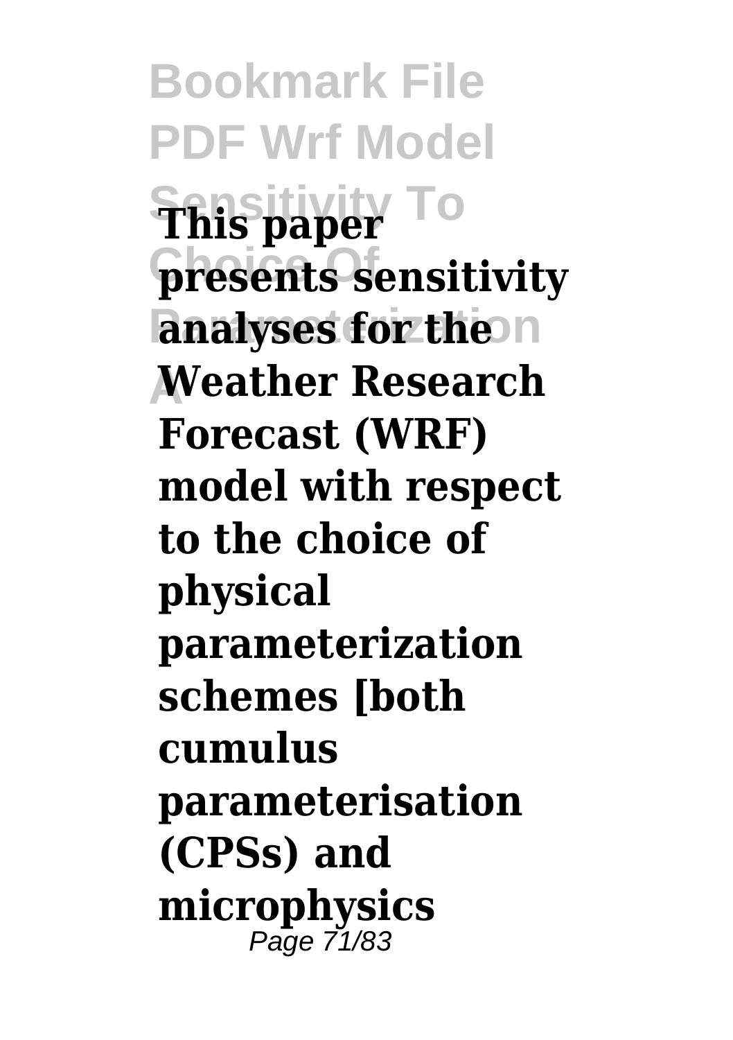**This paper presents sensitivity analyses for the Weather Research Forecast (WRF) model with respect to the choice of physical parameterization schemes [both cumulus parameterisation (CPSs) and microphysics**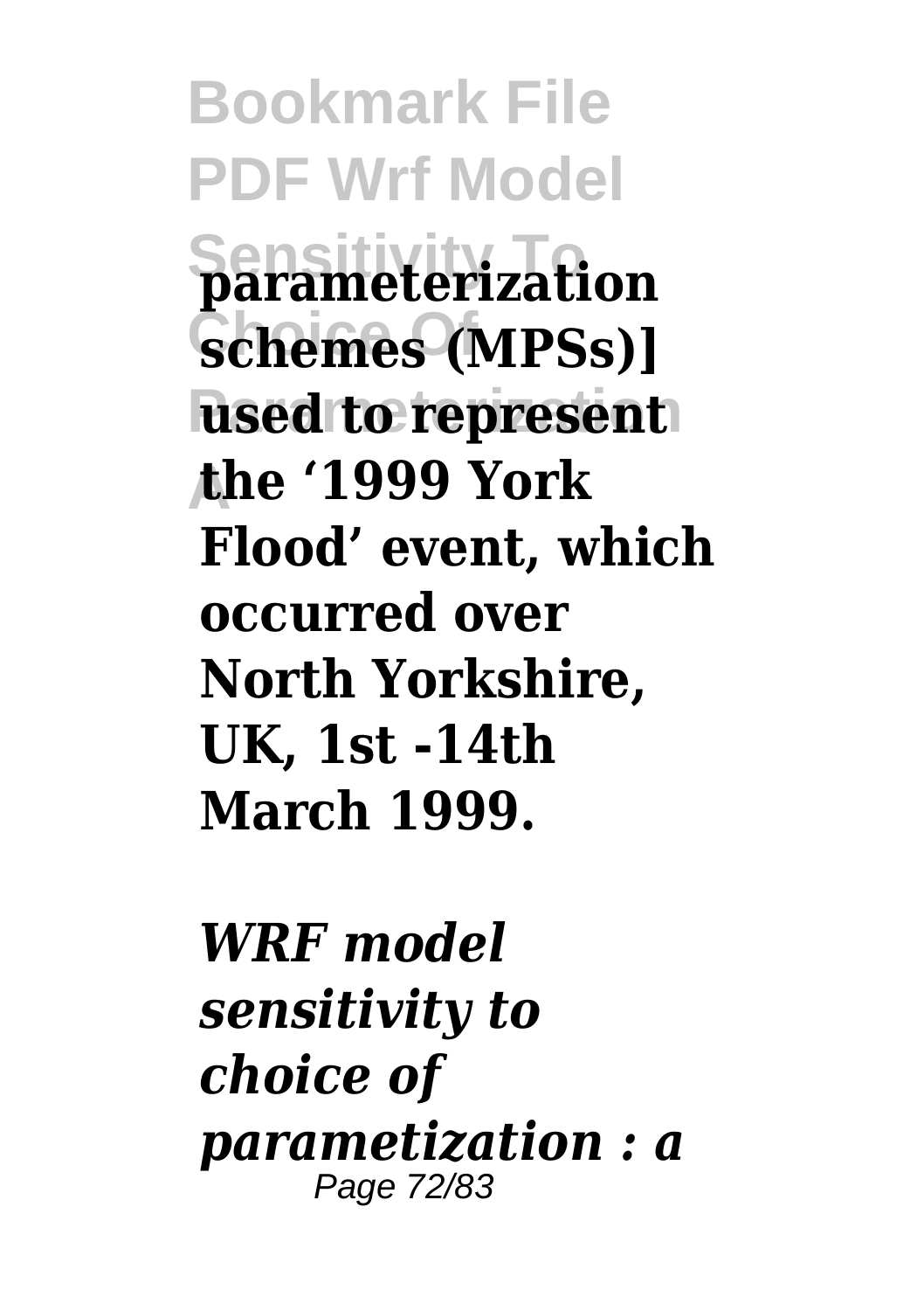**parameterization schemes (MPSs)] used to represent the '1999 York Flood' event, which occurred over North Yorkshire, UK, 1st -14th March 1999.**

***WRF model sensitivity to choice of parametization : a***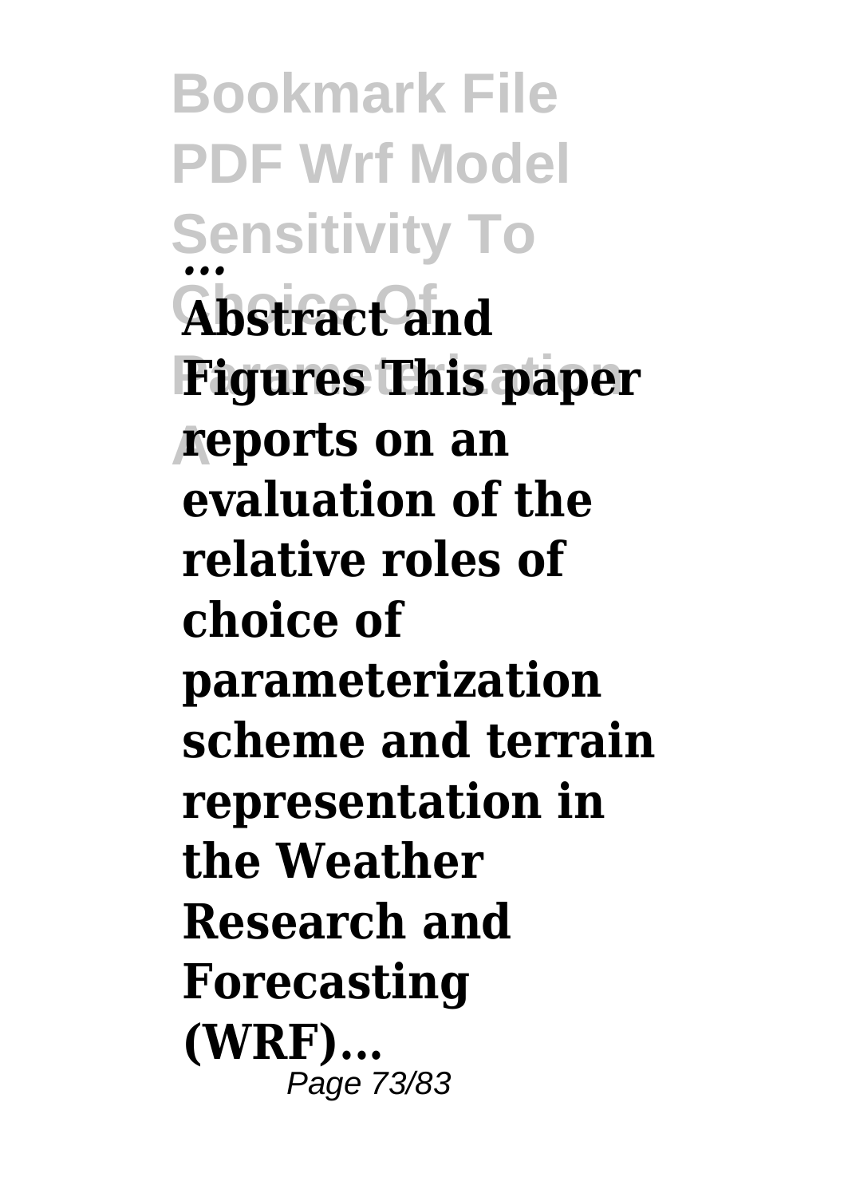**...**
**Abstract and Figures This paper reports on an evaluation of the relative roles of choice of parameterization scheme and terrain representation in the Weather Research and Forecasting (WRF)...**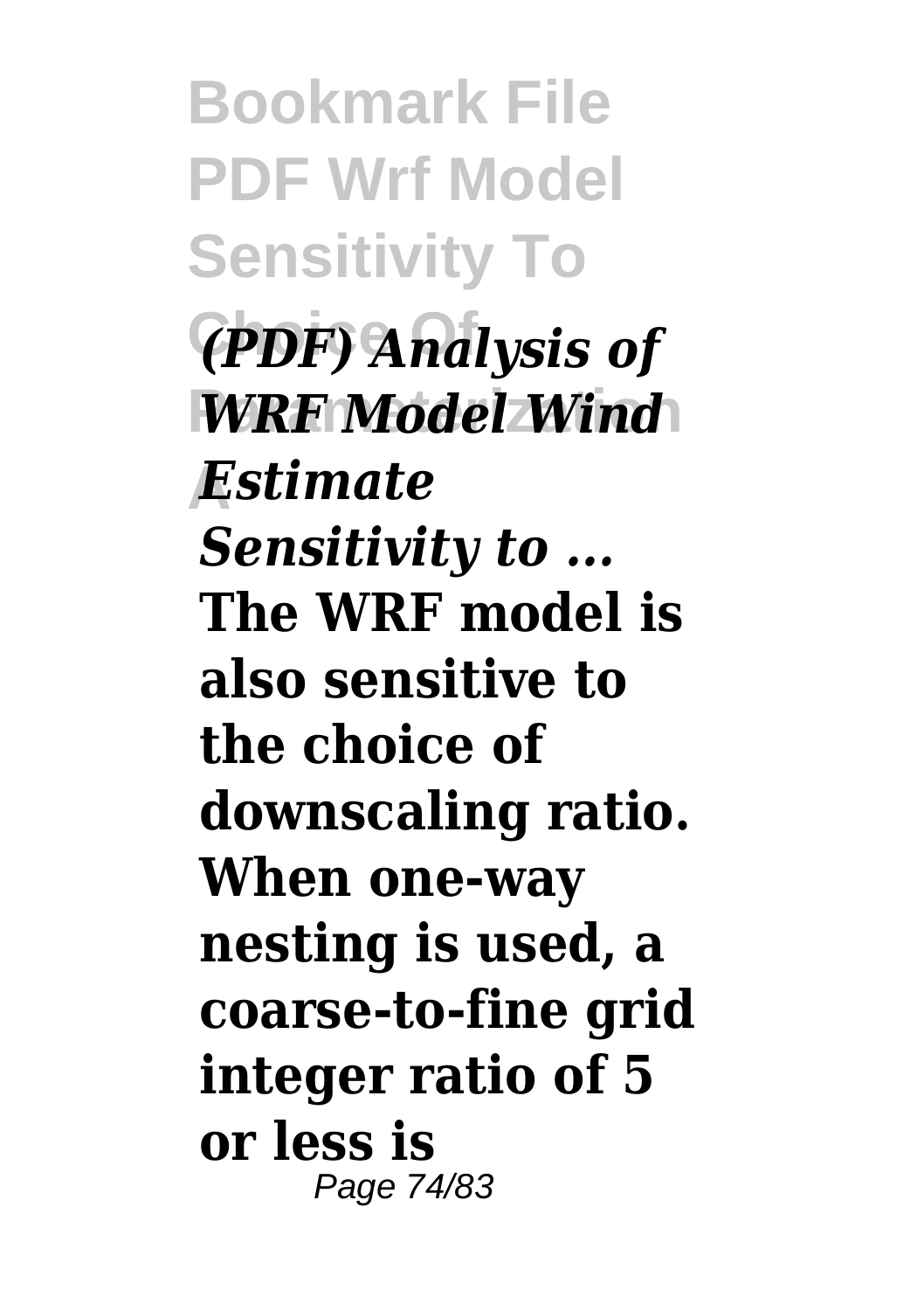***(PDF) Analysis of WRF Model Wind Estimate Sensitivity to ...***

**The WRF model is also sensitive to the choice of downscaling ratio. When one-way nesting is used, a coarse-to-fine grid integer ratio of 5 or less is**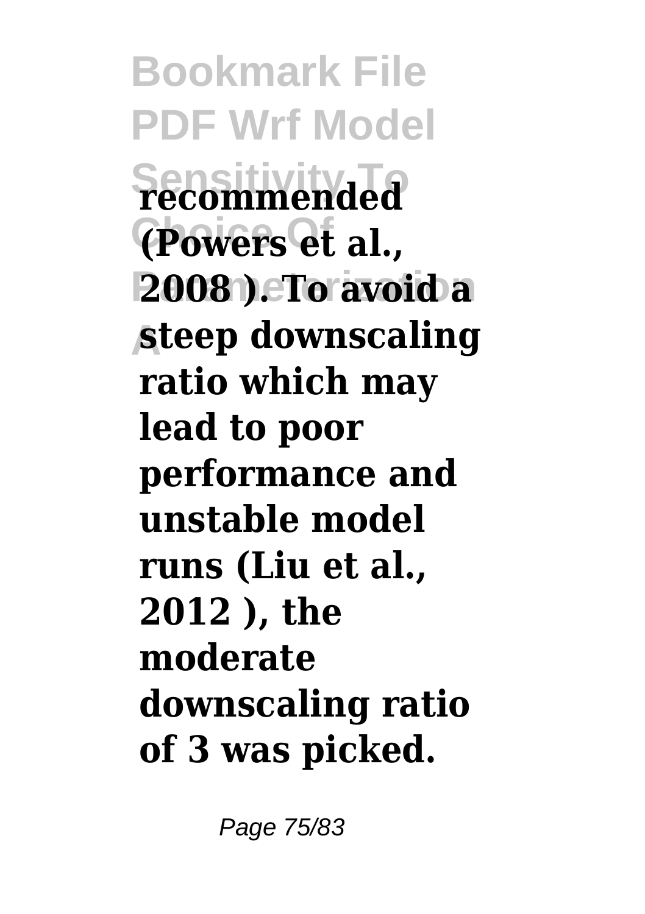**recommended (Powers et al., 2008 ). To avoid a steep downscaling ratio which may lead to poor performance and unstable model runs (Liu et al., 2012 ), the moderate downscaling ratio of 3 was picked.**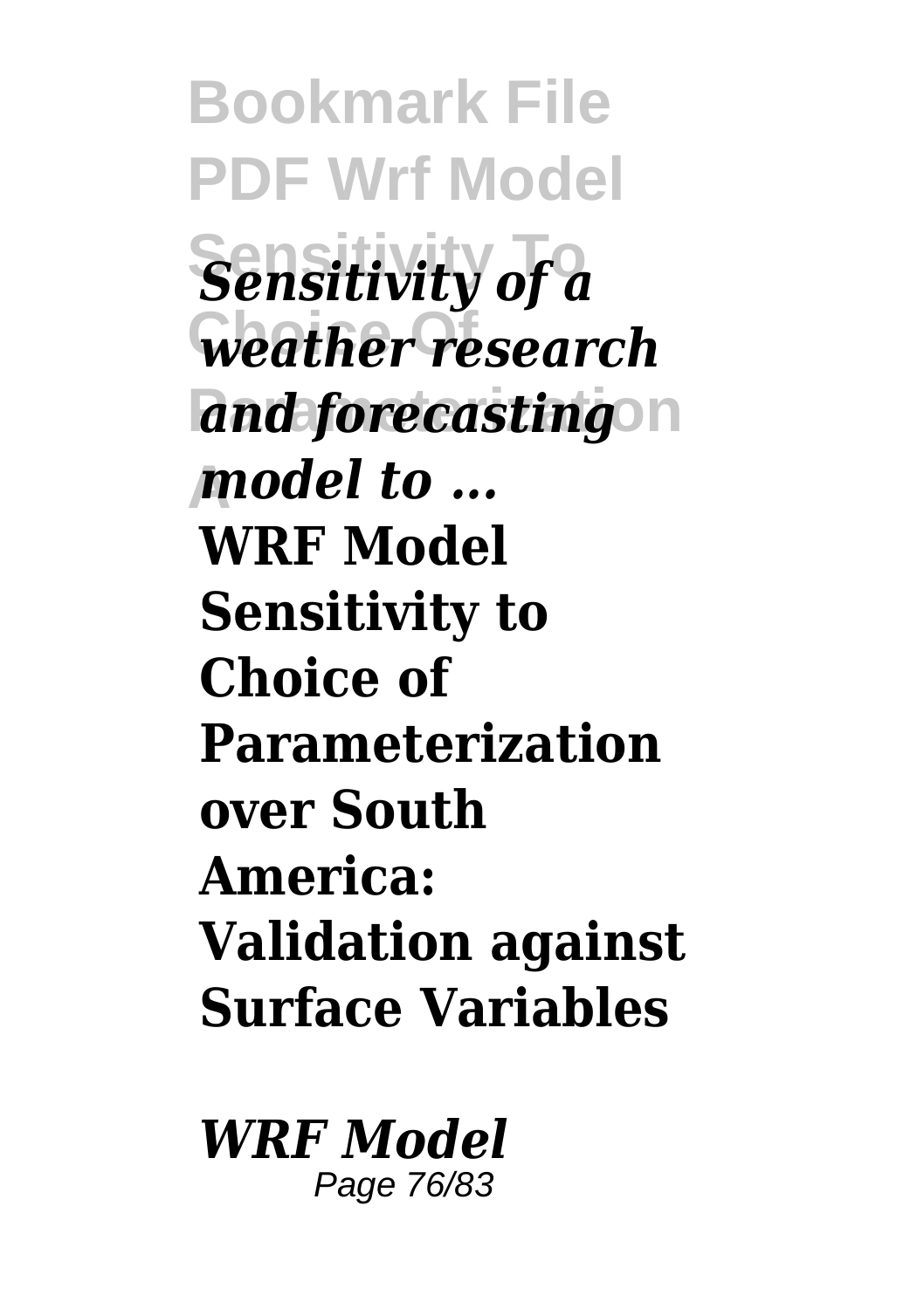*Sensitivity of a weather research and forecasting model to ...*

**WRF Model Sensitivity to Choice of Parameterization over South America: Validation against Surface Variables**

***WRF Model***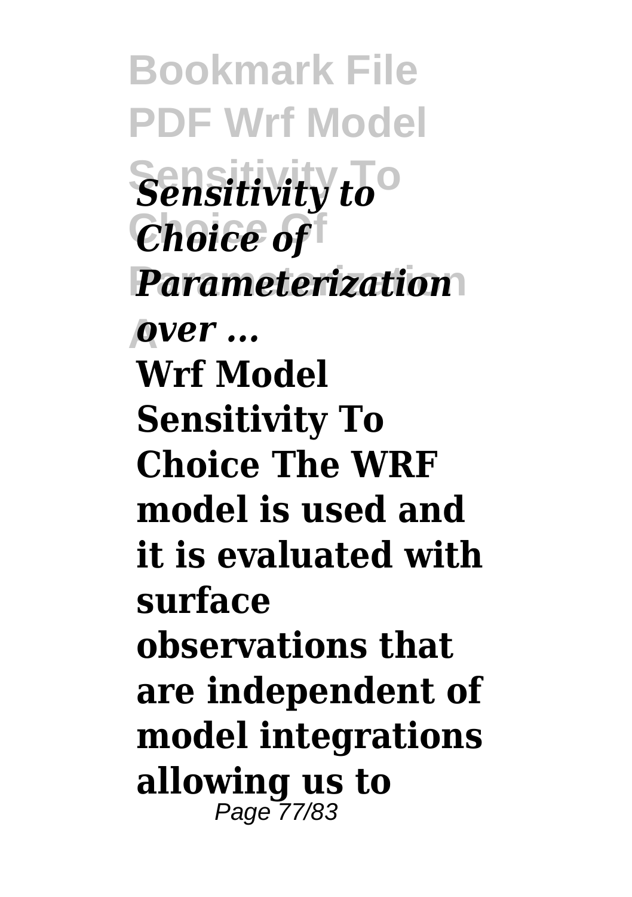***Sensitivity to Choice of Parameterization over ...***

**Wrf Model Sensitivity To Choice The WRF model is used and it is evaluated with surface observations that are independent of model integrations allowing us to**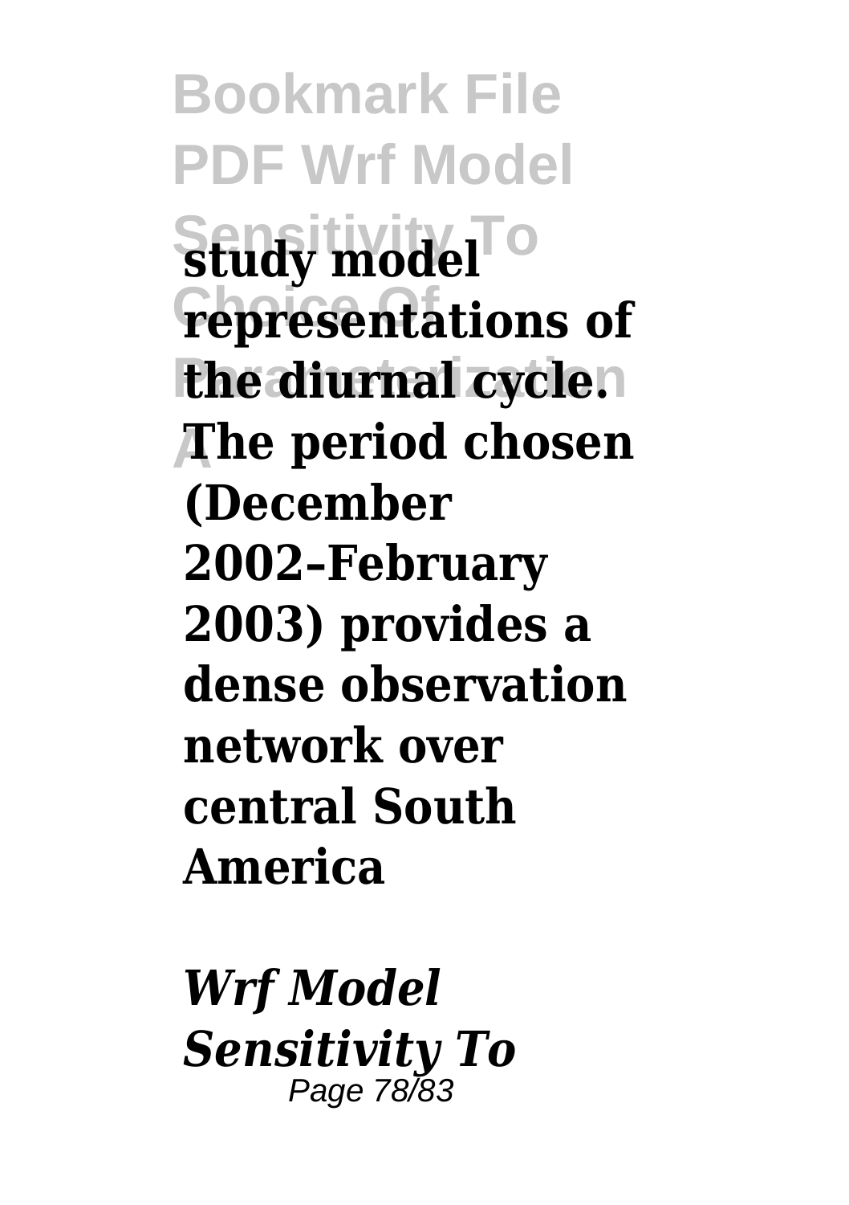**study model representations of the diurnal cycle. The period chosen (December 2002–February 2003) provides a dense observation network over central South America**

***Wrf Model Sensitivity To***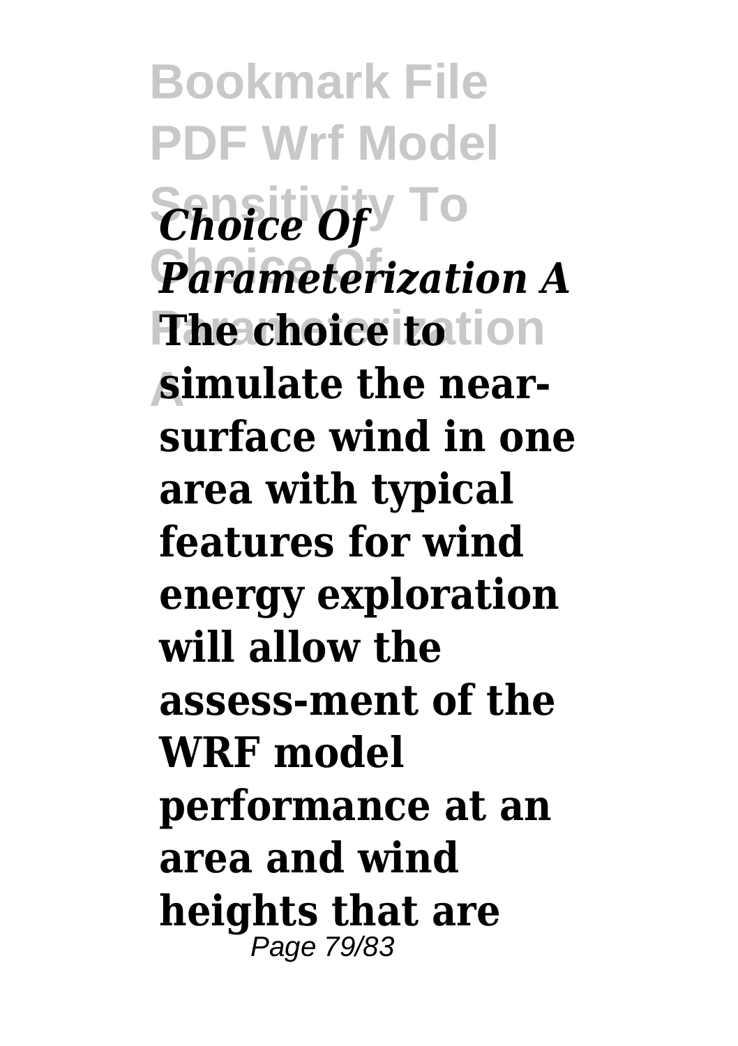*Choice Of Parameterization A* **The choice to simulate the near-surface wind in one area with typical features for wind energy exploration will allow the assess-ment of the WRF model performance at an area and wind heights that are**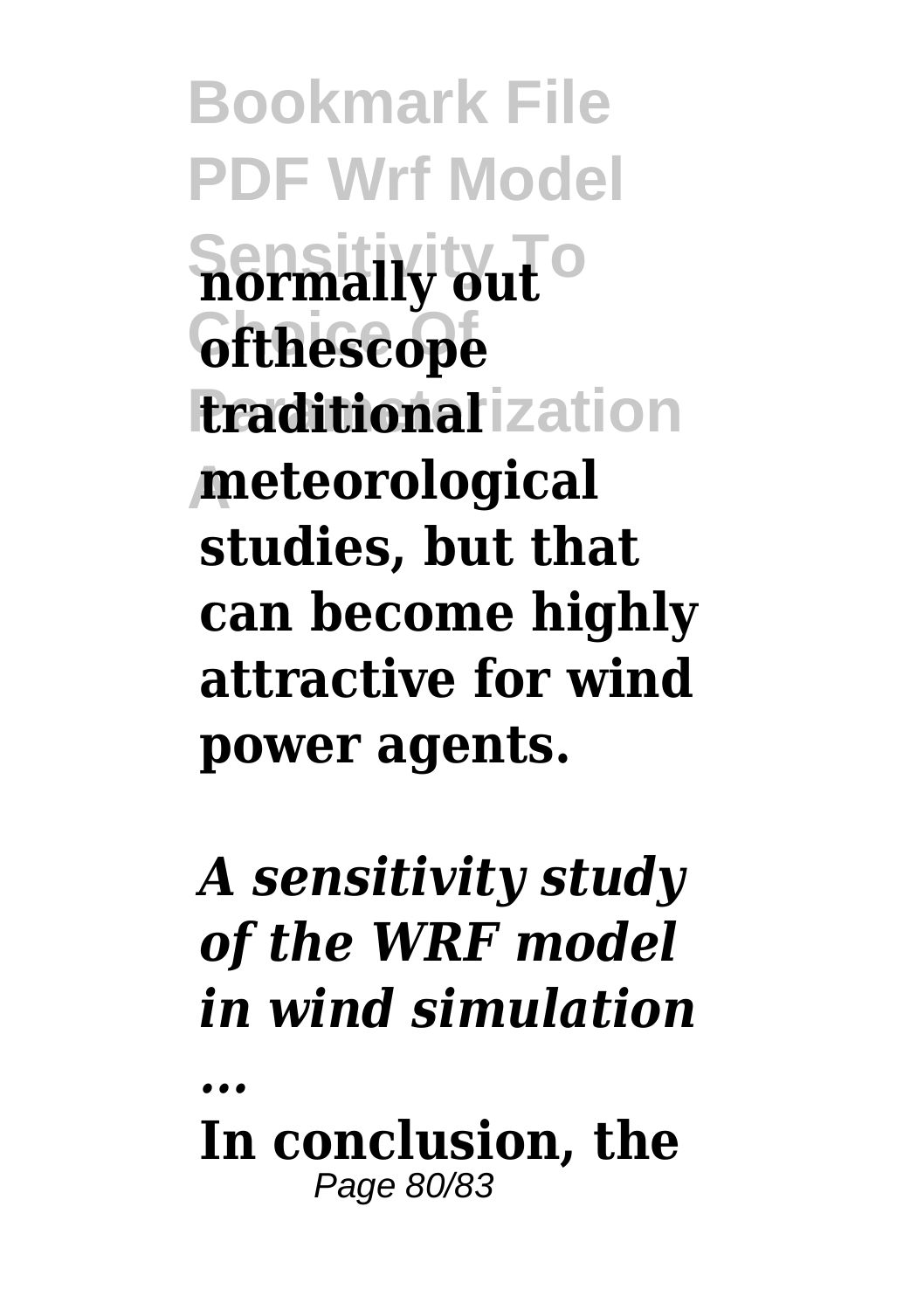**normally out ofthescope traditional meteorological studies, but that can become highly attractive for wind power agents.**

*A sensitivity study of the WRF model in wind simulation ...*

**In conclusion, the**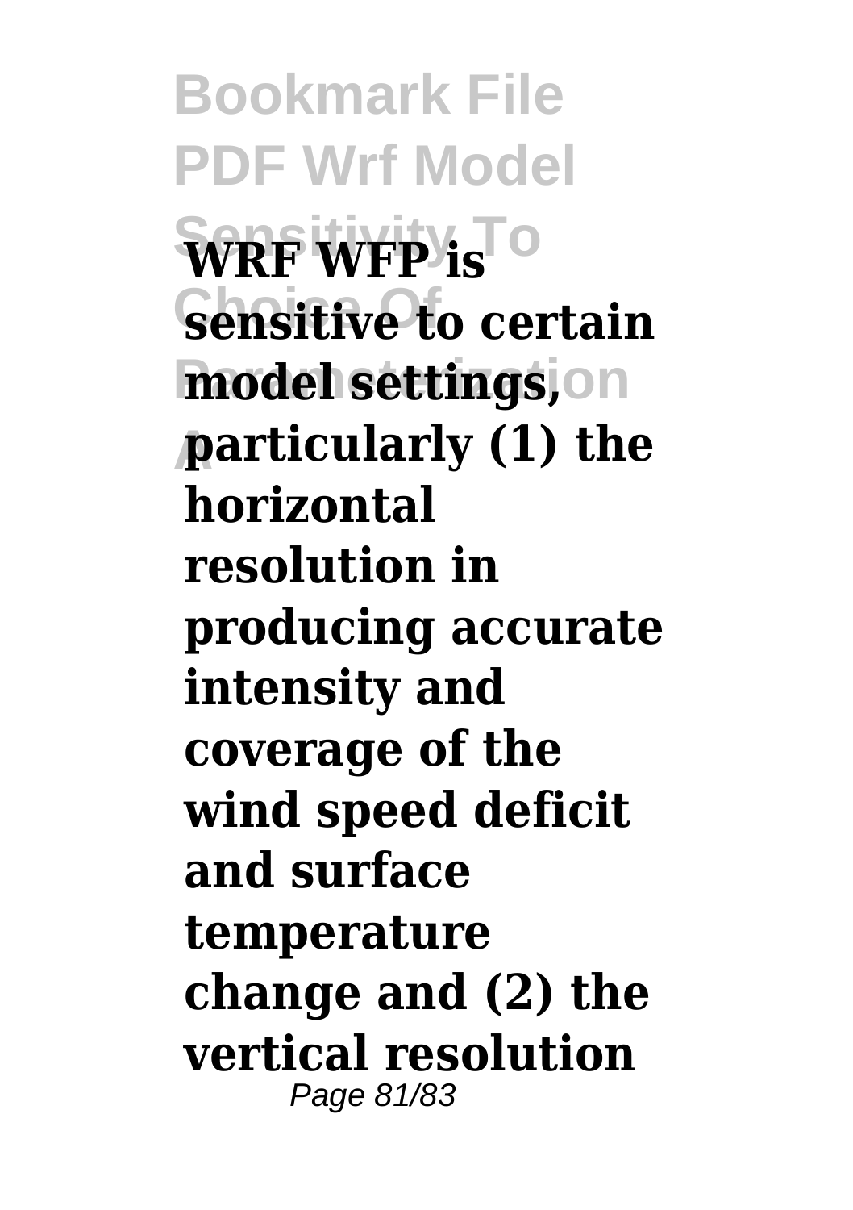**WRF WFP is sensitive to certain model settings, particularly (1) the horizontal resolution in producing accurate intensity and coverage of the wind speed deficit and surface temperature change and (2) the vertical resolution**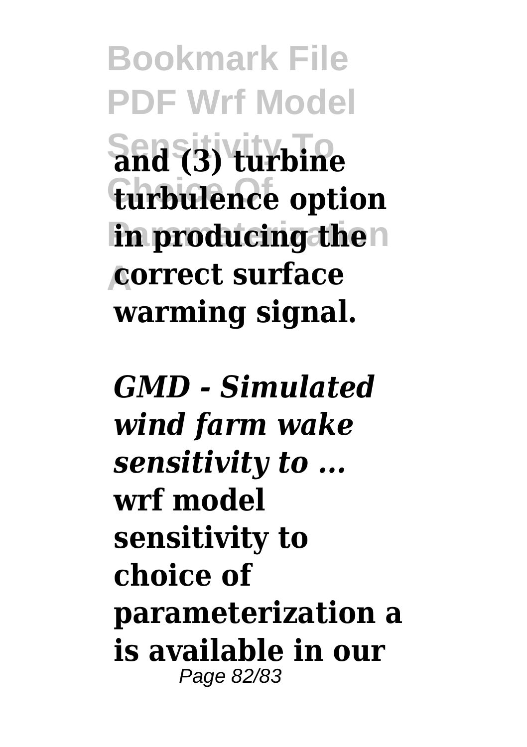**and (3) turbine turbulence option in producing the correct surface warming signal.**

*GMD - Simulated wind farm wake sensitivity to ...*
**wrf model sensitivity to choice of parameterization a is available in our**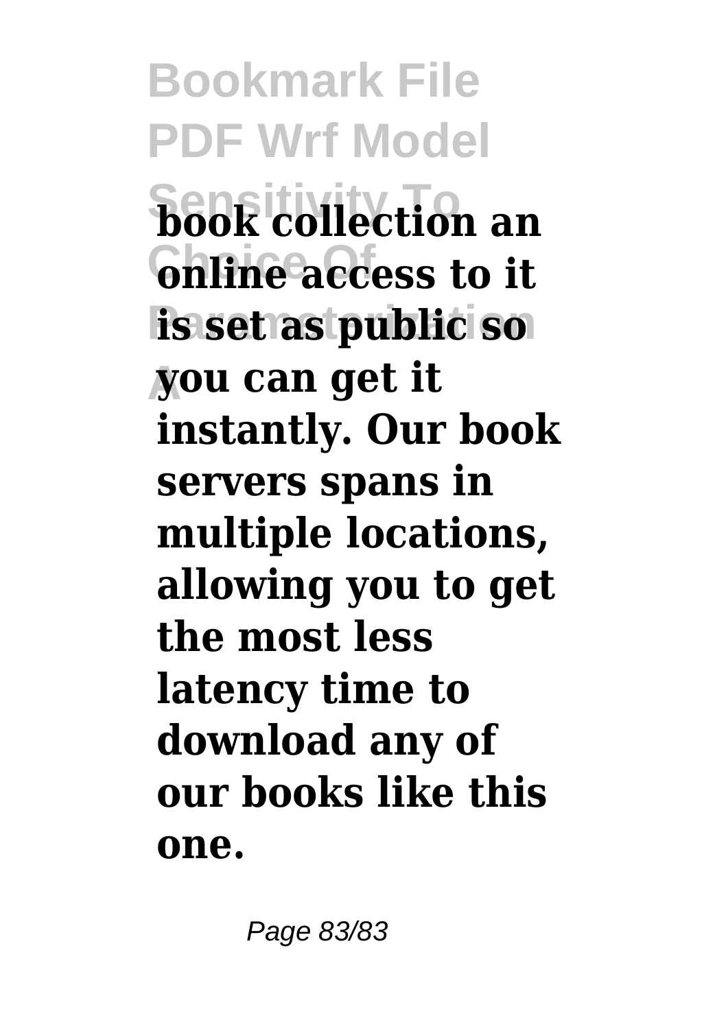**book collection an online access to it is set as public so you can get it instantly. Our book servers spans in multiple locations, allowing you to get the most less latency time to download any of our books like this one.**